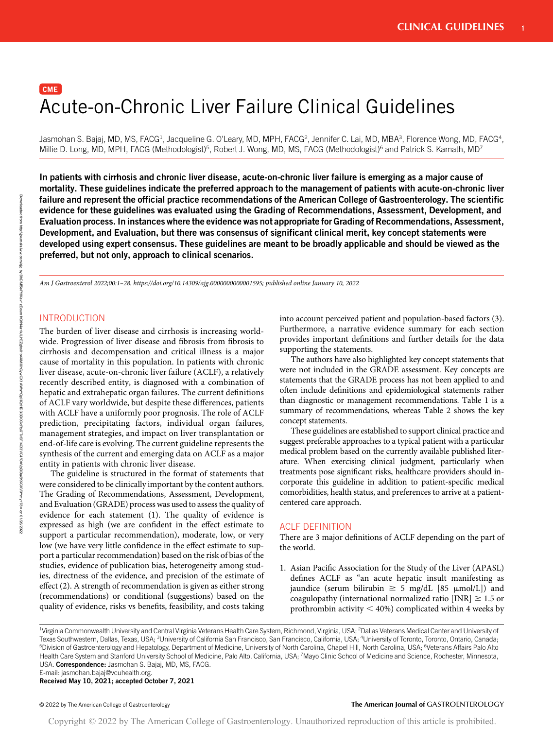CME

# Acute-on-Chronic Liver Failure Clinical Guidelines

Jasmohan S. Bajaj, MD, MS, FACG[1], Jacqueline G. O'Leary, MD, MPH, FACG[2], Jennifer C. Lai, MD, MBA[3], Florence Wong, MD, FACG[4], Millie D. Long, MD, MPH, FACG (Methodologist)[5], Robert J. Wong, MD, MS, FACG (Methodologist)[6] and Patrick S. Kamath, MD[7]

**In patients with cirrhosis and chronic liver disease, acute-on-chronic liver failure is emerging as a major cause of mortality. These guidelines indicate the preferred approach to the management of patients with acute-on-chronic liver failure and represent the official practice recommendations of the American College of Gastroenterology. The scientific evidence for these guidelines was evaluated using the Grading of Recommendations, Assessment, Development, and Evaluation process. In instances where the evidence was not appropriate for Grading of Recommendations, Assessment, Development, and Evaluation, but there was consensus of significant clinical merit, key concept statements were developed using expert consensus. These guidelines are meant to be broadly applicable and should be viewed as the preferred, but not only, approach to clinical scenarios.**

*Am J Gastroenterol 2022;00:1–28. https://doi.org/10.14309/ajg.0000000000001595; published online January 10, 2022*

## INTRODUCTION

The burden of liver disease and cirrhosis is increasing worldwide. Progression of liver disease and fibrosis from fibrosis to cirrhosis and decompensation and critical illness is a major cause of mortality in this population. In patients with chronic liver disease, acute-on-chronic liver failure (ACLF), a relatively recently described entity, is diagnosed with a combination of hepatic and extrahepatic organ failures. The current definitions of ACLF vary worldwide, but despite these differences, patients with ACLF have a uniformly poor prognosis. The role of ACLF prediction, precipitating factors, individual organ failures, management strategies, and impact on liver transplantation or end-of-life care is evolving. The current guideline represents the synthesis of the current and emerging data on ACLF as a major entity in patients with chronic liver disease.

The guideline is structured in the format of statements that were considered to be clinically important by the content authors. The Grading of Recommendations, Assessment, Development, and Evaluation (GRADE) process was used to assess the quality of evidence for each statement (1). The quality of evidence is expressed as high (we are confident in the effect estimate to support a particular recommendation), moderate, low, or very low (we have very little confidence in the effect estimate to support a particular recommendation) based on the risk of bias of the studies, evidence of publication bias, heterogeneity among studies, directness of the evidence, and precision of the estimate of effect (2). A strength of recommendation is given as either strong (recommendations) or conditional (suggestions) based on the quality of evidence, risks vs benefits, feasibility, and costs taking into account perceived patient and population-based factors (3). Furthermore, a narrative evidence summary for each section provides important definitions and further details for the data supporting the statements.

The authors have also highlighted key concept statements that were not included in the GRADE assessment. Key concepts are statements that the GRADE process has not been applied to and often include definitions and epidemiological statements rather than diagnostic or management recommendations. Table 1 is a summary of recommendations, whereas Table 2 shows the key concept statements.

These guidelines are established to support clinical practice and suggest preferable approaches to a typical patient with a particular medical problem based on the currently available published literature. When exercising clinical judgment, particularly when treatments pose significant risks, healthcare providers should incorporate this guideline in addition to patient-specific medical comorbidities, health status, and preferences to arrive at a patient-centered care approach.

## ACLF DEFINITION

There are 3 major definitions of ACLF depending on the part of the world.

1. Asian Pacific Association for the Study of the Liver (APASL) defines ACLF as "an acute hepatic insult manifesting as jaundice (serum bilirubin ≥ 5 mg/dL [85 μmol/L]) and coagulopathy (international normalized ratio [INR] ≥ 1.5 or prothrombin activity < 40%) complicated within 4 weeks by

[1]Virginia Commonwealth University and Central Virginia Veterans Health Care System, Richmond, Virginia, USA; [2]Dallas Veterans Medical Center and University of Texas Southwestern, Dallas, Texas, USA; [3]University of California San Francisco, San Francisco, California, USA; [4]University of Toronto, Toronto, Ontario, Canada; [5]Division of Gastroenterology and Hepatology, Department of Medicine, University of North Carolina, Chapel Hill, North Carolina, USA; [6]Veterans Affairs Palo Alto Health Care System and Stanford University School of Medicine, Palo Alto, California, USA; [7]Mayo Clinic School of Medicine and Science, Rochester, Minnesota, USA. **Correspondence:** Jasmohan S. Bajaj, MD, MS, FACG. E-mail: jasmohan.bajaj@vcuhealth.org.

**Received May 10, 2021; accepted October 7, 2021**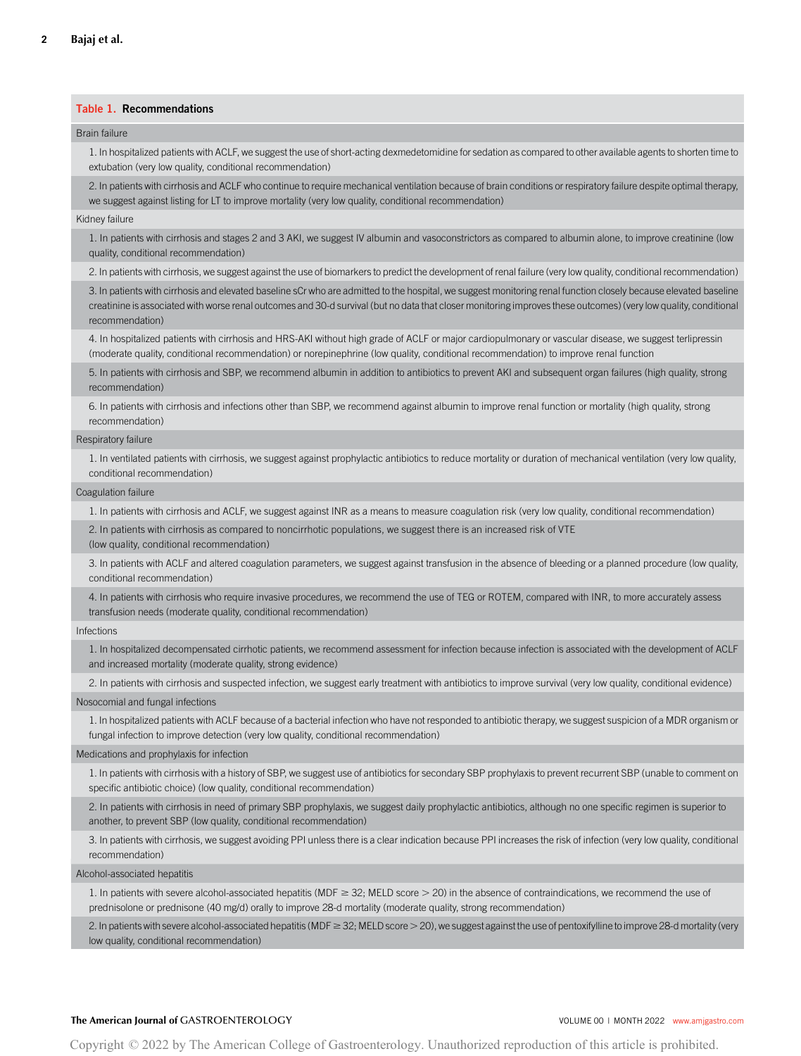**Table 1. Recommendations**

| |
|---|
| Brain failure |
| 1. In hospitalized patients with ACLF, we suggest the use of short-acting dexmedetomidine for sedation as compared to other available agents to shorten time to extubation (very low quality, conditional recommendation) |
| 2. In patients with cirrhosis and ACLF who continue to require mechanical ventilation because of brain conditions or respiratory failure despite optimal therapy, we suggest against listing for LT to improve mortality (very low quality, conditional recommendation) |
| Kidney failure |
| 1. In patients with cirrhosis and stages 2 and 3 AKI, we suggest IV albumin and vasoconstrictors as compared to albumin alone, to improve creatinine (low quality, conditional recommendation) |
| 2. In patients with cirrhosis, we suggest against the use of biomarkers to predict the development of renal failure (very low quality, conditional recommendation) |
| 3. In patients with cirrhosis and elevated baseline sCr who are admitted to the hospital, we suggest monitoring renal function closely because elevated baseline creatinine is associated with worse renal outcomes and 30-d survival (but no data that closer monitoring improves these outcomes) (very low quality, conditional recommendation) |
| 4. In hospitalized patients with cirrhosis and HRS-AKI without high grade of ACLF or major cardiopulmonary or vascular disease, we suggest terlipressin (moderate quality, conditional recommendation) or norepinephrine (low quality, conditional recommendation) to improve renal function |
| 5. In patients with cirrhosis and SBP, we recommend albumin in addition to antibiotics to prevent AKI and subsequent organ failures (high quality, strong recommendation) |
| 6. In patients with cirrhosis and infections other than SBP, we recommend against albumin to improve renal function or mortality (high quality, strong recommendation) |
| Respiratory failure |
| 1. In ventilated patients with cirrhosis, we suggest against prophylactic antibiotics to reduce mortality or duration of mechanical ventilation (very low quality, conditional recommendation) |
| Coagulation failure |
| 1. In patients with cirrhosis and ACLF, we suggest against INR as a means to measure coagulation risk (very low quality, conditional recommendation) |
| 2. In patients with cirrhosis as compared to noncirrhotic populations, we suggest there is an increased risk of VTE (low quality, conditional recommendation) |
| 3. In patients with ACLF and altered coagulation parameters, we suggest against transfusion in the absence of bleeding or a planned procedure (low quality, conditional recommendation) |
| 4. In patients with cirrhosis who require invasive procedures, we recommend the use of TEG or ROTEM, compared with INR, to more accurately assess transfusion needs (moderate quality, conditional recommendation) |
| Infections |
| 1. In hospitalized decompensated cirrhotic patients, we recommend assessment for infection because infection is associated with the development of ACLF and increased mortality (moderate quality, strong evidence) |
| 2. In patients with cirrhosis and suspected infection, we suggest early treatment with antibiotics to improve survival (very low quality, conditional evidence) |
| Nosocomial and fungal infections |
| 1. In hospitalized patients with ACLF because of a bacterial infection who have not responded to antibiotic therapy, we suggest suspicion of a MDR organism or fungal infection to improve detection (very low quality, conditional recommendation) |
| Medications and prophylaxis for infection |
| 1. In patients with cirrhosis with a history of SBP, we suggest use of antibiotics for secondary SBP prophylaxis to prevent recurrent SBP (unable to comment on specific antibiotic choice) (low quality, conditional recommendation) |
| 2. In patients with cirrhosis in need of primary SBP prophylaxis, we suggest daily prophylactic antibiotics, although no one specific regimen is superior to another, to prevent SBP (low quality, conditional recommendation) |
| 3. In patients with cirrhosis, we suggest avoiding PPI unless there is a clear indication because PPI increases the risk of infection (very low quality, conditional recommendation) |
| Alcohol-associated hepatitis |
| 1. In patients with severe alcohol-associated hepatitis (MDF ≥ 32; MELD score > 20) in the absence of contraindications, we recommend the use of prednisolone or prednisone (40 mg/d) orally to improve 28-d mortality (moderate quality, strong recommendation) |
| 2. In patients with severe alcohol-associated hepatitis (MDF ≥ 32; MELD score > 20), we suggest against the use of pentoxifylline to improve 28-d mortality (very low quality, conditional recommendation) |

Copyright © 2022 by The American College of Gastroenterology. Unauthorized reproduction of this article is prohibited.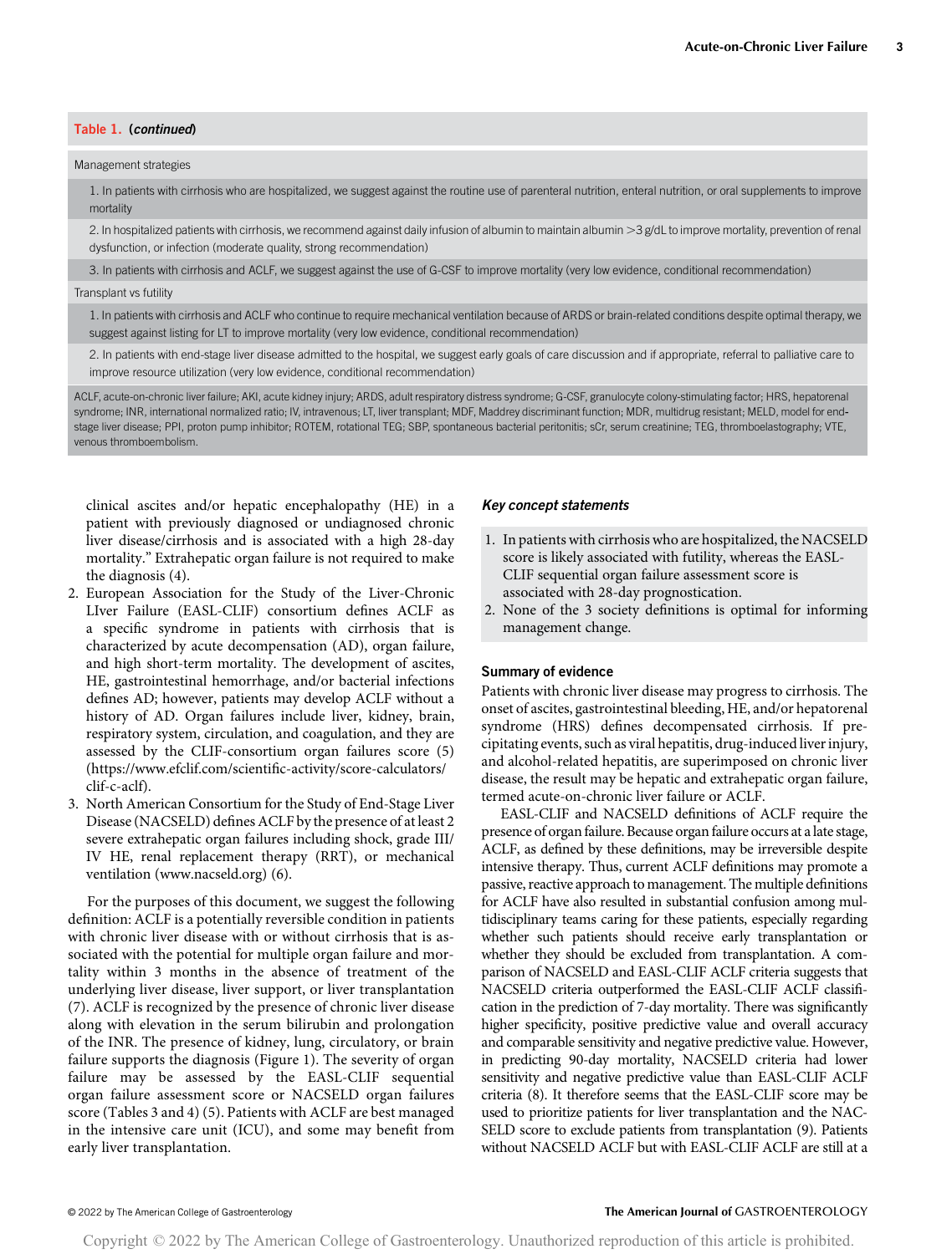**Table 1. (continued)**

| |
|---|
| Management strategies |
| 1. In patients with cirrhosis who are hospitalized, we suggest against the routine use of parenteral nutrition, enteral nutrition, or oral supplements to improve mortality |
| 2. In hospitalized patients with cirrhosis, we recommend against daily infusion of albumin to maintain albumin >3 g/dL to improve mortality, prevention of renal dysfunction, or infection (moderate quality, strong recommendation) |
| 3. In patients with cirrhosis and ACLF, we suggest against the use of G-CSF to improve mortality (very low evidence, conditional recommendation) |
| Transplant vs futility |
| 1. In patients with cirrhosis and ACLF who continue to require mechanical ventilation because of ARDS or brain-related conditions despite optimal therapy, we suggest against listing for LT to improve mortality (very low evidence, conditional recommendation) |
| 2. In patients with end-stage liver disease admitted to the hospital, we suggest early goals of care discussion and if appropriate, referral to palliative care to improve resource utilization (very low evidence, conditional recommendation) |

ACLF, acute-on-chronic liver failure; AKI, acute kidney injury; ARDS, adult respiratory distress syndrome; G-CSF, granulocyte colony-stimulating factor; HRS, hepatorenal syndrome; INR, international normalized ratio; IV, intravenous; LT, liver transplant; MDF, Maddrey discriminant function; MDR, multidrug resistant; MELD, model for end-stage liver disease; PPI, proton pump inhibitor; ROTEM, rotational TEG; SBP, spontaneous bacterial peritonitis; sCr, serum creatinine; TEG, thromboelastography; VTE, venous thromboembolism.

clinical ascites and/or hepatic encephalopathy (HE) in a patient with previously diagnosed or undiagnosed chronic liver disease/cirrhosis and is associated with a high 28-day mortality." Extrahepatic organ failure is not required to make the diagnosis (4).

2. European Association for the Study of the Liver-Chronic LIver Failure (EASL-CLIF) consortium defines ACLF as a specific syndrome in patients with cirrhosis that is characterized by acute decompensation (AD), organ failure, and high short-term mortality. The development of ascites, HE, gastrointestinal hemorrhage, and/or bacterial infections defines AD; however, patients may develop ACLF without a history of AD. Organ failures include liver, kidney, brain, respiratory system, circulation, and coagulation, and they are assessed by the CLIF-consortium organ failures score (5) (https://www.efclif.com/scientific-activity/score-calculators/clif-c-aclf).
3. North American Consortium for the Study of End-Stage Liver Disease (NACSELD) defines ACLF by the presence of at least 2 severe extrahepatic organ failures including shock, grade III/IV HE, renal replacement therapy (RRT), or mechanical ventilation (www.nacseld.org) (6).

For the purposes of this document, we suggest the following definition: ACLF is a potentially reversible condition in patients with chronic liver disease with or without cirrhosis that is associated with the potential for multiple organ failure and mortality within 3 months in the absence of treatment of the underlying liver disease, liver support, or liver transplantation (7). ACLF is recognized by the presence of chronic liver disease along with elevation in the serum bilirubin and prolongation of the INR. The presence of kidney, lung, circulatory, or brain failure supports the diagnosis (Figure 1). The severity of organ failure may be assessed by the EASL-CLIF sequential organ failure assessment score or NACSELD organ failures score (Tables 3 and 4) (5). Patients with ACLF are best managed in the intensive care unit (ICU), and some may benefit from early liver transplantation.

### *Key concept statements*

1. In patients with cirrhosis who are hospitalized, the NACSELD score is likely associated with futility, whereas the EASL-CLIF sequential organ failure assessment score is associated with 28-day prognostication.
2. None of the 3 society definitions is optimal for informing management change.

### Summary of evidence

Patients with chronic liver disease may progress to cirrhosis. The onset of ascites, gastrointestinal bleeding, HE, and/or hepatorenal syndrome (HRS) defines decompensated cirrhosis. If precipitating events, such as viral hepatitis, drug-induced liver injury, and alcohol-related hepatitis, are superimposed on chronic liver disease, the result may be hepatic and extrahepatic organ failure, termed acute-on-chronic liver failure or ACLF.

EASL-CLIF and NACSELD definitions of ACLF require the presence of organ failure. Because organ failure occurs at a late stage, ACLF, as defined by these definitions, may be irreversible despite intensive therapy. Thus, current ACLF definitions may promote a passive, reactive approach to management. The multiple definitions for ACLF have also resulted in substantial confusion among multidisciplinary teams caring for these patients, especially regarding whether such patients should receive early transplantation or whether they should be excluded from transplantation. A comparison of NACSELD and EASL-CLIF ACLF criteria suggests that NACSELD criteria outperformed the EASL-CLIF ACLF classification in the prediction of 7-day mortality. There was significantly higher specificity, positive predictive value and overall accuracy and comparable sensitivity and negative predictive value. However, in predicting 90-day mortality, NACSELD criteria had lower sensitivity and negative predictive value than EASL-CLIF ACLF criteria (8). It therefore seems that the EASL-CLIF score may be used to prioritize patients for liver transplantation and the NACSELD score to exclude patients from transplantation (9). Patients without NACSELD ACLF but with EASL-CLIF ACLF are still at a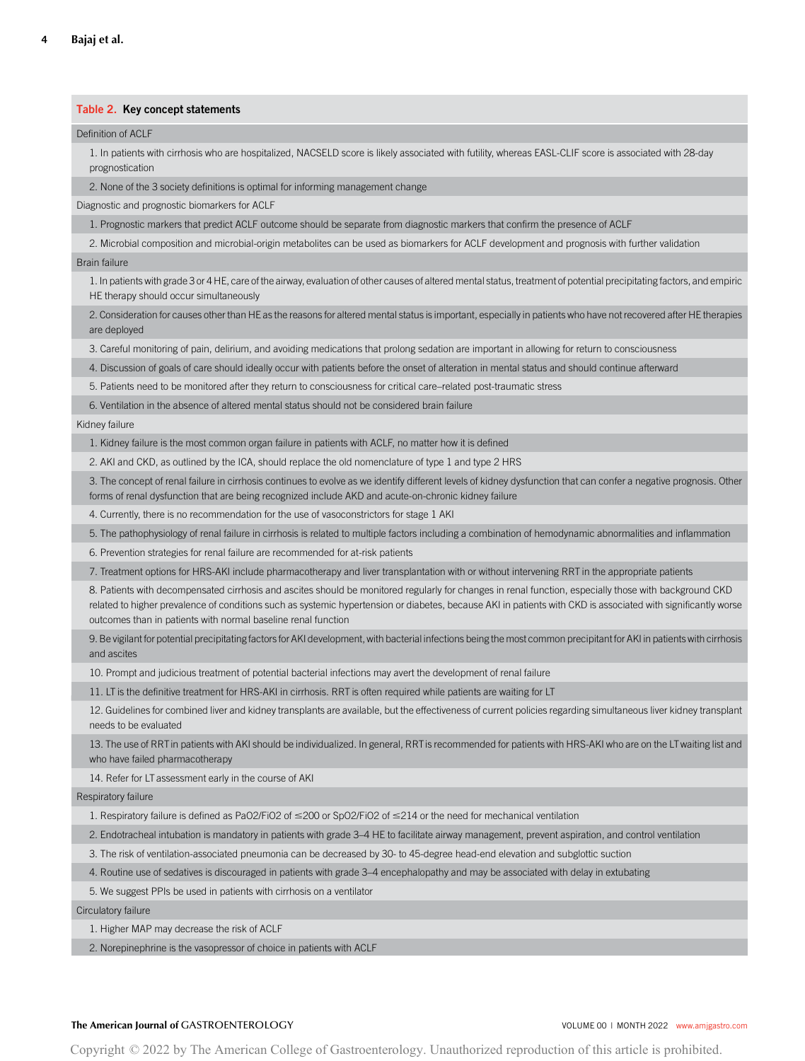**Table 2. Key concept statements**

| |
|---|
| Definition of ACLF |
| 1. In patients with cirrhosis who are hospitalized, NACSELD score is likely associated with futility, whereas EASL-CLIF score is associated with 28-day prognostication |
| 2. None of the 3 society definitions is optimal for informing management change |
| Diagnostic and prognostic biomarkers for ACLF |
| 1. Prognostic markers that predict ACLF outcome should be separate from diagnostic markers that confirm the presence of ACLF |
| 2. Microbial composition and microbial-origin metabolites can be used as biomarkers for ACLF development and prognosis with further validation |
| Brain failure |
| 1. In patients with grade 3 or 4 HE, care of the airway, evaluation of other causes of altered mental status, treatment of potential precipitating factors, and empiric HE therapy should occur simultaneously |
| 2. Consideration for causes other than HE as the reasons for altered mental status is important, especially in patients who have not recovered after HE therapies are deployed |
| 3. Careful monitoring of pain, delirium, and avoiding medications that prolong sedation are important in allowing for return to consciousness |
| 4. Discussion of goals of care should ideally occur with patients before the onset of alteration in mental status and should continue afterward |
| 5. Patients need to be monitored after they return to consciousness for critical care–related post-traumatic stress |
| 6. Ventilation in the absence of altered mental status should not be considered brain failure |
| Kidney failure |
| 1. Kidney failure is the most common organ failure in patients with ACLF, no matter how it is defined |
| 2. AKI and CKD, as outlined by the ICA, should replace the old nomenclature of type 1 and type 2 HRS |
| 3. The concept of renal failure in cirrhosis continues to evolve as we identify different levels of kidney dysfunction that can confer a negative prognosis. Other forms of renal dysfunction that are being recognized include AKD and acute-on-chronic kidney failure |
| 4. Currently, there is no recommendation for the use of vasoconstrictors for stage 1 AKI |
| 5. The pathophysiology of renal failure in cirrhosis is related to multiple factors including a combination of hemodynamic abnormalities and inflammation |
| 6. Prevention strategies for renal failure are recommended for at-risk patients |
| 7. Treatment options for HRS-AKI include pharmacotherapy and liver transplantation with or without intervening RRT in the appropriate patients |
| 8. Patients with decompensated cirrhosis and ascites should be monitored regularly for changes in renal function, especially those with background CKD related to higher prevalence of conditions such as systemic hypertension or diabetes, because AKI in patients with CKD is associated with significantly worse outcomes than in patients with normal baseline renal function |
| 9. Be vigilant for potential precipitating factors for AKI development, with bacterial infections being the most common precipitant for AKI in patients with cirrhosis and ascites |
| 10. Prompt and judicious treatment of potential bacterial infections may avert the development of renal failure |
| 11. LT is the definitive treatment for HRS-AKI in cirrhosis. RRT is often required while patients are waiting for LT |
| 12. Guidelines for combined liver and kidney transplants are available, but the effectiveness of current policies regarding simultaneous liver kidney transplant needs to be evaluated |
| 13. The use of RRT in patients with AKI should be individualized. In general, RRT is recommended for patients with HRS-AKI who are on the LT waiting list and who have failed pharmacotherapy |
| 14. Refer for LT assessment early in the course of AKI |
| Respiratory failure |
| 1. Respiratory failure is defined as $PaO_2/FiO_2$ of ≤200 or $SpO_2/FiO_2$ of ≤214 or the need for mechanical ventilation |
| 2. Endotracheal intubation is mandatory in patients with grade 3–4 HE to facilitate airway management, prevent aspiration, and control ventilation |
| 3. The risk of ventilation-associated pneumonia can be decreased by 30- to 45-degree head-end elevation and subglottic suction |
| 4. Routine use of sedatives is discouraged in patients with grade 3–4 encephalopathy and may be associated with delay in extubating |
| 5. We suggest PPIs be used in patients with cirrhosis on a ventilator |
| Circulatory failure |
| 1. Higher MAP may decrease the risk of ACLF |
| 2. Norepinephrine is the vasopressor of choice in patients with ACLF |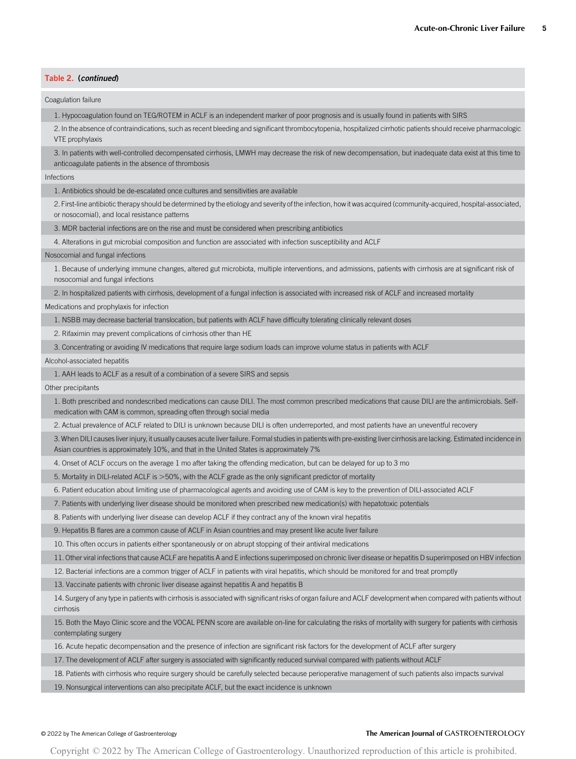**Table 2. (*continued*)**

| |
|---|
| Coagulation failure |
| 1. Hypocoagulation found on TEG/ROTEM in ACLF is an independent marker of poor prognosis and is usually found in patients with SIRS |
| 2. In the absence of contraindications, such as recent bleeding and significant thrombocytopenia, hospitalized cirrhotic patients should receive pharmacologic VTE prophylaxis |
| 3. In patients with well-controlled decompensated cirrhosis, LMWH may decrease the risk of new decompensation, but inadequate data exist at this time to anticoagulate patients in the absence of thrombosis |
| Infections |
| 1. Antibiotics should be de-escalated once cultures and sensitivities are available |
| 2. First-line antibiotic therapy should be determined by the etiology and severity of the infection, how it was acquired (community-acquired, hospital-associated, or nosocomial), and local resistance patterns |
| 3. MDR bacterial infections are on the rise and must be considered when prescribing antibiotics |
| 4. Alterations in gut microbial composition and function are associated with infection susceptibility and ACLF |
| Nosocomial and fungal infections |
| 1. Because of underlying immune changes, altered gut microbiota, multiple interventions, and admissions, patients with cirrhosis are at significant risk of nosocomial and fungal infections |
| 2. In hospitalized patients with cirrhosis, development of a fungal infection is associated with increased risk of ACLF and increased mortality |
| Medications and prophylaxis for infection |
| 1. NSBB may decrease bacterial translocation, but patients with ACLF have difficulty tolerating clinically relevant doses |
| 2. Rifaximin may prevent complications of cirrhosis other than HE |
| 3. Concentrating or avoiding IV medications that require large sodium loads can improve volume status in patients with ACLF |
| Alcohol-associated hepatitis |
| 1. AAH leads to ACLF as a result of a combination of a severe SIRS and sepsis |
| Other precipitants |
| 1. Both prescribed and nondescribed medications can cause DILI. The most common prescribed medications that cause DILI are the antimicrobials. Self-medication with CAM is common, spreading often through social media |
| 2. Actual prevalence of ACLF related to DILI is unknown because DILI is often underreported, and most patients have an uneventful recovery |
| 3. When DILI causes liver injury, it usually causes acute liver failure. Formal studies in patients with pre-existing liver cirrhosis are lacking. Estimated incidence in Asian countries is approximately 10%, and that in the United States is approximately 7% |
| 4. Onset of ACLF occurs on the average 1 mo after taking the offending medication, but can be delayed for up to 3 mo |
| 5. Mortality in DILI-related ACLF is >50%, with the ACLF grade as the only significant predictor of mortality |
| 6. Patient education about limiting use of pharmacological agents and avoiding use of CAM is key to the prevention of DILI-associated ACLF |
| 7. Patients with underlying liver disease should be monitored when prescribed new medication(s) with hepatotoxic potentials |
| 8. Patients with underlying liver disease can develop ACLF if they contract any of the known viral hepatitis |
| 9. Hepatitis B flares are a common cause of ACLF in Asian countries and may present like acute liver failure |
| 10. This often occurs in patients either spontaneously or on abrupt stopping of their antiviral medications |
| 11. Other viral infections that cause ACLF are hepatitis A and E infections superimposed on chronic liver disease or hepatitis D superimposed on HBV infection |
| 12. Bacterial infections are a common trigger of ACLF in patients with viral hepatitis, which should be monitored for and treat promptly |
| 13. Vaccinate patients with chronic liver disease against hepatitis A and hepatitis B |
| 14. Surgery of any type in patients with cirrhosis is associated with significant risks of organ failure and ACLF development when compared with patients without cirrhosis |
| 15. Both the Mayo Clinic score and the VOCAL PENN score are available on-line for calculating the risks of mortality with surgery for patients with cirrhosis contemplating surgery |
| 16. Acute hepatic decompensation and the presence of infection are significant risk factors for the development of ACLF after surgery |
| 17. The development of ACLF after surgery is associated with significantly reduced survival compared with patients without ACLF |
| 18. Patients with cirrhosis who require surgery should be carefully selected because perioperative management of such patients also impacts survival |
| 19. Nonsurgical interventions can also precipitate ACLF, but the exact incidence is unknown |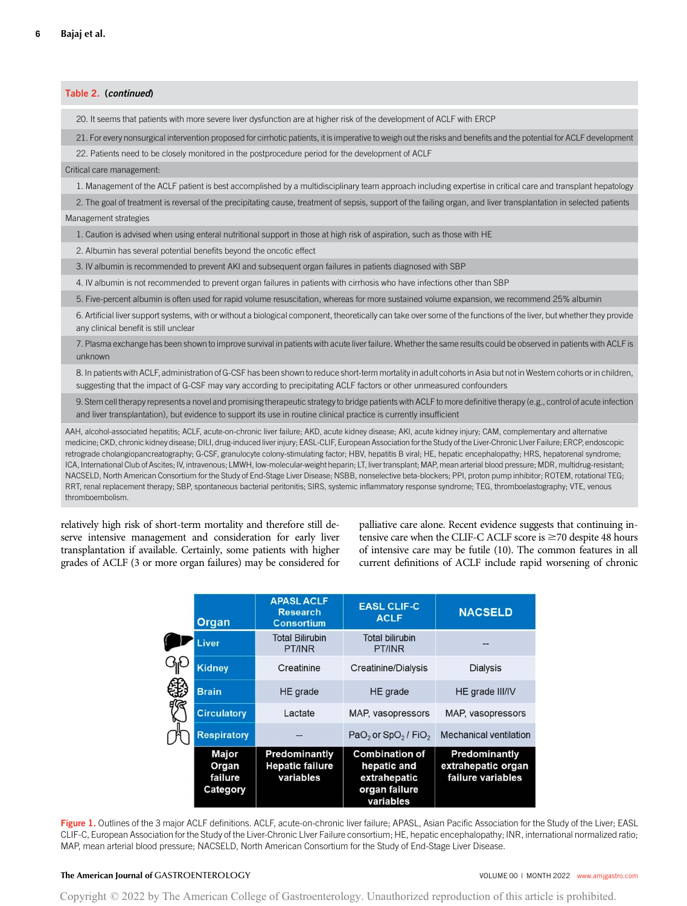**Table 2. (*continued*)**

| |
|---|
| 20. It seems that patients with more severe liver dysfunction are at higher risk of the development of ACLF with ERCP |
| 21. For every nonsurgical intervention proposed for cirrhotic patients, it is imperative to weigh out the risks and benefits and the potential for ACLF development |
| 22. Patients need to be closely monitored in the postprocedure period for the development of ACLF |
| Critical care management: |
| 1. Management of the ACLF patient is best accomplished by a multidisciplinary team approach including expertise in critical care and transplant hepatology |
| 2. The goal of treatment is reversal of the precipitating cause, treatment of sepsis, support of the failing organ, and liver transplantation in selected patients |
| Management strategies |
| 1. Caution is advised when using enteral nutritional support in those at high risk of aspiration, such as those with HE |
| 2. Albumin has several potential benefits beyond the oncotic effect |
| 3. IV albumin is recommended to prevent AKI and subsequent organ failures in patients diagnosed with SBP |
| 4. IV albumin is not recommended to prevent organ failures in patients with cirrhosis who have infections other than SBP |
| 5. Five-percent albumin is often used for rapid volume resuscitation, whereas for more sustained volume expansion, we recommend 25% albumin |
| 6. Artificial liver support systems, with or without a biological component, theoretically can take over some of the functions of the liver, but whether they provide any clinical benefit is still unclear |
| 7. Plasma exchange has been shown to improve survival in patients with acute liver failure. Whether the same results could be observed in patients with ACLF is unknown |
| 8. In patients with ACLF, administration of G-CSF has been shown to reduce short-term mortality in adult cohorts in Asia but not in Western cohorts or in children, suggesting that the impact of G-CSF may vary according to precipitating ACLF factors or other unmeasured confounders |
| 9. Stem cell therapy represents a novel and promising therapeutic strategy to bridge patients with ACLF to more definitive therapy (e.g., control of acute infection and liver transplantation), but evidence to support its use in routine clinical practice is currently insufficient |

AAH, alcohol-associated hepatitis; ACLF, acute-on-chronic liver failure; AKD, acute kidney disease; AKI, acute kidney injury; CAM, complementary and alternative medicine; CKD, chronic kidney disease; DILI, drug-induced liver injury; EASL-CLIF, European Association for the Study of the Liver-Chronic LIver Failure; ERCP, endoscopic retrograde cholangiopancreatography; G-CSF, granulocyte colony-stimulating factor; HBV, hepatitis B viral; HE, hepatic encephalopathy; HRS, hepatorenal syndrome; ICA, International Club of Ascites; IV, intravenous; LMWH, low-molecular-weight heparin; LT, liver transplant; MAP, mean arterial blood pressure; MDR, multidrug-resistant; NACSELD, North American Consortium for the Study of End-Stage Liver Disease; NSBB, nonselective beta-blockers; PPI, proton pump inhibitor; ROTEM, rotational TEG; RRT, renal replacement therapy; SBP, spontaneous bacterial peritonitis; SIRS, systemic inflammatory response syndrome; TEG, thromboelastography; VTE, venous thromboembolism.

relatively high risk of short-term mortality and therefore still deserve intensive management and consideration for early liver transplantation if available. Certainly, some patients with higher grades of ACLF (3 or more organ failures) may be considered for palliative care alone. Recent evidence suggests that continuing intensive care when the CLIF-C ACLF score is ≥70 despite 48 hours of intensive care may be futile (10). The common features in all current definitions of ACLF include rapid worsening of chronic

| Organ | APASL ACLF Research Consortium | EASL CLIF-C ACLF | NACSELD |
|---|---|---|---|
| Liver | Total Bilirubin PT/INR | Total bilirubin PT/INR | -- |
| Kidney | Creatinine | Creatinine/Dialysis | Dialysis |
| Brain | HE grade | HE grade | HE grade III/IV |
| Circulatory | Lactate | MAP, vasopressors | MAP, vasopressors |
| Respiratory | -- | $PaO_2$ or $SpO_2$ / $FiO_2$ | Mechanical ventilation |
| **Major Organ failure Category** | **Predominantly Hepatic failure variables** | **Combination of hepatic and extrahepatic organ failure variables** | **Predominantly extrahepatic organ failure variables** |

Figure 1. Outlines of the 3 major ACLF definitions. ACLF, acute-on-chronic liver failure; APASL, Asian Pacific Association for the Study of the Liver; EASL CLIF-C, European Association for the Study of the Liver-Chronic LIver Failure consortium; HE, hepatic encephalopathy; INR, international normalized ratio; MAP, mean arterial blood pressure; NACSELD, North American Consortium for the Study of End-Stage Liver Disease.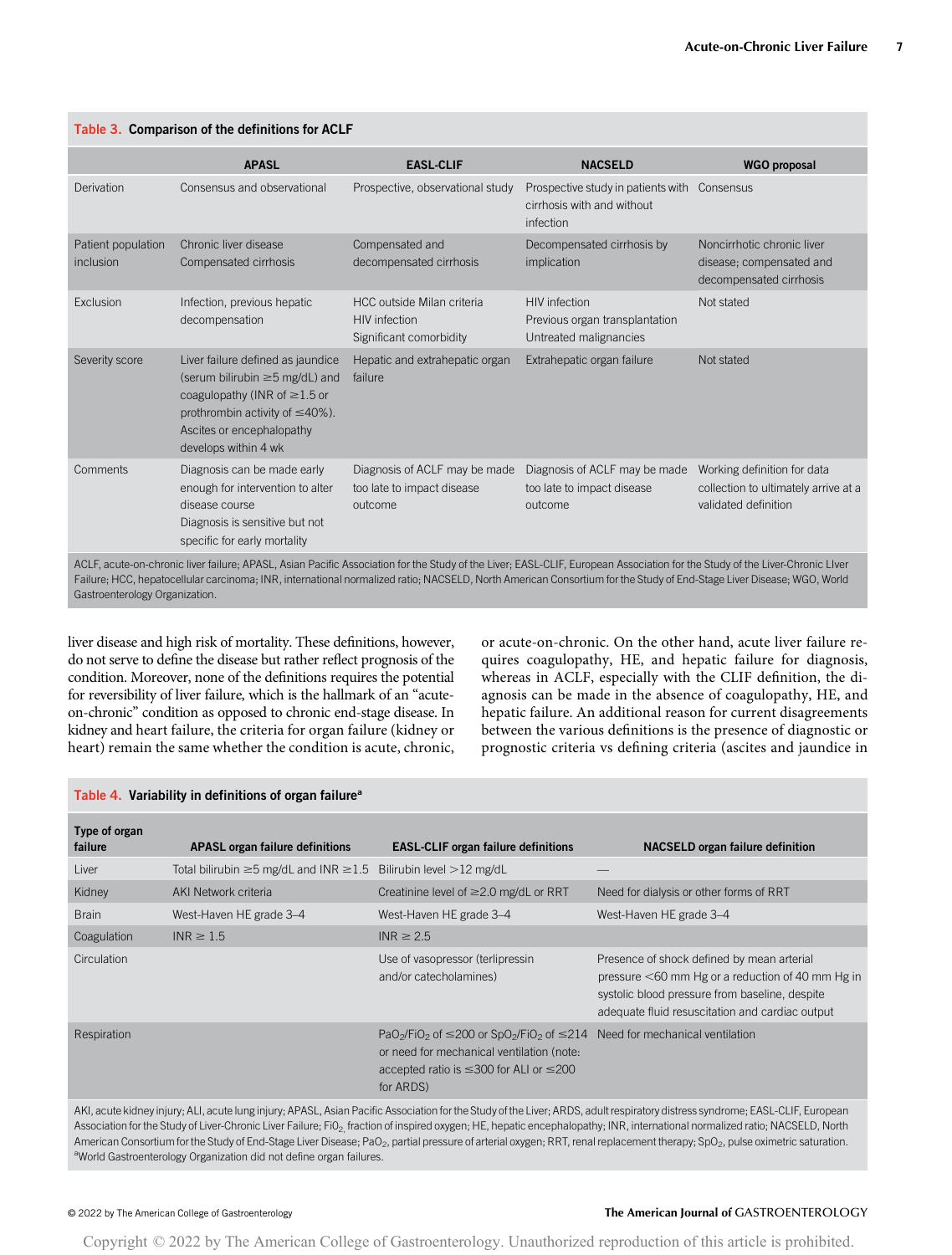**Table 3. Comparison of the definitions for ACLF**

| | APASL | EASL-CLIF | NACSELD | WGO proposal |
|---|---|---|---|---|
| Derivation | Consensus and observational | Prospective, observational study | Prospective study in patients with cirrhosis with and without infection | Consensus |
| Patient population inclusion | Chronic liver disease<br>Compensated cirrhosis | Compensated and decompensated cirrhosis | Decompensated cirrhosis by implication | Noncirrhotic chronic liver disease; compensated and decompensated cirrhosis |
| Exclusion | Infection, previous hepatic decompensation | HCC outside Milan criteria<br>HIV infection<br>Significant comorbidity | HIV infection<br>Previous organ transplantation<br>Untreated malignancies | Not stated |
| Severity score | Liver failure defined as jaundice (serum bilirubin ≥5 mg/dL) and coagulopathy (INR of ≥1.5 or prothrombin activity of ≤40%). Ascites or encephalopathy develops within 4 wk | Hepatic and extrahepatic organ failure | Extrahepatic organ failure | Not stated |
| Comments | Diagnosis can be made early enough for intervention to alter disease course<br>Diagnosis is sensitive but not specific for early mortality | Diagnosis of ACLF may be made too late to impact disease outcome | Diagnosis of ACLF may be made too late to impact disease outcome | Working definition for data collection to ultimately arrive at a validated definition |

ACLF, acute-on-chronic liver failure; APASL, Asian Pacific Association for the Study of the Liver; EASL-CLIF, European Association for the Study of the Liver-Chronic LIver Failure; HCC, hepatocellular carcinoma; INR, international normalized ratio; NACSELD, North American Consortium for the Study of End-Stage Liver Disease; WGO, World Gastroenterology Organization.

liver disease and high risk of mortality. These definitions, however, do not serve to define the disease but rather reflect prognosis of the condition. Moreover, none of the definitions requires the potential for reversibility of liver failure, which is the hallmark of an "acute-on-chronic" condition as opposed to chronic end-stage disease. In kidney and heart failure, the criteria for organ failure (kidney or heart) remain the same whether the condition is acute, chronic, or acute-on-chronic. On the other hand, acute liver failure requires coagulopathy, HE, and hepatic failure for diagnosis, whereas in ACLF, especially with the CLIF definition, the diagnosis can be made in the absence of coagulopathy, HE, and hepatic failure. An additional reason for current disagreements between the various definitions is the presence of diagnostic or prognostic criteria vs defining criteria (ascites and jaundice in

**Table 4. Variability in definitions of organ failure**[a]

| Type of organ failure | APASL organ failure definitions | EASL-CLIF organ failure definitions | NACSELD organ failure definition |
|---|---|---|---|
| Liver | Total bilirubin ≥5 mg/dL and INR ≥1.5 | Bilirubin level >12 mg/dL | — |
| Kidney | AKI Network criteria | Creatinine level of ≥2.0 mg/dL or RRT | Need for dialysis or other forms of RRT |
| Brain | West-Haven HE grade 3–4 | West-Haven HE grade 3–4 | West-Haven HE grade 3–4 |
| Coagulation | INR ≥ 1.5 | INR ≥ 2.5 | |
| Circulation | | Use of vasopressor (terlipressin and/or catecholamines) | Presence of shock defined by mean arterial pressure <60 mm Hg or a reduction of 40 mm Hg in systolic blood pressure from baseline, despite adequate fluid resuscitation and cardiac output |
| Respiration | | $PaO_2/FiO_2$ of ≤200 or $SpO_2/FiO_2$ of ≤214 or need for mechanical ventilation (note: accepted ratio is ≤300 for ALI or ≤200 for ARDS) | Need for mechanical ventilation |

AKI, acute kidney injury; ALI, acute lung injury; APASL, Asian Pacific Association for the Study of the Liver; ARDS, adult respiratory distress syndrome; EASL-CLIF, European Association for the Study of the Liver-Chronic Liver Failure; $FiO_2$, fraction of inspired oxygen; HE, hepatic encephalopathy; INR, international normalized ratio; NACSELD, North American Consortium for the Study of End-Stage Liver Disease; $PaO_2$, partial pressure of arterial oxygen; RRT, renal replacement therapy; $SpO_2$, pulse oximetric saturation.
[a]World Gastroenterology Organization did not define organ failures.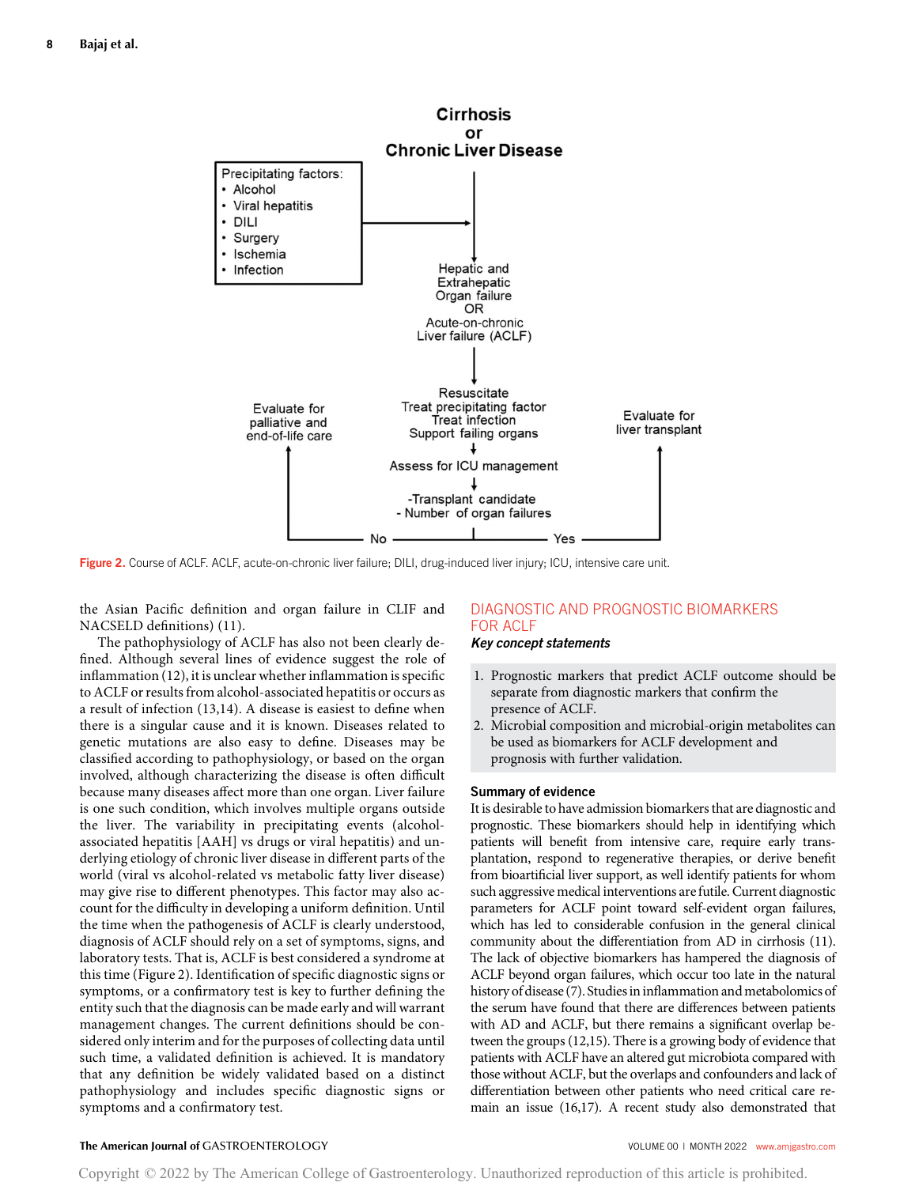Figure 2. Course of ACLF. ACLF, acute-on-chronic liver failure; DILI, drug-induced liver injury; ICU, intensive care unit.

the Asian Pacific definition and organ failure in CLIF and NACSELD definitions) (11).

The pathophysiology of ACLF has also not been clearly defined. Although several lines of evidence suggest the role of inflammation (12), it is unclear whether inflammation is specific to ACLF or results from alcohol-associated hepatitis or occurs as a result of infection (13,14). A disease is easiest to define when there is a singular cause and it is known. Diseases related to genetic mutations are also easy to define. Diseases may be classified according to pathophysiology, or based on the organ involved, although characterizing the disease is often difficult because many diseases affect more than one organ. Liver failure is one such condition, which involves multiple organs outside the liver. The variability in precipitating events (alcohol-associated hepatitis [AAH] vs drugs or viral hepatitis) and underlying etiology of chronic liver disease in different parts of the world (viral vs alcohol-related vs metabolic fatty liver disease) may give rise to different phenotypes. This factor may also account for the difficulty in developing a uniform definition. Until the time when the pathogenesis of ACLF is clearly understood, diagnosis of ACLF should rely on a set of symptoms, signs, and laboratory tests. That is, ACLF is best considered a syndrome at this time (Figure 2). Identification of specific diagnostic signs or symptoms, or a confirmatory test is key to further defining the entity such that the diagnosis can be made early and will warrant management changes. The current definitions should be considered only interim and for the purposes of collecting data until such time, a validated definition is achieved. It is mandatory that any definition be widely validated based on a distinct pathophysiology and includes specific diagnostic signs or symptoms and a confirmatory test.

## DIAGNOSTIC AND PROGNOSTIC BIOMARKERS FOR ACLF

### *Key concept statements*

1. Prognostic markers that predict ACLF outcome should be separate from diagnostic markers that confirm the presence of ACLF.
2. Microbial composition and microbial-origin metabolites can be used as biomarkers for ACLF development and prognosis with further validation.

### Summary of evidence

It is desirable to have admission biomarkers that are diagnostic and prognostic. These biomarkers should help in identifying which patients will benefit from intensive care, require early transplantation, respond to regenerative therapies, or derive benefit from bioartificial liver support, as well identify patients for whom such aggressive medical interventions are futile. Current diagnostic parameters for ACLF point toward self-evident organ failures, which has led to considerable confusion in the general clinical community about the differentiation from AD in cirrhosis (11). The lack of objective biomarkers has hampered the diagnosis of ACLF beyond organ failures, which occur too late in the natural history of disease (7). Studies in inflammation and metabolomics of the serum have found that there are differences between patients with AD and ACLF, but there remains a significant overlap between the groups (12,15). There is a growing body of evidence that patients with ACLF have an altered gut microbiota compared with those without ACLF, but the overlaps and confounders and lack of differentiation between other patients who need critical care remain an issue (16,17). A recent study also demonstrated that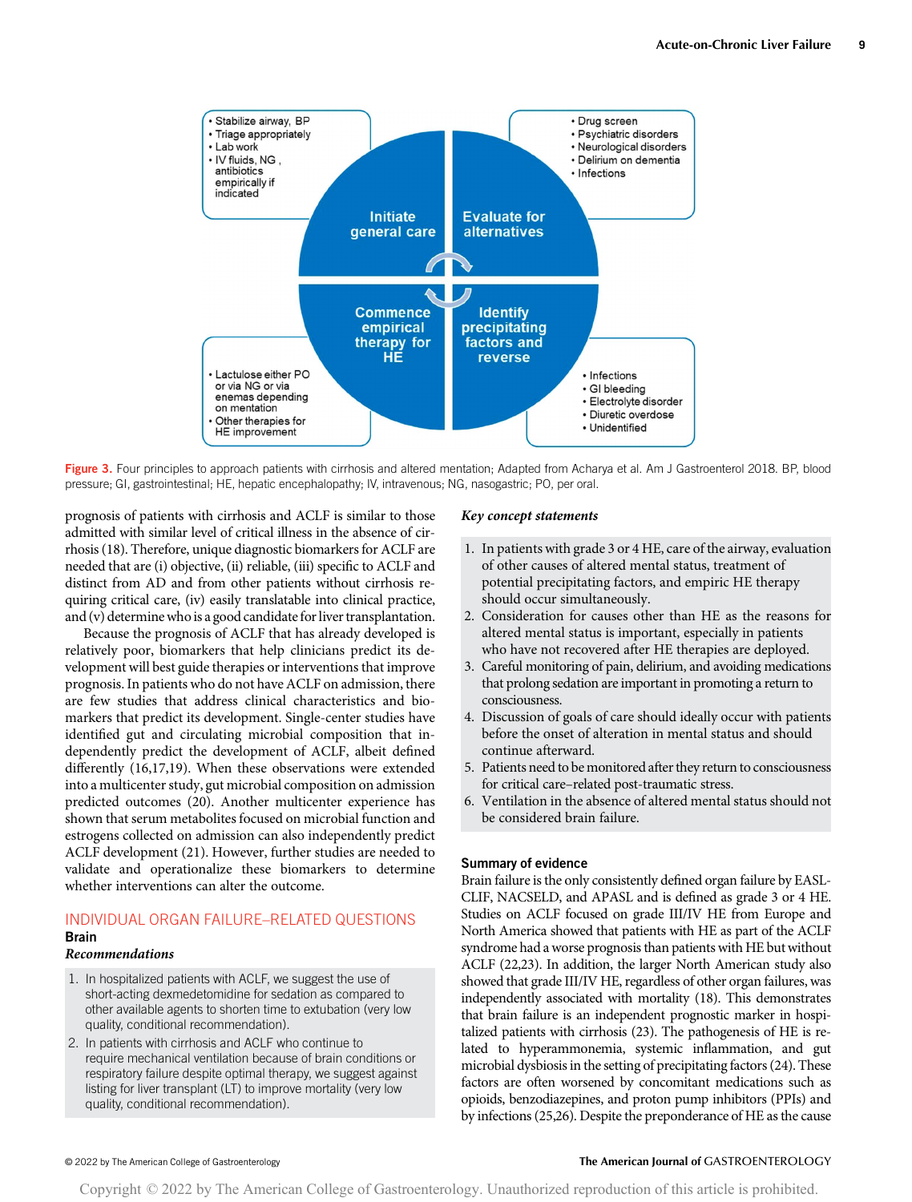- Stabilize airway, BP
- Triage appropriately
- Lab work
- IV fluids, NG, antibiotics empirically if indicated

**Initiate general care**

- Drug screen
- Psychiatric disorders
- Neurological disorders
- Delirium on dementia
- Infections

**Evaluate for alternatives**

**Commence empirical therapy for HE**

- Lactulose either PO or via NG or via enemas depending on mentation
- Other therapies for HE improvement

**Identify precipitating factors and reverse**

- Infections
- GI bleeding
- Electrolyte disorder
- Diuretic overdose
- Unidentified

**Figure 3.** Four principles to approach patients with cirrhosis and altered mentation; Adapted from Acharya et al. Am J Gastroenterol 2018. BP, blood pressure; GI, gastrointestinal; HE, hepatic encephalopathy; IV, intravenous; NG, nasogastric; PO, per oral.

prognosis of patients with cirrhosis and ACLF is similar to those admitted with similar level of critical illness in the absence of cirrhosis (18). Therefore, unique diagnostic biomarkers for ACLF are needed that are (i) objective, (ii) reliable, (iii) specific to ACLF and distinct from AD and from other patients without cirrhosis requiring critical care, (iv) easily translatable into clinical practice, and (v) determine who is a good candidate for liver transplantation.

Because the prognosis of ACLF that has already developed is relatively poor, biomarkers that help clinicians predict its development will best guide therapies or interventions that improve prognosis. In patients who do not have ACLF on admission, there are few studies that address clinical characteristics and biomarkers that predict its development. Single-center studies have identified gut and circulating microbial composition that independently predict the development of ACLF, albeit defined differently (16,17,19). When these observations were extended into a multicenter study, gut microbial composition on admission predicted outcomes (20). Another multicenter experience has shown that serum metabolites focused on microbial function and estrogens collected on admission can also independently predict ACLF development (21). However, further studies are needed to validate and operationalize these biomarkers to determine whether interventions can alter the outcome.

## INDIVIDUAL ORGAN FAILURE–RELATED QUESTIONS

### Brain

#### *Recommendations*

1. In hospitalized patients with ACLF, we suggest the use of short-acting dexmedetomidine for sedation as compared to other available agents to shorten time to extubation (very low quality, conditional recommendation).
2. In patients with cirrhosis and ACLF who continue to require mechanical ventilation because of brain conditions or respiratory failure despite optimal therapy, we suggest against listing for liver transplant (LT) to improve mortality (very low quality, conditional recommendation).

#### *Key concept statements*

1. In patients with grade 3 or 4 HE, care of the airway, evaluation of other causes of altered mental status, treatment of potential precipitating factors, and empiric HE therapy should occur simultaneously.
2. Consideration for causes other than HE as the reasons for altered mental status is important, especially in patients who have not recovered after HE therapies are deployed.
3. Careful monitoring of pain, delirium, and avoiding medications that prolong sedation are important in promoting a return to consciousness.
4. Discussion of goals of care should ideally occur with patients before the onset of alteration in mental status and should continue afterward.
5. Patients need to be monitored after they return to consciousness for critical care–related post-traumatic stress.
6. Ventilation in the absence of altered mental status should not be considered brain failure.

#### Summary of evidence

Brain failure is the only consistently defined organ failure by EASL-CLIF, NACSELD, and APASL and is defined as grade 3 or 4 HE. Studies on ACLF focused on grade III/IV HE from Europe and North America showed that patients with HE as part of the ACLF syndrome had a worse prognosis than patients with HE but without ACLF (22,23). In addition, the larger North American study also showed that grade III/IV HE, regardless of other organ failures, was independently associated with mortality (18). This demonstrates that brain failure is an independent prognostic marker in hospitalized patients with cirrhosis (23). The pathogenesis of HE is related to hyperammonemia, systemic inflammation, and gut microbial dysbiosis in the setting of precipitating factors (24). These factors are often worsened by concomitant medications such as opioids, benzodiazepines, and proton pump inhibitors (PPIs) and by infections (25,26). Despite the preponderance of HE as the cause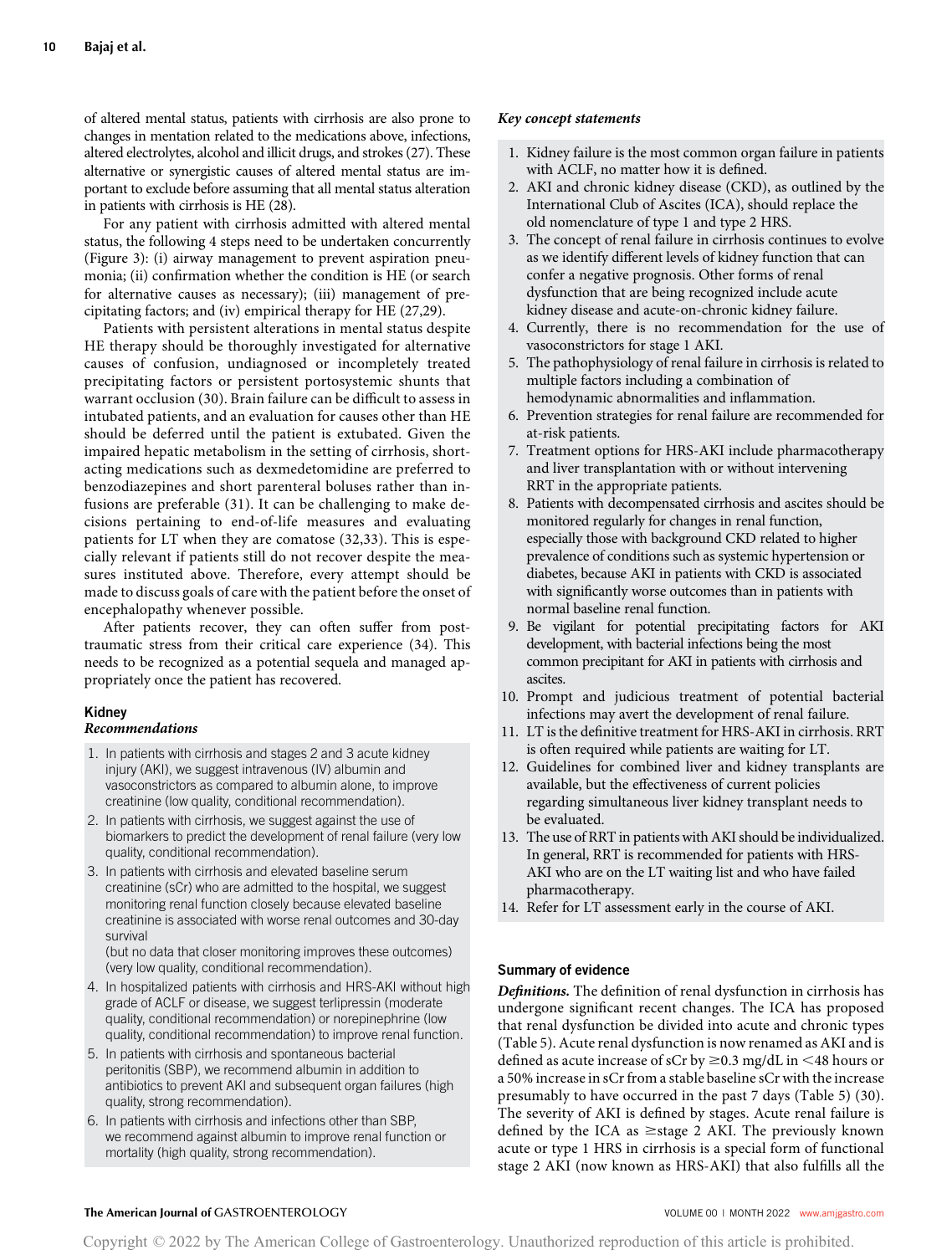of altered mental status, patients with cirrhosis are also prone to changes in mentation related to the medications above, infections, altered electrolytes, alcohol and illicit drugs, and strokes (27). These alternative or synergistic causes of altered mental status are important to exclude before assuming that all mental status alteration in patients with cirrhosis is HE (28).

For any patient with cirrhosis admitted with altered mental status, the following 4 steps need to be undertaken concurrently (Figure 3): (i) airway management to prevent aspiration pneumonia; (ii) confirmation whether the condition is HE (or search for alternative causes as necessary); (iii) management of precipitating factors; and (iv) empirical therapy for HE (27,29).

Patients with persistent alterations in mental status despite HE therapy should be thoroughly investigated for alternative causes of confusion, undiagnosed or incompletely treated precipitating factors or persistent portosystemic shunts that warrant occlusion (30). Brain failure can be difficult to assess in intubated patients, and an evaluation for causes other than HE should be deferred until the patient is extubated. Given the impaired hepatic metabolism in the setting of cirrhosis, short-acting medications such as dexmedetomidine are preferred to benzodiazepines and short parenteral boluses rather than infusions are preferable (31). It can be challenging to make decisions pertaining to end-of-life measures and evaluating patients for LT when they are comatose (32,33). This is especially relevant if patients still do not recover despite the measures instituted above. Therefore, every attempt should be made to discuss goals of care with the patient before the onset of encephalopathy whenever possible.

After patients recover, they can often suffer from post-traumatic stress from their critical care experience (34). This needs to be recognized as a potential sequela and managed appropriately once the patient has recovered.

## Kidney

### *Recommendations*

1. In patients with cirrhosis and stages 2 and 3 acute kidney injury (AKI), we suggest intravenous (IV) albumin and vasoconstrictors as compared to albumin alone, to improve creatinine (low quality, conditional recommendation).
2. In patients with cirrhosis, we suggest against the use of biomarkers to predict the development of renal failure (very low quality, conditional recommendation).
3. In patients with cirrhosis and elevated baseline serum creatinine (sCr) who are admitted to the hospital, we suggest monitoring renal function closely because elevated baseline creatinine is associated with worse renal outcomes and 30-day survival (but no data that closer monitoring improves these outcomes) (very low quality, conditional recommendation).
4. In hospitalized patients with cirrhosis and HRS-AKI without high grade of ACLF or disease, we suggest terlipressin (moderate quality, conditional recommendation) or norepinephrine (low quality, conditional recommendation) to improve renal function.
5. In patients with cirrhosis and spontaneous bacterial peritonitis (SBP), we recommend albumin in addition to antibiotics to prevent AKI and subsequent organ failures (high quality, strong recommendation).
6. In patients with cirrhosis and infections other than SBP, we recommend against albumin to improve renal function or mortality (high quality, strong recommendation).

### *Key concept statements*

1. Kidney failure is the most common organ failure in patients with ACLF, no matter how it is defined.
2. AKI and chronic kidney disease (CKD), as outlined by the International Club of Ascites (ICA), should replace the old nomenclature of type 1 and type 2 HRS.
3. The concept of renal failure in cirrhosis continues to evolve as we identify different levels of kidney function that can confer a negative prognosis. Other forms of renal dysfunction that are being recognized include acute kidney disease and acute-on-chronic kidney failure.
4. Currently, there is no recommendation for the use of vasoconstrictors for stage 1 AKI.
5. The pathophysiology of renal failure in cirrhosis is related to multiple factors including a combination of hemodynamic abnormalities and inflammation.
6. Prevention strategies for renal failure are recommended for at-risk patients.
7. Treatment options for HRS-AKI include pharmacotherapy and liver transplantation with or without intervening RRT in the appropriate patients.
8. Patients with decompensated cirrhosis and ascites should be monitored regularly for changes in renal function, especially those with background CKD related to higher prevalence of conditions such as systemic hypertension or diabetes, because AKI in patients with CKD is associated with significantly worse outcomes than in patients with normal baseline renal function.
9. Be vigilant for potential precipitating factors for AKI development, with bacterial infections being the most common precipitant for AKI in patients with cirrhosis and ascites.
10. Prompt and judicious treatment of potential bacterial infections may avert the development of renal failure.
11. LT is the definitive treatment for HRS-AKI in cirrhosis. RRT is often required while patients are waiting for LT.
12. Guidelines for combined liver and kidney transplants are available, but the effectiveness of current policies regarding simultaneous liver kidney transplant needs to be evaluated.
13. The use of RRT in patients with AKI should be individualized. In general, RRT is recommended for patients with HRS-AKI who are on the LT waiting list and who have failed pharmacotherapy.
14. Refer for LT assessment early in the course of AKI.

### Summary of evidence

***Definitions.*** The definition of renal dysfunction in cirrhosis has undergone significant recent changes. The ICA has proposed that renal dysfunction be divided into acute and chronic types (Table 5). Acute renal dysfunction is now renamed as AKI and is defined as acute increase of sCr by $\geq$0.3 mg/dL in $<$48 hours or a 50% increase in sCr from a stable baseline sCr with the increase presumably to have occurred in the past 7 days (Table 5) (30). The severity of AKI is defined by stages. Acute renal failure is defined by the ICA as $\geq$stage 2 AKI. The previously known acute or type 1 HRS in cirrhosis is a special form of functional stage 2 AKI (now known as HRS-AKI) that also fulfills all the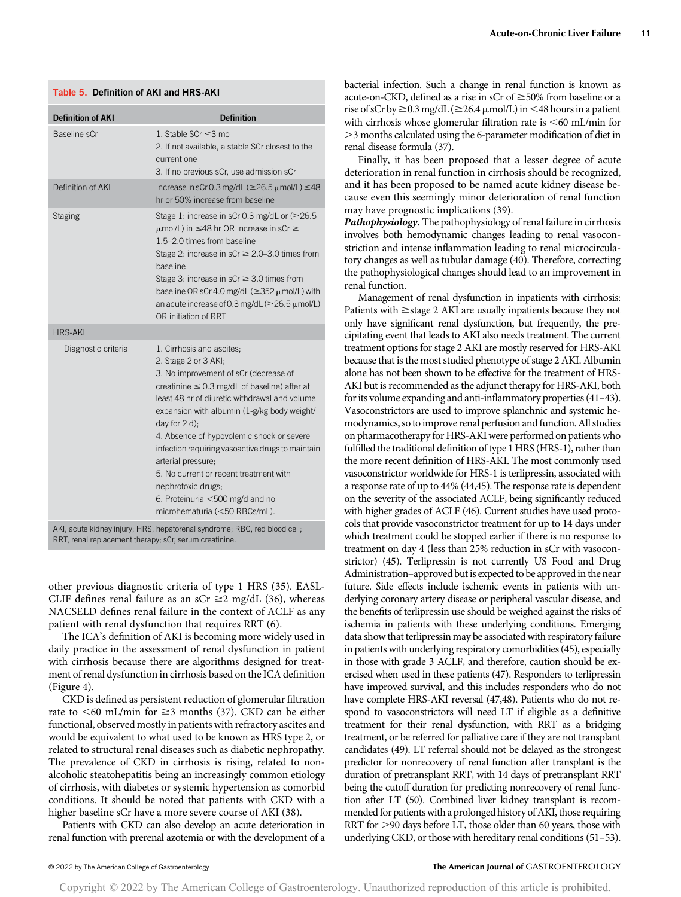**Table 5. Definition of AKI and HRS-AKI**

| Definition of AKI | Definition |
|---|---|
| Baseline sCr | 1. Stable SCr ≤3 mo<br>2. If not available, a stable SCr closest to the current one<br>3. If no previous sCr, use admission sCr |
| Definition of AKI | Increase in sCr 0.3 mg/dL (≥26.5 μmol/L) ≤48 hr or 50% increase from baseline |
| Staging | Stage 1: increase in sCr 0.3 mg/dL or (≥26.5 μmol/L) in ≤48 hr OR increase in sCr ≥ 1.5–2.0 times from baseline<br>Stage 2: increase in sCr ≥ 2.0–3.0 times from baseline<br>Stage 3: increase in sCr ≥ 3.0 times from baseline OR sCr 4.0 mg/dL (≥352 μmol/L) with an acute increase of 0.3 mg/dL (≥26.5 μmol/L) OR initiation of RRT |
| HRS-AKI | |
| Diagnostic criteria | 1. Cirrhosis and ascites;<br>2. Stage 2 or 3 AKI;<br>3. No improvement of sCr (decrease of creatinine ≤ 0.3 mg/dL of baseline) after at least 48 hr of diuretic withdrawal and volume expansion with albumin (1-g/kg body weight/day for 2 d);<br>4. Absence of hypovolemic shock or severe infection requiring vasoactive drugs to maintain arterial pressure;<br>5. No current or recent treatment with nephrotoxic drugs;<br>6. Proteinuria <500 mg/d and no microhematuria (<50 RBCs/mL). |

AKI, acute kidney injury; HRS, hepatorenal syndrome; RBC, red blood cell; RRT, renal replacement therapy; sCr, serum creatinine.

other previous diagnostic criteria of type 1 HRS (35). EASL-CLIF defines renal failure as an sCr ≥2 mg/dL (36), whereas NACSELD defines renal failure in the context of ACLF as any patient with renal dysfunction that requires RRT (6).

The ICA's definition of AKI is becoming more widely used in daily practice in the assessment of renal dysfunction in patient with cirrhosis because there are algorithms designed for treatment of renal dysfunction in cirrhosis based on the ICA definition (Figure 4).

CKD is defined as persistent reduction of glomerular filtration rate to <60 mL/min for ≥3 months (37). CKD can be either functional, observed mostly in patients with refractory ascites and would be equivalent to what used to be known as HRS type 2, or related to structural renal diseases such as diabetic nephropathy. The prevalence of CKD in cirrhosis is rising, related to nonalcoholic steatohepatitis being an increasingly common etiology of cirrhosis, with diabetes or systemic hypertension as comorbid conditions. It should be noted that patients with CKD with a higher baseline sCr have a more severe course of AKI (38).

Patients with CKD can also develop an acute deterioration in renal function with prerenal azotemia or with the development of a bacterial infection. Such a change in renal function is known as acute-on-CKD, defined as a rise in sCr of ≥50% from baseline or a rise of sCr by ≥0.3 mg/dL (≥26.4 μmol/L) in <48 hours in a patient with cirrhosis whose glomerular filtration rate is <60 mL/min for >3 months calculated using the 6-parameter modification of diet in renal disease formula (37).

Finally, it has been proposed that a lesser degree of acute deterioration in renal function in cirrhosis should be recognized, and it has been proposed to be named acute kidney disease because even this seemingly minor deterioration of renal function may have prognostic implications (39).

***Pathophysiology.*** The pathophysiology of renal failure in cirrhosis involves both hemodynamic changes leading to renal vasoconstriction and intense inflammation leading to renal microcirculatory changes as well as tubular damage (40). Therefore, correcting the pathophysiological changes should lead to an improvement in renal function.

Management of renal dysfunction in inpatients with cirrhosis: Patients with ≥stage 2 AKI are usually inpatients because they not only have significant renal dysfunction, but frequently, the precipitating event that leads to AKI also needs treatment. The current treatment options for stage 2 AKI are mostly reserved for HRS-AKI because that is the most studied phenotype of stage 2 AKI. Albumin alone has not been shown to be effective for the treatment of HRS-AKI but is recommended as the adjunct therapy for HRS-AKI, both for its volume expanding and anti-inflammatory properties (41–43). Vasoconstrictors are used to improve splanchnic and systemic hemodynamics, so to improve renal perfusion and function. All studies on pharmacotherapy for HRS-AKI were performed on patients who fulfilled the traditional definition of type 1 HRS (HRS-1), rather than the more recent definition of HRS-AKI. The most commonly used vasoconstrictor worldwide for HRS-1 is terlipressin, associated with a response rate of up to 44% (44,45). The response rate is dependent on the severity of the associated ACLF, being significantly reduced with higher grades of ACLF (46). Current studies have used protocols that provide vasoconstrictor treatment for up to 14 days under which treatment could be stopped earlier if there is no response to treatment on day 4 (less than 25% reduction in sCr with vasoconstrictor) (45). Terlipressin is not currently US Food and Drug Administration–approved but is expected to be approved in the near future. Side effects include ischemic events in patients with underlying coronary artery disease or peripheral vascular disease, and the benefits of terlipressin use should be weighed against the risks of ischemia in patients with these underlying conditions. Emerging data show that terlipressin may be associated with respiratory failure in patients with underlying respiratory comorbidities (45), especially in those with grade 3 ACLF, and therefore, caution should be exercised when used in these patients (47). Responders to terlipressin have improved survival, and this includes responders who do not have complete HRS-AKI reversal (47,48). Patients who do not respond to vasoconstrictors will need LT if eligible as a definitive treatment for their renal dysfunction, with RRT as a bridging treatment, or be referred for palliative care if they are not transplant candidates (49). LT referral should not be delayed as the strongest predictor for nonrecovery of renal function after transplant is the duration of pretransplant RRT, with 14 days of pretransplant RRT being the cutoff duration for predicting nonrecovery of renal function after LT (50). Combined liver kidney transplant is recommended for patients with a prolonged history of AKI, those requiring RRT for >90 days before LT, those older than 60 years, those with underlying CKD, or those with hereditary renal conditions (51–53).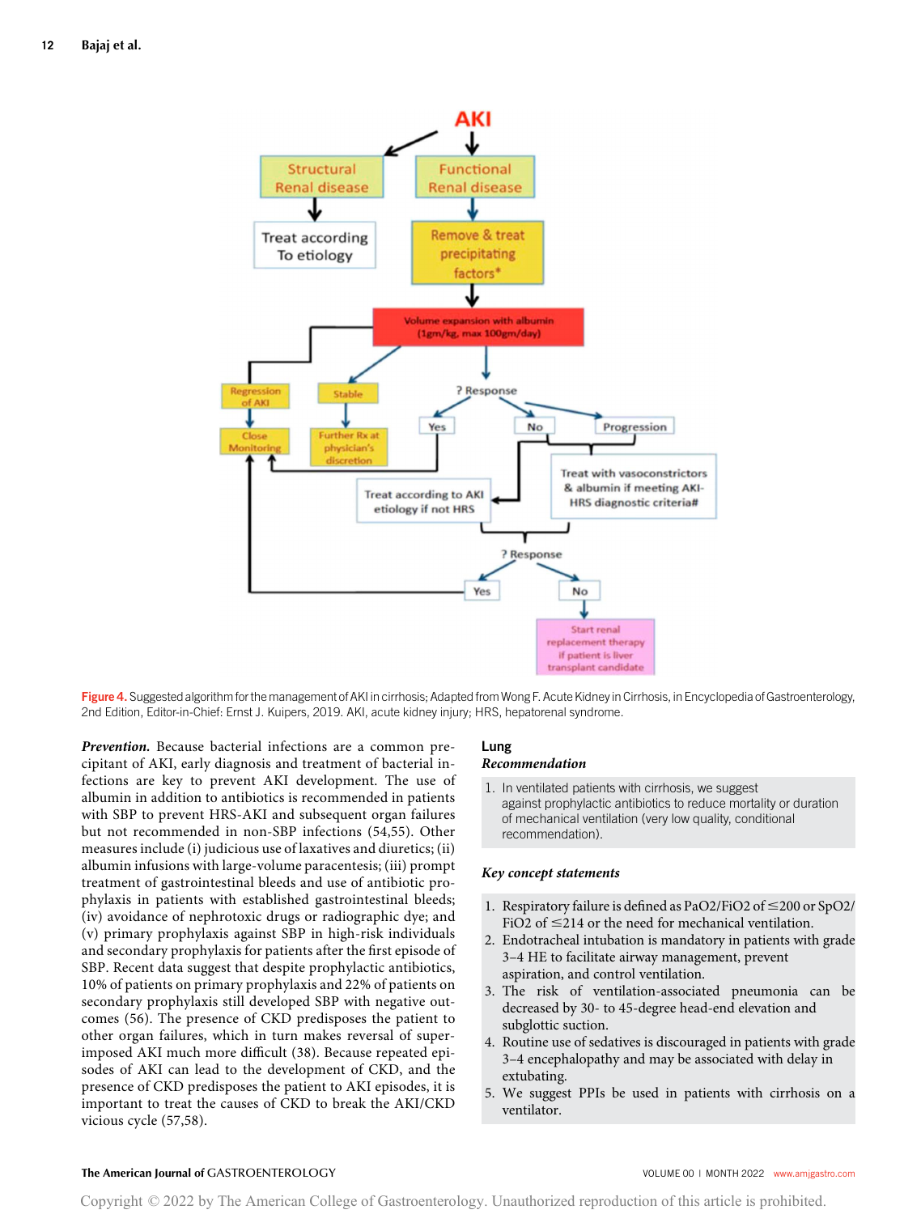Figure 4. Suggested algorithm for the management of AKI in cirrhosis; Adapted from Wong F. Acute Kidney in Cirrhosis, in Encyclopedia of Gastroenterology, 2nd Edition, Editor-in-Chief: Ernst J. Kuipers, 2019. AKI, acute kidney injury; HRS, hepatorenal syndrome.

***Prevention.*** Because bacterial infections are a common precipitant of AKI, early diagnosis and treatment of bacterial infections are key to prevent AKI development. The use of albumin in addition to antibiotics is recommended in patients with SBP to prevent HRS-AKI and subsequent organ failures but not recommended in non-SBP infections (54,55). Other measures include (i) judicious use of laxatives and diuretics; (ii) albumin infusions with large-volume paracentesis; (iii) prompt treatment of gastrointestinal bleeds and use of antibiotic prophylaxis in patients with established gastrointestinal bleeds; (iv) avoidance of nephrotoxic drugs or radiographic dye; and (v) primary prophylaxis against SBP in high-risk individuals and secondary prophylaxis for patients after the first episode of SBP. Recent data suggest that despite prophylactic antibiotics, 10% of patients on primary prophylaxis and 22% of patients on secondary prophylaxis still developed SBP with negative outcomes (56). The presence of CKD predisposes the patient to other organ failures, which in turn makes reversal of superimposed AKI much more difficult (38). Because repeated episodes of AKI can lead to the development of CKD, and the presence of CKD predisposes the patient to AKI episodes, it is important to treat the causes of CKD to break the AKI/CKD vicious cycle (57,58).

### Lung

***Recommendation***

1. In ventilated patients with cirrhosis, we suggest against prophylactic antibiotics to reduce mortality or duration of mechanical ventilation (very low quality, conditional recommendation).

***Key concept statements***

1. Respiratory failure is defined as $PaO2/FiO2$ of $\leq 200$ or $SpO2/FiO2$ of $\leq 214$ or the need for mechanical ventilation.
2. Endotracheal intubation is mandatory in patients with grade 3–4 HE to facilitate airway management, prevent aspiration, and control ventilation.
3. The risk of ventilation-associated pneumonia can be decreased by 30- to 45-degree head-end elevation and subglottic suction.
4. Routine use of sedatives is discouraged in patients with grade 3–4 encephalopathy and may be associated with delay in extubating.
5. We suggest PPIs be used in patients with cirrhosis on a ventilator.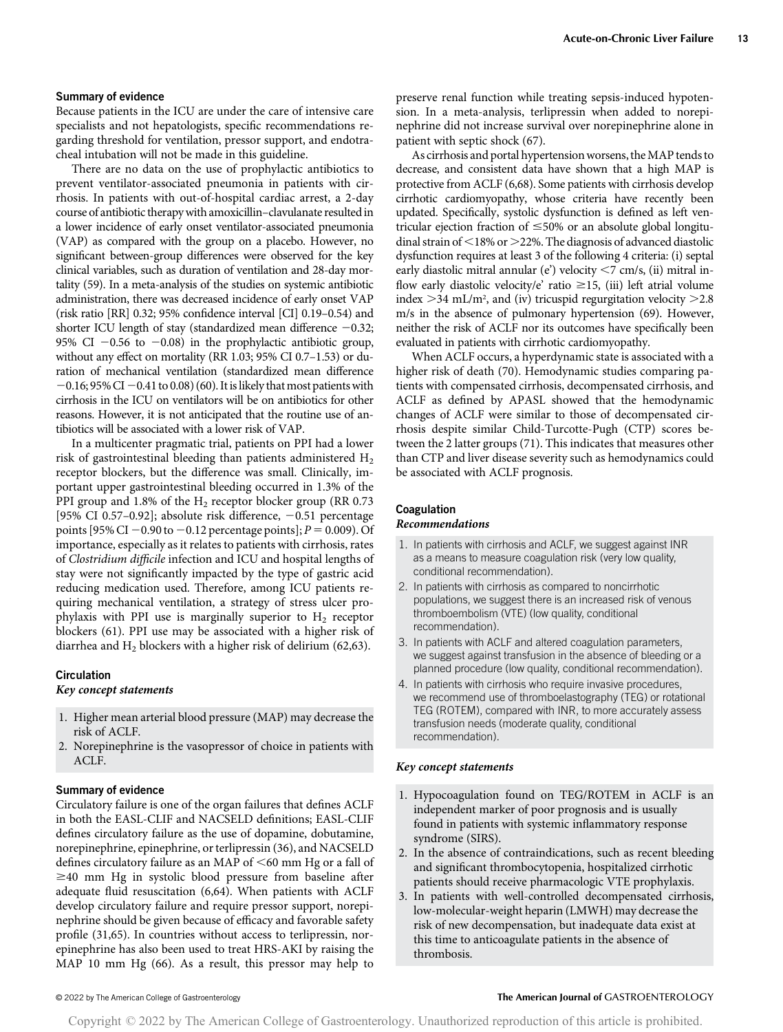#### Summary of evidence

Because patients in the ICU are under the care of intensive care specialists and not hepatologists, specific recommendations regarding threshold for ventilation, pressor support, and endotracheal intubation will not be made in this guideline.

There are no data on the use of prophylactic antibiotics to prevent ventilator-associated pneumonia in patients with cirrhosis. In patients with out-of-hospital cardiac arrest, a 2-day course of antibiotic therapy with amoxicillin–clavulanate resulted in a lower incidence of early onset ventilator-associated pneumonia (VAP) as compared with the group on a placebo. However, no significant between-group differences were observed for the key clinical variables, such as duration of ventilation and 28-day mortality (59). In a meta-analysis of the studies on systemic antibiotic administration, there was decreased incidence of early onset VAP (risk ratio [RR] 0.32; 95% confidence interval [CI] 0.19–0.54) and shorter ICU length of stay (standardized mean difference −0.32; 95% CI −0.56 to −0.08) in the prophylactic antibiotic group, without any effect on mortality (RR 1.03; 95% CI 0.7–1.53) or duration of mechanical ventilation (standardized mean difference −0.16; 95% CI −0.41 to 0.08) (60). It is likely that most patients with cirrhosis in the ICU on ventilators will be on antibiotics for other reasons. However, it is not anticipated that the routine use of antibiotics will be associated with a lower risk of VAP.

In a multicenter pragmatic trial, patients on PPI had a lower risk of gastrointestinal bleeding than patients administered $H_2$ receptor blockers, but the difference was small. Clinically, important upper gastrointestinal bleeding occurred in 1.3% of the PPI group and 1.8% of the $H_2$ receptor blocker group (RR 0.73 [95% CI 0.57–0.92]; absolute risk difference, −0.51 percentage points [95% CI −0.90 to −0.12 percentage points]; $P = 0.009$). Of importance, especially as it relates to patients with cirrhosis, rates of *Clostridium difficile* infection and ICU and hospital lengths of stay were not significantly impacted by the type of gastric acid reducing medication used. Therefore, among ICU patients requiring mechanical ventilation, a strategy of stress ulcer prophylaxis with PPI use is marginally superior to $H_2$ receptor blockers (61). PPI use may be associated with a higher risk of diarrhea and $H_2$ blockers with a higher risk of delirium (62,63).

### Circulation

#### *Key concept statements*

1. Higher mean arterial blood pressure (MAP) may decrease the risk of ACLF.
2. Norepinephrine is the vasopressor of choice in patients with ACLF.

#### Summary of evidence

Circulatory failure is one of the organ failures that defines ACLF in both the EASL-CLIF and NACSELD definitions; EASL-CLIF defines circulatory failure as the use of dopamine, dobutamine, norepinephrine, epinephrine, or terlipressin (36), and NACSELD defines circulatory failure as an MAP of <60 mm Hg or a fall of ≥40 mm Hg in systolic blood pressure from baseline after adequate fluid resuscitation (6,64). When patients with ACLF develop circulatory failure and require pressor support, norepinephrine should be given because of efficacy and favorable safety profile (31,65). In countries without access to terlipressin, norepinephrine has also been used to treat HRS-AKI by raising the MAP 10 mm Hg (66). As a result, this pressor may help to preserve renal function while treating sepsis-induced hypotension. In a meta-analysis, terlipressin when added to norepinephrine did not increase survival over norepinephrine alone in patient with septic shock (67).

As cirrhosis and portal hypertension worsens, the MAP tends to decrease, and consistent data have shown that a high MAP is protective from ACLF (6,68). Some patients with cirrhosis develop cirrhotic cardiomyopathy, whose criteria have recently been updated. Specifically, systolic dysfunction is defined as left ventricular ejection fraction of ≤50% or an absolute global longitudinal strain of <18% or >22%. The diagnosis of advanced diastolic dysfunction requires at least 3 of the following 4 criteria: (i) septal early diastolic mitral annular (e') velocity <7 cm/s, (ii) mitral inflow early diastolic velocity/e' ratio ≥15, (iii) left atrial volume index >34 mL/m², and (iv) tricuspid regurgitation velocity >2.8 m/s in the absence of pulmonary hypertension (69). However, neither the risk of ACLF nor its outcomes have specifically been evaluated in patients with cirrhotic cardiomyopathy.

When ACLF occurs, a hyperdynamic state is associated with a higher risk of death (70). Hemodynamic studies comparing patients with compensated cirrhosis, decompensated cirrhosis, and ACLF as defined by APASL showed that the hemodynamic changes of ACLF were similar to those of decompensated cirrhosis despite similar Child-Turcotte-Pugh (CTP) scores between the 2 latter groups (71). This indicates that measures other than CTP and liver disease severity such as hemodynamics could be associated with ACLF prognosis.

### Coagulation

#### *Recommendations*

1. In patients with cirrhosis and ACLF, we suggest against INR as a means to measure coagulation risk (very low quality, conditional recommendation).
2. In patients with cirrhosis as compared to noncirrhotic populations, we suggest there is an increased risk of venous thromboembolism (VTE) (low quality, conditional recommendation).
3. In patients with ACLF and altered coagulation parameters, we suggest against transfusion in the absence of bleeding or a planned procedure (low quality, conditional recommendation).
4. In patients with cirrhosis who require invasive procedures, we recommend use of thromboelastography (TEG) or rotational TEG (ROTEM), compared with INR, to more accurately assess transfusion needs (moderate quality, conditional recommendation).

#### *Key concept statements*

1. Hypocoagulation found on TEG/ROTEM in ACLF is an independent marker of poor prognosis and is usually found in patients with systemic inflammatory response syndrome (SIRS).
2. In the absence of contraindications, such as recent bleeding and significant thrombocytopenia, hospitalized cirrhotic patients should receive pharmacologic VTE prophylaxis.
3. In patients with well-controlled decompensated cirrhosis, low-molecular-weight heparin (LMWH) may decrease the risk of new decompensation, but inadequate data exist at this time to anticoagulate patients in the absence of thrombosis.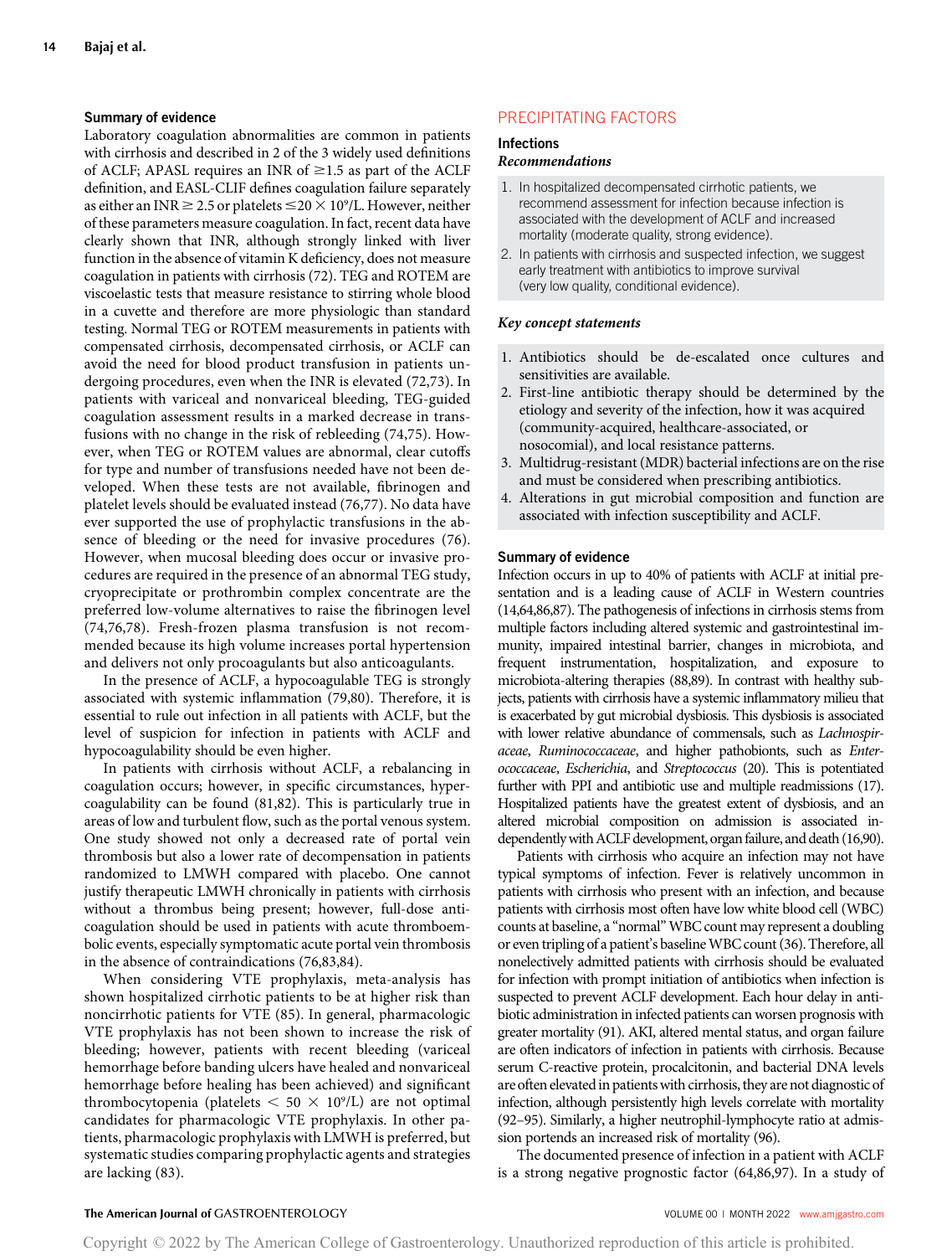### Summary of evidence

Laboratory coagulation abnormalities are common in patients with cirrhosis and described in 2 of the 3 widely used definitions of ACLF; APASL requires an INR of $\geq$1.5 as part of the ACLF definition, and EASL-CLIF defines coagulation failure separately as either an INR $\geq$ 2.5 or platelets $\leq$20 $\times$ $10^9$/L. However, neither of these parameters measure coagulation. In fact, recent data have clearly shown that INR, although strongly linked with liver function in the absence of vitamin K deficiency, does not measure coagulation in patients with cirrhosis (72). TEG and ROTEM are viscoelastic tests that measure resistance to stirring whole blood in a cuvette and therefore are more physiologic than standard testing. Normal TEG or ROTEM measurements in patients with compensated cirrhosis, decompensated cirrhosis, or ACLF can avoid the need for blood product transfusion in patients undergoing procedures, even when the INR is elevated (72,73). In patients with variceal and nonvariceal bleeding, TEG-guided coagulation assessment results in a marked decrease in transfusions with no change in the risk of rebleeding (74,75). However, when TEG or ROTEM values are abnormal, clear cutoffs for type and number of transfusions needed have not been developed. When these tests are not available, fibrinogen and platelet levels should be evaluated instead (76,77). No data have ever supported the use of prophylactic transfusions in the absence of bleeding or the need for invasive procedures (76). However, when mucosal bleeding does occur or invasive procedures are required in the presence of an abnormal TEG study, cryoprecipitate or prothrombin complex concentrate are the preferred low-volume alternatives to raise the fibrinogen level (74,76,78). Fresh-frozen plasma transfusion is not recommended because its high volume increases portal hypertension and delivers not only procoagulants but also anticoagulants.

In the presence of ACLF, a hypocoagulable TEG is strongly associated with systemic inflammation (79,80). Therefore, it is essential to rule out infection in all patients with ACLF, but the level of suspicion for infection in patients with ACLF and hypocoagulability should be even higher.

In patients with cirrhosis without ACLF, a rebalancing in coagulation occurs; however, in specific circumstances, hypercoagulability can be found (81,82). This is particularly true in areas of low and turbulent flow, such as the portal venous system. One study showed not only a decreased rate of portal vein thrombosis but also a lower rate of decompensation in patients randomized to LMWH compared with placebo. One cannot justify therapeutic LMWH chronically in patients with cirrhosis without a thrombus being present; however, full-dose anticoagulation should be used in patients with acute thromboembolic events, especially symptomatic acute portal vein thrombosis in the absence of contraindications (76,83,84).

When considering VTE prophylaxis, meta-analysis has shown hospitalized cirrhotic patients to be at higher risk than noncirrhotic patients for VTE (85). In general, pharmacologic VTE prophylaxis has not been shown to increase the risk of bleeding; however, patients with recent bleeding (variceal hemorrhage before banding ulcers have healed and nonvariceal hemorrhage before healing has been achieved) and significant thrombocytopenia (platelets $<$ 50 $\times$ $10^9$/L) are not optimal candidates for pharmacologic VTE prophylaxis. In other patients, pharmacologic prophylaxis with LMWH is preferred, but systematic studies comparing prophylactic agents and strategies are lacking (83).

## PRECIPITATING FACTORS

### Infections

#### *Recommendations*

1. In hospitalized decompensated cirrhotic patients, we recommend assessment for infection because infection is associated with the development of ACLF and increased mortality (moderate quality, strong evidence).
2. In patients with cirrhosis and suspected infection, we suggest early treatment with antibiotics to improve survival (very low quality, conditional evidence).

#### *Key concept statements*

1. Antibiotics should be de-escalated once cultures and sensitivities are available.
2. First-line antibiotic therapy should be determined by the etiology and severity of the infection, how it was acquired (community-acquired, healthcare-associated, or nosocomial), and local resistance patterns.
3. Multidrug-resistant (MDR) bacterial infections are on the rise and must be considered when prescribing antibiotics.
4. Alterations in gut microbial composition and function are associated with infection susceptibility and ACLF.

### Summary of evidence

Infection occurs in up to 40% of patients with ACLF at initial presentation and is a leading cause of ACLF in Western countries (14,64,86,87). The pathogenesis of infections in cirrhosis stems from multiple factors including altered systemic and gastrointestinal immunity, impaired intestinal barrier, changes in microbiota, and frequent instrumentation, hospitalization, and exposure to microbiota-altering therapies (88,89). In contrast with healthy subjects, patients with cirrhosis have a systemic inflammatory milieu that is exacerbated by gut microbial dysbiosis. This dysbiosis is associated with lower relative abundance of commensals, such as *Lachnospiraceae*, *Ruminococcaceae*, and higher pathobionts, such as *Enterococcaceae*, *Escherichia*, and *Streptococcus* (20). This is potentiated further with PPI and antibiotic use and multiple readmissions (17). Hospitalized patients have the greatest extent of dysbiosis, and an altered microbial composition on admission is associated independently with ACLF development, organ failure, and death (16,90).

Patients with cirrhosis who acquire an infection may not have typical symptoms of infection. Fever is relatively uncommon in patients with cirrhosis who present with an infection, and because patients with cirrhosis most often have low white blood cell (WBC) counts at baseline, a "normal" WBC count may represent a doubling or even tripling of a patient's baseline WBC count (36). Therefore, all nonelectively admitted patients with cirrhosis should be evaluated for infection with prompt initiation of antibiotics when infection is suspected to prevent ACLF development. Each hour delay in antibiotic administration in infected patients can worsen prognosis with greater mortality (91). AKI, altered mental status, and organ failure are often indicators of infection in patients with cirrhosis. Because serum C-reactive protein, procalcitonin, and bacterial DNA levels are often elevated in patients with cirrhosis, they are not diagnostic of infection, although persistently high levels correlate with mortality (92–95). Similarly, a higher neutrophil-lymphocyte ratio at admission portends an increased risk of mortality (96).

The documented presence of infection in a patient with ACLF is a strong negative prognostic factor (64,86,97). In a study of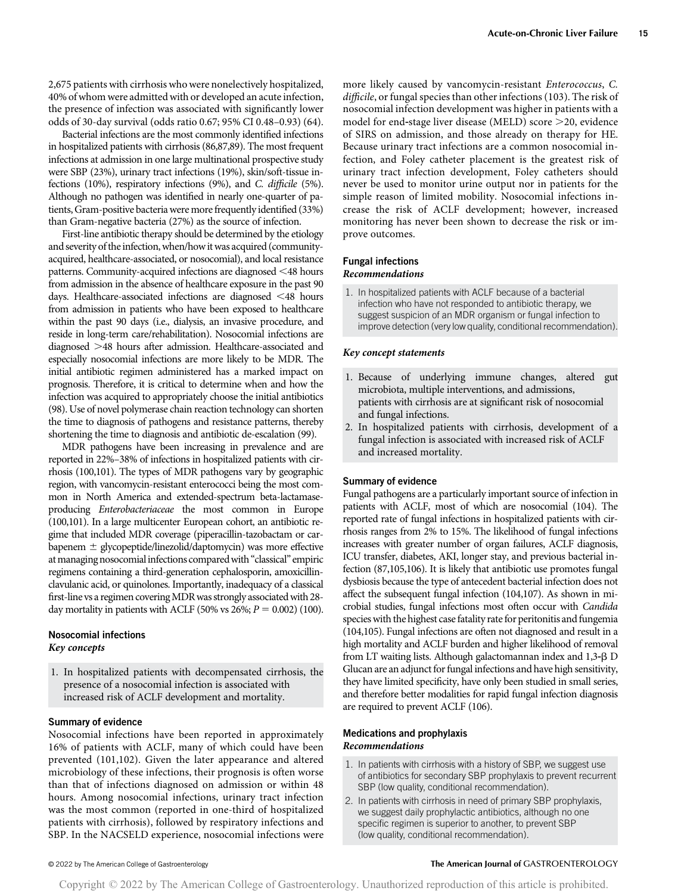2,675 patients with cirrhosis who were nonelectively hospitalized, 40% of whom were admitted with or developed an acute infection, the presence of infection was associated with significantly lower odds of 30-day survival (odds ratio 0.67; 95% CI 0.48–0.93) (64).

Bacterial infections are the most commonly identified infections in hospitalized patients with cirrhosis (86,87,89). The most frequent infections at admission in one large multinational prospective study were SBP (23%), urinary tract infections (19%), skin/soft-tissue infections (10%), respiratory infections (9%), and *C. difficile* (5%). Although no pathogen was identified in nearly one-quarter of patients, Gram-positive bacteria were more frequently identified (33%) than Gram-negative bacteria (27%) as the source of infection.

First-line antibiotic therapy should be determined by the etiology and severity of the infection, when/how it was acquired (community-acquired, healthcare-associated, or nosocomial), and local resistance patterns. Community-acquired infections are diagnosed <48 hours from admission in the absence of healthcare exposure in the past 90 days. Healthcare-associated infections are diagnosed <48 hours from admission in patients who have been exposed to healthcare within the past 90 days (i.e., dialysis, an invasive procedure, and reside in long-term care/rehabilitation). Nosocomial infections are diagnosed >48 hours after admission. Healthcare-associated and especially nosocomial infections are more likely to be MDR. The initial antibiotic regimen administered has a marked impact on prognosis. Therefore, it is critical to determine when and how the infection was acquired to appropriately choose the initial antibiotics (98). Use of novel polymerase chain reaction technology can shorten the time to diagnosis of pathogens and resistance patterns, thereby shortening the time to diagnosis and antibiotic de-escalation (99).

MDR pathogens have been increasing in prevalence and are reported in 22%–38% of infections in hospitalized patients with cirrhosis (100,101). The types of MDR pathogens vary by geographic region, with vancomycin-resistant enterococci being the most common in North America and extended-spectrum beta-lactamase-producing *Enterobacteriaceae* the most common in Europe (100,101). In a large multicenter European cohort, an antibiotic regime that included MDR coverage (piperacillin-tazobactam or carbapenem ± glycopeptide/linezolid/daptomycin) was more effective at managing nosocomial infections compared with "classical" empiric regimens containing a third-generation cephalosporin, amoxicillin-clavulanic acid, or quinolones. Importantly, inadequacy of a classical first-line vs a regimen covering MDR was strongly associated with 28-day mortality in patients with ACLF (50% vs 26%; $P = 0.002$) (100).

### Nosocomial infections

#### *Key concepts*

1. In hospitalized patients with decompensated cirrhosis, the presence of a nosocomial infection is associated with increased risk of ACLF development and mortality.

#### Summary of evidence

Nosocomial infections have been reported in approximately 16% of patients with ACLF, many of which could have been prevented (101,102). Given the later appearance and altered microbiology of these infections, their prognosis is often worse than that of infections diagnosed on admission or within 48 hours. Among nosocomial infections, urinary tract infection was the most common (reported in one-third of hospitalized patients with cirrhosis), followed by respiratory infections and SBP. In the NACSELD experience, nosocomial infections were more likely caused by vancomycin-resistant *Enterococcus*, *C. difficile*, or fungal species than other infections (103). The risk of nosocomial infection development was higher in patients with a model for end-stage liver disease (MELD) score >20, evidence of SIRS on admission, and those already on therapy for HE. Because urinary tract infections are a common nosocomial infection, and Foley catheter placement is the greatest risk of urinary tract infection development, Foley catheters should never be used to monitor urine output nor in patients for the simple reason of limited mobility. Nosocomial infections increase the risk of ACLF development; however, increased monitoring has never been shown to decrease the risk or improve outcomes.

### Fungal infections

#### *Recommendations*

1. In hospitalized patients with ACLF because of a bacterial infection who have not responded to antibiotic therapy, we suggest suspicion of an MDR organism or fungal infection to improve detection (very low quality, conditional recommendation).

#### *Key concept statements*

1. Because of underlying immune changes, altered gut microbiota, multiple interventions, and admissions, patients with cirrhosis are at significant risk of nosocomial and fungal infections.
2. In hospitalized patients with cirrhosis, development of a fungal infection is associated with increased risk of ACLF and increased mortality.

#### Summary of evidence

Fungal pathogens are a particularly important source of infection in patients with ACLF, most of which are nosocomial (104). The reported rate of fungal infections in hospitalized patients with cirrhosis ranges from 2% to 15%. The likelihood of fungal infections increases with greater number of organ failures, ACLF diagnosis, ICU transfer, diabetes, AKI, longer stay, and previous bacterial infection (87,105,106). It is likely that antibiotic use promotes fungal dysbiosis because the type of antecedent bacterial infection does not affect the subsequent fungal infection (104,107). As shown in microbial studies, fungal infections most often occur with *Candida* species with the highest case fatality rate for peritonitis and fungemia (104,105). Fungal infections are often not diagnosed and result in a high mortality and ACLF burden and higher likelihood of removal from LT waiting lists. Although galactomannan index and 1,3-β D Glucan are an adjunct for fungal infections and have high sensitivity, they have limited specificity, have only been studied in small series, and therefore better modalities for rapid fungal infection diagnosis are required to prevent ACLF (106).

### Medications and prophylaxis

#### *Recommendations*

1. In patients with cirrhosis with a history of SBP, we suggest use of antibiotics for secondary SBP prophylaxis to prevent recurrent SBP (low quality, conditional recommendation).
2. In patients with cirrhosis in need of primary SBP prophylaxis, we suggest daily prophylactic antibiotics, although no one specific regimen is superior to another, to prevent SBP (low quality, conditional recommendation).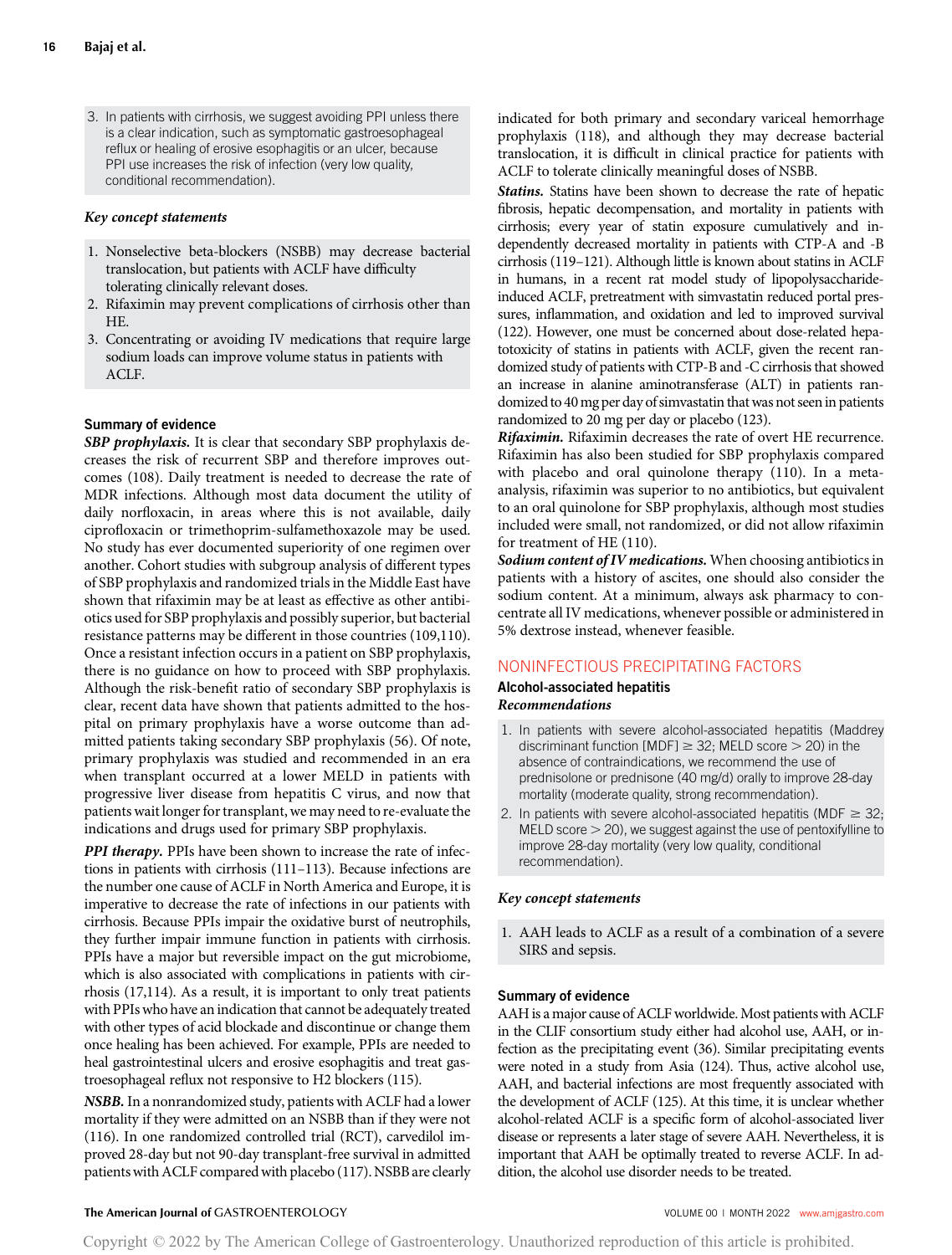3. In patients with cirrhosis, we suggest avoiding PPI unless there is a clear indication, such as symptomatic gastroesophageal reflux or healing of erosive esophagitis or an ulcer, because PPI use increases the risk of infection (very low quality, conditional recommendation).

***Key concept statements***

1. Nonselective beta-blockers (NSBB) may decrease bacterial translocation, but patients with ACLF have difficulty tolerating clinically relevant doses.
2. Rifaximin may prevent complications of cirrhosis other than HE.
3. Concentrating or avoiding IV medications that require large sodium loads can improve volume status in patients with ACLF.

### Summary of evidence

***SBP prophylaxis.*** It is clear that secondary SBP prophylaxis decreases the risk of recurrent SBP and therefore improves outcomes (108). Daily treatment is needed to decrease the rate of MDR infections. Although most data document the utility of daily norfloxacin, in areas where this is not available, daily ciprofloxacin or trimethoprim-sulfamethoxazole may be used. No study has ever documented superiority of one regimen over another. Cohort studies with subgroup analysis of different types of SBP prophylaxis and randomized trials in the Middle East have shown that rifaximin may be at least as effective as other antibiotics used for SBP prophylaxis and possibly superior, but bacterial resistance patterns may be different in those countries (109,110). Once a resistant infection occurs in a patient on SBP prophylaxis, there is no guidance on how to proceed with SBP prophylaxis. Although the risk-benefit ratio of secondary SBP prophylaxis is clear, recent data have shown that patients admitted to the hospital on primary prophylaxis have a worse outcome than admitted patients taking secondary SBP prophylaxis (56). Of note, primary prophylaxis was studied and recommended in an era when transplant occurred at a lower MELD in patients with progressive liver disease from hepatitis C virus, and now that patients wait longer for transplant, we may need to re-evaluate the indications and drugs used for primary SBP prophylaxis.

***PPI therapy.*** PPIs have been shown to increase the rate of infections in patients with cirrhosis (111–113). Because infections are the number one cause of ACLF in North America and Europe, it is imperative to decrease the rate of infections in our patients with cirrhosis. Because PPIs impair the oxidative burst of neutrophils, they further impair immune function in patients with cirrhosis. PPIs have a major but reversible impact on the gut microbiome, which is also associated with complications in patients with cirrhosis (17,114). As a result, it is important to only treat patients with PPIs who have an indication that cannot be adequately treated with other types of acid blockade and discontinue or change them once healing has been achieved. For example, PPIs are needed to heal gastrointestinal ulcers and erosive esophagitis and treat gastroesophageal reflux not responsive to H2 blockers (115).

***NSBB.*** In a nonrandomized study, patients with ACLF had a lower mortality if they were admitted on an NSBB than if they were not (116). In one randomized controlled trial (RCT), carvedilol improved 28-day but not 90-day transplant-free survival in admitted patients with ACLF compared with placebo (117). NSBB are clearly indicated for both primary and secondary variceal hemorrhage prophylaxis (118), and although they may decrease bacterial translocation, it is difficult in clinical practice for patients with ACLF to tolerate clinically meaningful doses of NSBB.

***Statins.*** Statins have been shown to decrease the rate of hepatic fibrosis, hepatic decompensation, and mortality in patients with cirrhosis; every year of statin exposure cumulatively and independently decreased mortality in patients with CTP-A and -B cirrhosis (119–121). Although little is known about statins in ACLF in humans, in a recent rat model study of lipopolysaccharide-induced ACLF, pretreatment with simvastatin reduced portal pressures, inflammation, and oxidation and led to improved survival (122). However, one must be concerned about dose-related hepatotoxicity of statins in patients with ACLF, given the recent randomized study of patients with CTP-B and -C cirrhosis that showed an increase in alanine aminotransferase (ALT) in patients randomized to 40 mg per day of simvastatin that was not seen in patients randomized to 20 mg per day or placebo (123).

***Rifaximin.*** Rifaximin decreases the rate of overt HE recurrence. Rifaximin has also been studied for SBP prophylaxis compared with placebo and oral quinolone therapy (110). In a meta-analysis, rifaximin was superior to no antibiotics, but equivalent to an oral quinolone for SBP prophylaxis, although most studies included were small, not randomized, or did not allow rifaximin for treatment of HE (110).

***Sodium content of IV medications.*** When choosing antibiotics in patients with a history of ascites, one should also consider the sodium content. At a minimum, always ask pharmacy to concentrate all IV medications, whenever possible or administered in 5% dextrose instead, whenever feasible.

## NONINFECTIOUS PRECIPITATING FACTORS

### Alcohol-associated hepatitis

***Recommendations***

1. In patients with severe alcohol-associated hepatitis (Maddrey discriminant function [MDF] ≥ 32; MELD score > 20) in the absence of contraindications, we recommend the use of prednisolone or prednisone (40 mg/d) orally to improve 28-day mortality (moderate quality, strong recommendation).
2. In patients with severe alcohol-associated hepatitis (MDF ≥ 32; MELD score > 20), we suggest against the use of pentoxifylline to improve 28-day mortality (very low quality, conditional recommendation).

***Key concept statements***

1. AAH leads to ACLF as a result of a combination of a severe SIRS and sepsis.

### Summary of evidence

AAH is a major cause of ACLF worldwide. Most patients with ACLF in the CLIF consortium study either had alcohol use, AAH, or infection as the precipitating event (36). Similar precipitating events were noted in a study from Asia (124). Thus, active alcohol use, AAH, and bacterial infections are most frequently associated with the development of ACLF (125). At this time, it is unclear whether alcohol-related ACLF is a specific form of alcohol-associated liver disease or represents a later stage of severe AAH. Nevertheless, it is important that AAH be optimally treated to reverse ACLF. In addition, the alcohol use disorder needs to be treated.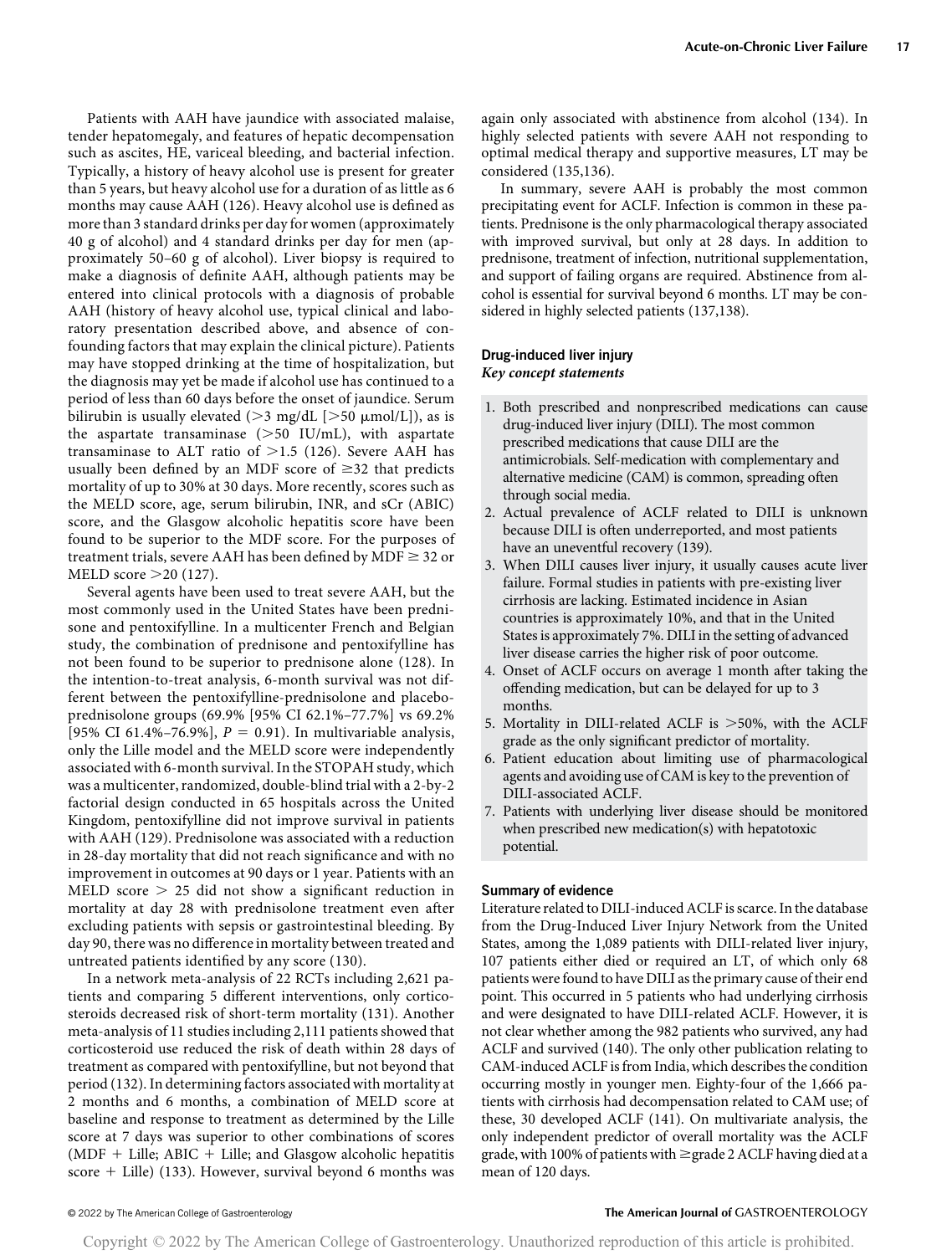Patients with AAH have jaundice with associated malaise, tender hepatomegaly, and features of hepatic decompensation such as ascites, HE, variceal bleeding, and bacterial infection. Typically, a history of heavy alcohol use is present for greater than 5 years, but heavy alcohol use for a duration of as little as 6 months may cause AAH (126). Heavy alcohol use is defined as more than 3 standard drinks per day for women (approximately 40 g of alcohol) and 4 standard drinks per day for men (approximately 50–60 g of alcohol). Liver biopsy is required to make a diagnosis of definite AAH, although patients may be entered into clinical protocols with a diagnosis of probable AAH (history of heavy alcohol use, typical clinical and laboratory presentation described above, and absence of confounding factors that may explain the clinical picture). Patients may have stopped drinking at the time of hospitalization, but the diagnosis may yet be made if alcohol use has continued to a period of less than 60 days before the onset of jaundice. Serum bilirubin is usually elevated (>3 mg/dL [>50 μmol/L]), as is the aspartate transaminase (>50 IU/mL), with aspartate transaminase to ALT ratio of >1.5 (126). Severe AAH has usually been defined by an MDF score of ≥32 that predicts mortality of up to 30% at 30 days. More recently, scores such as the MELD score, age, serum bilirubin, INR, and sCr (ABIC) score, and the Glasgow alcoholic hepatitis score have been found to be superior to the MDF score. For the purposes of treatment trials, severe AAH has been defined by MDF ≥ 32 or MELD score >20 (127).

Several agents have been used to treat severe AAH, but the most commonly used in the United States have been prednisone and pentoxifylline. In a multicenter French and Belgian study, the combination of prednisone and pentoxifylline has not been found to be superior to prednisone alone (128). In the intention-to-treat analysis, 6-month survival was not different between the pentoxifylline-prednisolone and placebo-prednisolone groups (69.9% [95% CI 62.1%–77.7%] vs 69.2% [95% CI 61.4%–76.9%], $P = 0.91$). In multivariable analysis, only the Lille model and the MELD score were independently associated with 6-month survival. In the STOPAH study, which was a multicenter, randomized, double-blind trial with a 2-by-2 factorial design conducted in 65 hospitals across the United Kingdom, pentoxifylline did not improve survival in patients with AAH (129). Prednisolone was associated with a reduction in 28-day mortality that did not reach significance and with no improvement in outcomes at 90 days or 1 year. Patients with an MELD score > 25 did not show a significant reduction in mortality at day 28 with prednisolone treatment even after excluding patients with sepsis or gastrointestinal bleeding. By day 90, there was no difference in mortality between treated and untreated patients identified by any score (130).

In a network meta-analysis of 22 RCTs including 2,621 patients and comparing 5 different interventions, only corticosteroids decreased risk of short-term mortality (131). Another meta-analysis of 11 studies including 2,111 patients showed that corticosteroid use reduced the risk of death within 28 days of treatment as compared with pentoxifylline, but not beyond that period (132). In determining factors associated with mortality at 2 months and 6 months, a combination of MELD score at baseline and response to treatment as determined by the Lille score at 7 days was superior to other combinations of scores (MDF + Lille; ABIC + Lille; and Glasgow alcoholic hepatitis score + Lille) (133). However, survival beyond 6 months was again only associated with abstinence from alcohol (134). In highly selected patients with severe AAH not responding to optimal medical therapy and supportive measures, LT may be considered (135,136).

In summary, severe AAH is probably the most common precipitating event for ACLF. Infection is common in these patients. Prednisone is the only pharmacological therapy associated with improved survival, but only at 28 days. In addition to prednisone, treatment of infection, nutritional supplementation, and support of failing organs are required. Abstinence from alcohol is essential for survival beyond 6 months. LT may be considered in highly selected patients (137,138).

### Drug-induced liver injury

***Key concept statements***

1. Both prescribed and nonprescribed medications can cause drug-induced liver injury (DILI). The most common prescribed medications that cause DILI are the antimicrobials. Self-medication with complementary and alternative medicine (CAM) is common, spreading often through social media.
2. Actual prevalence of ACLF related to DILI is unknown because DILI is often underreported, and most patients have an uneventful recovery (139).
3. When DILI causes liver injury, it usually causes acute liver failure. Formal studies in patients with pre-existing liver cirrhosis are lacking. Estimated incidence in Asian countries is approximately 10%, and that in the United States is approximately 7%. DILI in the setting of advanced liver disease carries the higher risk of poor outcome.
4. Onset of ACLF occurs on average 1 month after taking the offending medication, but can be delayed for up to 3 months.
5. Mortality in DILI-related ACLF is >50%, with the ACLF grade as the only significant predictor of mortality.
6. Patient education about limiting use of pharmacological agents and avoiding use of CAM is key to the prevention of DILI-associated ACLF.
7. Patients with underlying liver disease should be monitored when prescribed new medication(s) with hepatotoxic potential.

#### Summary of evidence

Literature related to DILI-induced ACLF is scarce. In the database from the Drug-Induced Liver Injury Network from the United States, among the 1,089 patients with DILI-related liver injury, 107 patients either died or required an LT, of which only 68 patients were found to have DILI as the primary cause of their end point. This occurred in 5 patients who had underlying cirrhosis and were designated to have DILI-related ACLF. However, it is not clear whether among the 982 patients who survived, any had ACLF and survived (140). The only other publication relating to CAM-induced ACLF is from India, which describes the condition occurring mostly in younger men. Eighty-four of the 1,666 patients with cirrhosis had decompensation related to CAM use; of these, 30 developed ACLF (141). On multivariate analysis, the only independent predictor of overall mortality was the ACLF grade, with 100% of patients with ≥grade 2 ACLF having died at a mean of 120 days.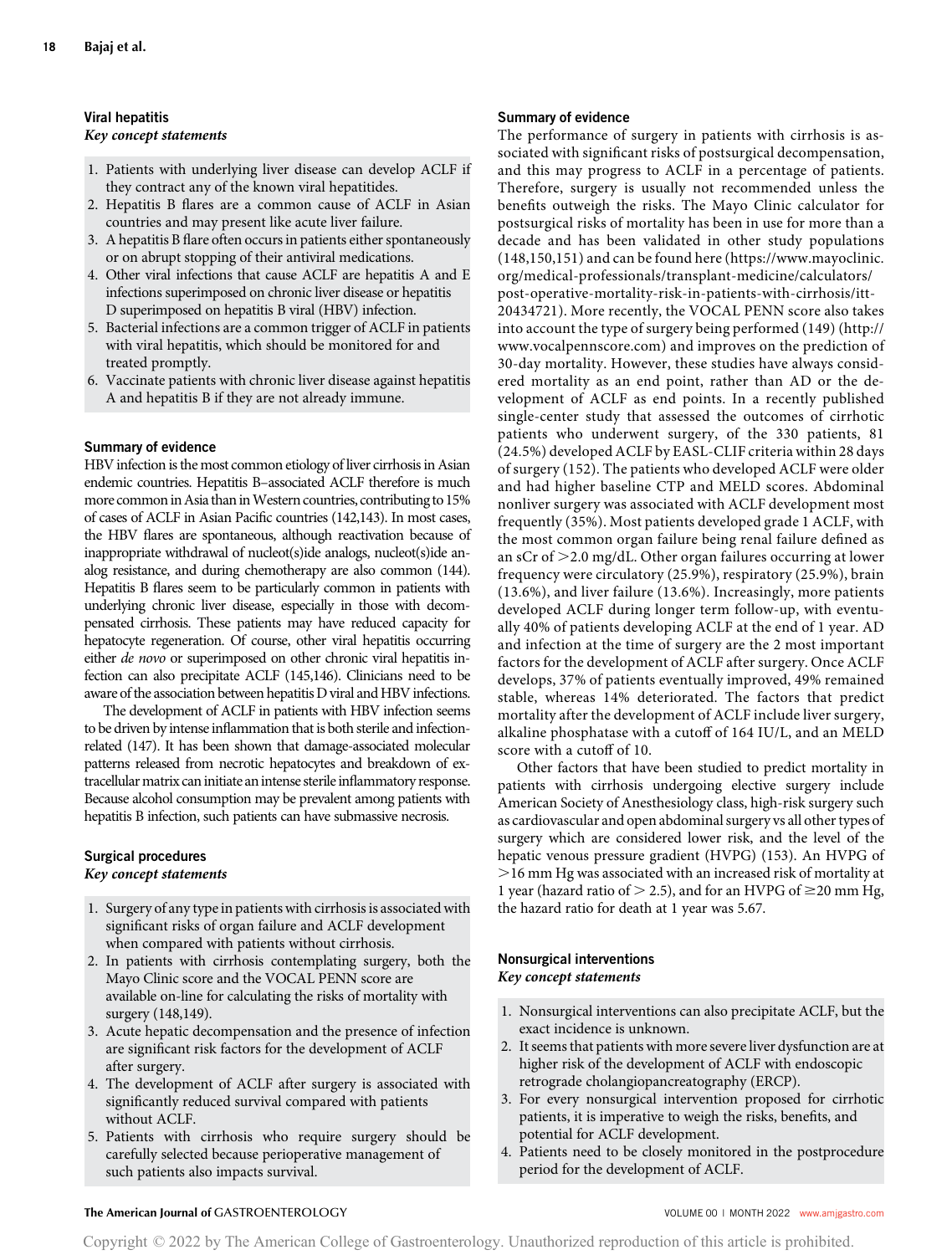## Viral hepatitis

### *Key concept statements*

1. Patients with underlying liver disease can develop ACLF if they contract any of the known viral hepatitides.
2. Hepatitis B flares are a common cause of ACLF in Asian countries and may present like acute liver failure.
3. A hepatitis B flare often occurs in patients either spontaneously or on abrupt stopping of their antiviral medications.
4. Other viral infections that cause ACLF are hepatitis A and E infections superimposed on chronic liver disease or hepatitis D superimposed on hepatitis B viral (HBV) infection.
5. Bacterial infections are a common trigger of ACLF in patients with viral hepatitis, which should be monitored for and treated promptly.
6. Vaccinate patients with chronic liver disease against hepatitis A and hepatitis B if they are not already immune.

### Summary of evidence

HBV infection is the most common etiology of liver cirrhosis in Asian endemic countries. Hepatitis B–associated ACLF therefore is much more common in Asia than in Western countries, contributing to 15% of cases of ACLF in Asian Pacific countries (142,143). In most cases, the HBV flares are spontaneous, although reactivation because of inappropriate withdrawal of nucleot(s)ide analogs, nucleot(s)ide analog resistance, and during chemotherapy are also common (144). Hepatitis B flares seem to be particularly common in patients with underlying chronic liver disease, especially in those with decompensated cirrhosis. These patients may have reduced capacity for hepatocyte regeneration. Of course, other viral hepatitis occurring either *de novo* or superimposed on other chronic viral hepatitis infection can also precipitate ACLF (145,146). Clinicians need to be aware of the association between hepatitis D viral and HBV infections.

The development of ACLF in patients with HBV infection seems to be driven by intense inflammation that is both sterile and infection-related (147). It has been shown that damage-associated molecular patterns released from necrotic hepatocytes and breakdown of extracellular matrix can initiate an intense sterile inflammatory response. Because alcohol consumption may be prevalent among patients with hepatitis B infection, such patients can have submassive necrosis.

## Surgical procedures

### *Key concept statements*

1. Surgery of any type in patients with cirrhosis is associated with significant risks of organ failure and ACLF development when compared with patients without cirrhosis.
2. In patients with cirrhosis contemplating surgery, both the Mayo Clinic score and the VOCAL PENN score are available on-line for calculating the risks of mortality with surgery (148,149).
3. Acute hepatic decompensation and the presence of infection are significant risk factors for the development of ACLF after surgery.
4. The development of ACLF after surgery is associated with significantly reduced survival compared with patients without ACLF.
5. Patients with cirrhosis who require surgery should be carefully selected because perioperative management of such patients also impacts survival.

### Summary of evidence

The performance of surgery in patients with cirrhosis is associated with significant risks of postsurgical decompensation, and this may progress to ACLF in a percentage of patients. Therefore, surgery is usually not recommended unless the benefits outweigh the risks. The Mayo Clinic calculator for postsurgical risks of mortality has been in use for more than a decade and has been validated in other study populations (148,150,151) and can be found here (https://www.mayoclinic.org/medical-professionals/transplant-medicine/calculators/post-operative-mortality-risk-in-patients-with-cirrhosis/itt-20434721). More recently, the VOCAL PENN score also takes into account the type of surgery being performed (149) (http://www.vocalpennscore.com) and improves on the prediction of 30-day mortality. However, these studies have always considered mortality as an end point, rather than AD or the development of ACLF as end points. In a recently published single-center study that assessed the outcomes of cirrhotic patients who underwent surgery, of the 330 patients, 81 (24.5%) developed ACLF by EASL-CLIF criteria within 28 days of surgery (152). The patients who developed ACLF were older and had higher baseline CTP and MELD scores. Abdominal nonliver surgery was associated with ACLF development most frequently (35%). Most patients developed grade 1 ACLF, with the most common organ failure being renal failure defined as an sCr of >2.0 mg/dL. Other organ failures occurring at lower frequency were circulatory (25.9%), respiratory (25.9%), brain (13.6%), and liver failure (13.6%). Increasingly, more patients developed ACLF during longer term follow-up, with eventually 40% of patients developing ACLF at the end of 1 year. AD and infection at the time of surgery are the 2 most important factors for the development of ACLF after surgery. Once ACLF develops, 37% of patients eventually improved, 49% remained stable, whereas 14% deteriorated. The factors that predict mortality after the development of ACLF include liver surgery, alkaline phosphatase with a cutoff of 164 IU/L, and an MELD score with a cutoff of 10.

Other factors that have been studied to predict mortality in patients with cirrhosis undergoing elective surgery include American Society of Anesthesiology class, high-risk surgery such as cardiovascular and open abdominal surgery vs all other types of surgery which are considered lower risk, and the level of the hepatic venous pressure gradient (HVPG) (153). An HVPG of >16 mm Hg was associated with an increased risk of mortality at 1 year (hazard ratio of > 2.5), and for an HVPG of ≥20 mm Hg, the hazard ratio for death at 1 year was 5.67.

## Nonsurgical interventions

### *Key concept statements*

1. Nonsurgical interventions can also precipitate ACLF, but the exact incidence is unknown.
2. It seems that patients with more severe liver dysfunction are at higher risk of the development of ACLF with endoscopic retrograde cholangiopancreatography (ERCP).
3. For every nonsurgical intervention proposed for cirrhotic patients, it is imperative to weigh the risks, benefits, and potential for ACLF development.
4. Patients need to be closely monitored in the postprocedure period for the development of ACLF.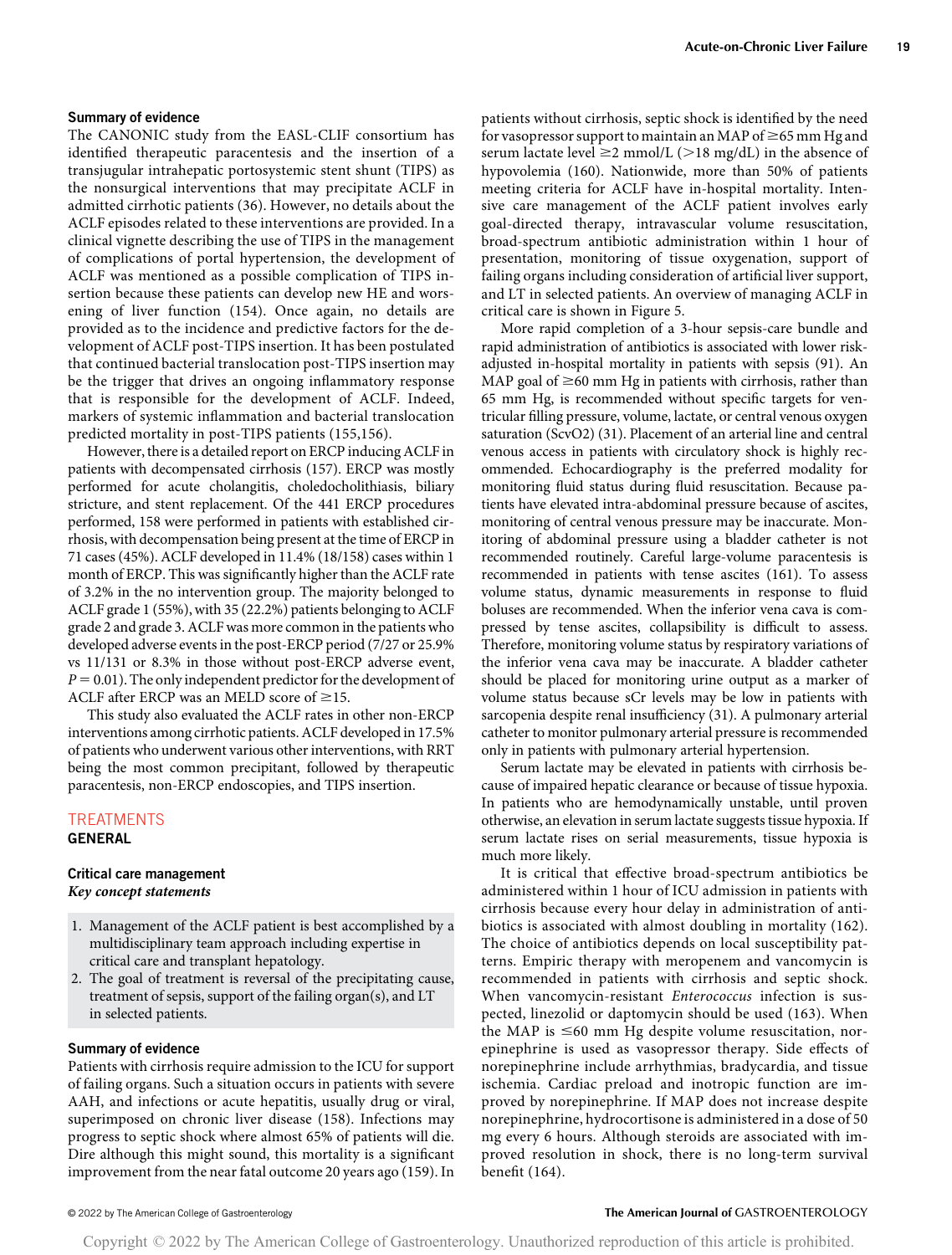### Summary of evidence

The CANONIC study from the EASL-CLIF consortium has identified therapeutic paracentesis and the insertion of a transjugular intrahepatic portosystemic stent shunt (TIPS) as the nonsurgical interventions that may precipitate ACLF in admitted cirrhotic patients (36). However, no details about the ACLF episodes related to these interventions are provided. In a clinical vignette describing the use of TIPS in the management of complications of portal hypertension, the development of ACLF was mentioned as a possible complication of TIPS insertion because these patients can develop new HE and worsening of liver function (154). Once again, no details are provided as to the incidence and predictive factors for the development of ACLF post-TIPS insertion. It has been postulated that continued bacterial translocation post-TIPS insertion may be the trigger that drives an ongoing inflammatory response that is responsible for the development of ACLF. Indeed, markers of systemic inflammation and bacterial translocation predicted mortality in post-TIPS patients (155,156).

However, there is a detailed report on ERCP inducing ACLF in patients with decompensated cirrhosis (157). ERCP was mostly performed for acute cholangitis, choledocholithiasis, biliary stricture, and stent replacement. Of the 441 ERCP procedures performed, 158 were performed in patients with established cirrhosis, with decompensation being present at the time of ERCP in 71 cases (45%). ACLF developed in 11.4% (18/158) cases within 1 month of ERCP. This was significantly higher than the ACLF rate of 3.2% in the no intervention group. The majority belonged to ACLF grade 1 (55%), with 35 (22.2%) patients belonging to ACLF grade 2 and grade 3. ACLF was more common in the patients who developed adverse events in the post-ERCP period (7/27 or 25.9% vs 11/131 or 8.3% in those without post-ERCP adverse event, $P = 0.01$). The only independent predictor for the development of ACLF after ERCP was an MELD score of ≥15.

This study also evaluated the ACLF rates in other non-ERCP interventions among cirrhotic patients. ACLF developed in 17.5% of patients who underwent various other interventions, with RRT being the most common precipitant, followed by therapeutic paracentesis, non-ERCP endoscopies, and TIPS insertion.

## TREATMENTS

## GENERAL

### Critical care management

#### *Key concept statements*

1. Management of the ACLF patient is best accomplished by a multidisciplinary team approach including expertise in critical care and transplant hepatology.
2. The goal of treatment is reversal of the precipitating cause, treatment of sepsis, support of the failing organ(s), and LT in selected patients.

### Summary of evidence

Patients with cirrhosis require admission to the ICU for support of failing organs. Such a situation occurs in patients with severe AAH, and infections or acute hepatitis, usually drug or viral, superimposed on chronic liver disease (158). Infections may progress to septic shock where almost 65% of patients will die. Dire although this might sound, this mortality is a significant improvement from the near fatal outcome 20 years ago (159). In patients without cirrhosis, septic shock is identified by the need for vasopressor support to maintain an MAP of ≥65 mm Hg and serum lactate level ≥2 mmol/L (>18 mg/dL) in the absence of hypovolemia (160). Nationwide, more than 50% of patients meeting criteria for ACLF have in-hospital mortality. Intensive care management of the ACLF patient involves early goal-directed therapy, intravascular volume resuscitation, broad-spectrum antibiotic administration within 1 hour of presentation, monitoring of tissue oxygenation, support of failing organs including consideration of artificial liver support, and LT in selected patients. An overview of managing ACLF in critical care is shown in Figure 5.

More rapid completion of a 3-hour sepsis-care bundle and rapid administration of antibiotics is associated with lower risk-adjusted in-hospital mortality in patients with sepsis (91). An MAP goal of ≥60 mm Hg in patients with cirrhosis, rather than 65 mm Hg, is recommended without specific targets for ventricular filling pressure, volume, lactate, or central venous oxygen saturation (ScvO2) (31). Placement of an arterial line and central venous access in patients with circulatory shock is highly recommended. Echocardiography is the preferred modality for monitoring fluid status during fluid resuscitation. Because patients have elevated intra-abdominal pressure because of ascites, monitoring of central venous pressure may be inaccurate. Monitoring of abdominal pressure using a bladder catheter is not recommended routinely. Careful large-volume paracentesis is recommended in patients with tense ascites (161). To assess volume status, dynamic measurements in response to fluid boluses are recommended. When the inferior vena cava is compressed by tense ascites, collapsibility is difficult to assess. Therefore, monitoring volume status by respiratory variations of the inferior vena cava may be inaccurate. A bladder catheter should be placed for monitoring urine output as a marker of volume status because sCr levels may be low in patients with sarcopenia despite renal insufficiency (31). A pulmonary arterial catheter to monitor pulmonary arterial pressure is recommended only in patients with pulmonary arterial hypertension.

Serum lactate may be elevated in patients with cirrhosis because of impaired hepatic clearance or because of tissue hypoxia. In patients who are hemodynamically unstable, until proven otherwise, an elevation in serum lactate suggests tissue hypoxia. If serum lactate rises on serial measurements, tissue hypoxia is much more likely.

It is critical that effective broad-spectrum antibiotics be administered within 1 hour of ICU admission in patients with cirrhosis because every hour delay in administration of antibiotics is associated with almost doubling in mortality (162). The choice of antibiotics depends on local susceptibility patterns. Empiric therapy with meropenem and vancomycin is recommended in patients with cirrhosis and septic shock. When vancomycin-resistant *Enterococcus* infection is suspected, linezolid or daptomycin should be used (163). When the MAP is ≤60 mm Hg despite volume resuscitation, norepinephrine is used as vasopressor therapy. Side effects of norepinephrine include arrhythmias, bradycardia, and tissue ischemia. Cardiac preload and inotropic function are improved by norepinephrine. If MAP does not increase despite norepinephrine, hydrocortisone is administered in a dose of 50 mg every 6 hours. Although steroids are associated with improved resolution in shock, there is no long-term survival benefit (164).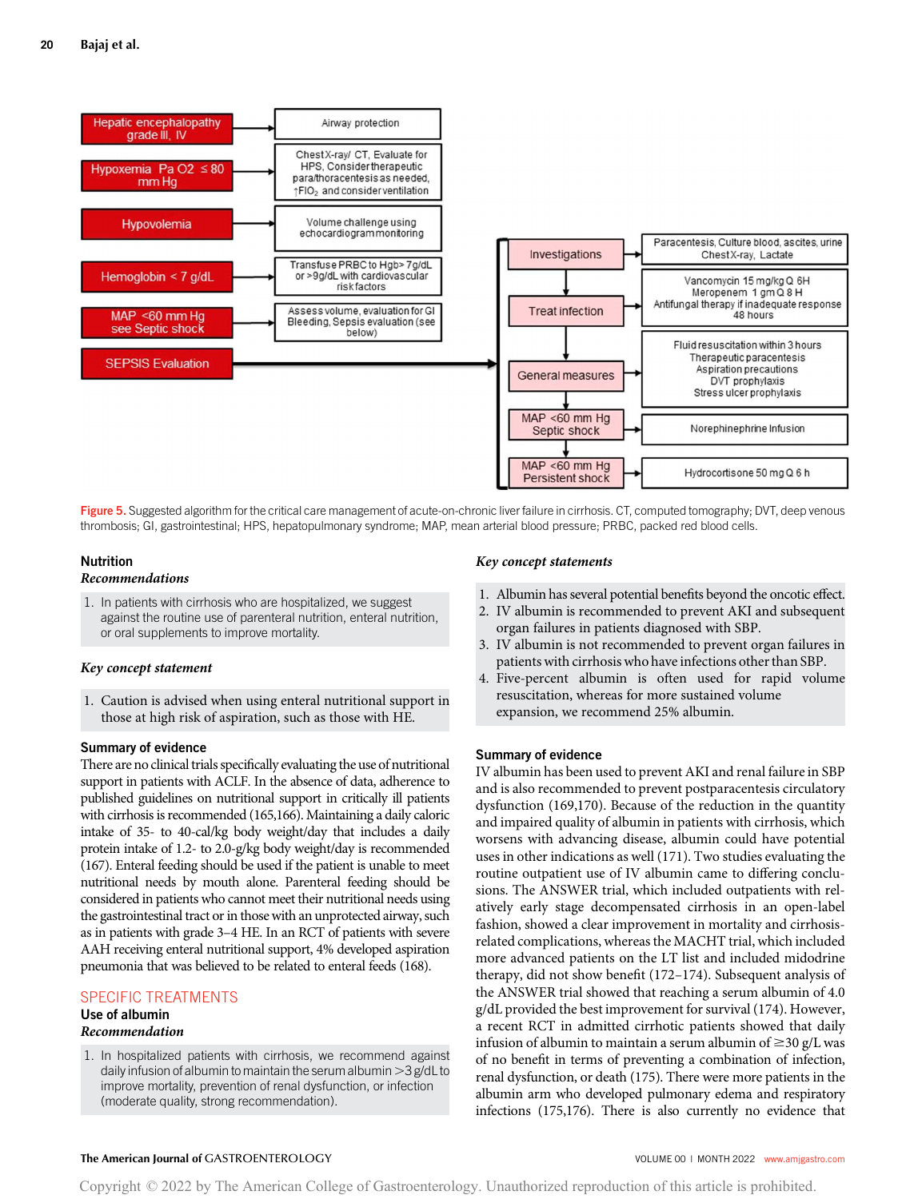| Condition | Management |
| --- | --- |
| Hepatic encephalopathy grade III, IV | Airway protection |
| Hypoxemia Pa O2 ≤ 80 mm Hg | Chest X-ray/ CT, Evaluate for HPS, Consider therapeutic para/thoracentesis as needed, ↑FIO$_2$ and consider ventilation |
| Hypovolemia | Volume challenge using echocardiogram monitoring |
| Hemoglobin < 7 g/dL | Transfuse PRBC to Hgb> 7g/dL or >9g/dL with cardiovascular risk factors |
| MAP <60 mm Hg see Septic shock | Assess volume, evaluation for GI Bleeding, Sepsis evaluation (see below) |
| SEPSIS Evaluation | Investigations: Paracentesis, Culture blood, ascites, urine Chest X-ray, Lactate |
| | Treat infection: Vancomycin 15 mg/kg Q 6H; Meropenem 1 gm Q 8 H; Antifungal therapy if inadequate response 48 hours |
| | General measures: Fluid resuscitation within 3 hours; Therapeutic paracentesis; Aspiration precautions; DVT prophylaxis; Stress ulcer prophylaxis |
| | MAP <60 mm Hg Septic shock: Norephinephrine Infusion |
| | MAP <60 mm Hg Persistent shock: Hydrocortisone 50 mg Q 6 h |

Figure 5. Suggested algorithm for the critical care management of acute-on-chronic liver failure in cirrhosis. CT, computed tomography; DVT, deep venous thrombosis; GI, gastrointestinal; HPS, hepatopulmonary syndrome; MAP, mean arterial blood pressure; PRBC, packed red blood cells.

### Nutrition

#### *Recommendations*

1. In patients with cirrhosis who are hospitalized, we suggest against the routine use of parenteral nutrition, enteral nutrition, or oral supplements to improve mortality.

#### *Key concept statement*

1. Caution is advised when using enteral nutritional support in those at high risk of aspiration, such as those with HE.

#### Summary of evidence

There are no clinical trials specifically evaluating the use of nutritional support in patients with ACLF. In the absence of data, adherence to published guidelines on nutritional support in critically ill patients with cirrhosis is recommended (165,166). Maintaining a daily caloric intake of 35- to 40-cal/kg body weight/day that includes a daily protein intake of 1.2- to 2.0-g/kg body weight/day is recommended (167). Enteral feeding should be used if the patient is unable to meet nutritional needs by mouth alone. Parenteral feeding should be considered in patients who cannot meet their nutritional needs using the gastrointestinal tract or in those with an unprotected airway, such as in patients with grade 3–4 HE. In an RCT of patients with severe AAH receiving enteral nutritional support, 4% developed aspiration pneumonia that was believed to be related to enteral feeds (168).

## SPECIFIC TREATMENTS

### Use of albumin

#### *Recommendation*

1. In hospitalized patients with cirrhosis, we recommend against daily infusion of albumin to maintain the serum albumin >3 g/dL to improve mortality, prevention of renal dysfunction, or infection (moderate quality, strong recommendation).

#### *Key concept statements*

1. Albumin has several potential benefits beyond the oncotic effect.
2. IV albumin is recommended to prevent AKI and subsequent organ failures in patients diagnosed with SBP.
3. IV albumin is not recommended to prevent organ failures in patients with cirrhosis who have infections other than SBP.
4. Five-percent albumin is often used for rapid volume resuscitation, whereas for more sustained volume expansion, we recommend 25% albumin.

#### Summary of evidence

IV albumin has been used to prevent AKI and renal failure in SBP and is also recommended to prevent postparacentesis circulatory dysfunction (169,170). Because of the reduction in the quantity and impaired quality of albumin in patients with cirrhosis, which worsens with advancing disease, albumin could have potential uses in other indications as well (171). Two studies evaluating the routine outpatient use of IV albumin came to differing conclusions. The ANSWER trial, which included outpatients with relatively early stage decompensated cirrhosis in an open-label fashion, showed a clear improvement in mortality and cirrhosis-related complications, whereas the MACHT trial, which included more advanced patients on the LT list and included midodrine therapy, did not show benefit (172–174). Subsequent analysis of the ANSWER trial showed that reaching a serum albumin of 4.0 g/dL provided the best improvement for survival (174). However, a recent RCT in admitted cirrhotic patients showed that daily infusion of albumin to maintain a serum albumin of ≥30 g/L was of no benefit in terms of preventing a combination of infection, renal dysfunction, or death (175). There were more patients in the albumin arm who developed pulmonary edema and respiratory infections (175,176). There is also currently no evidence that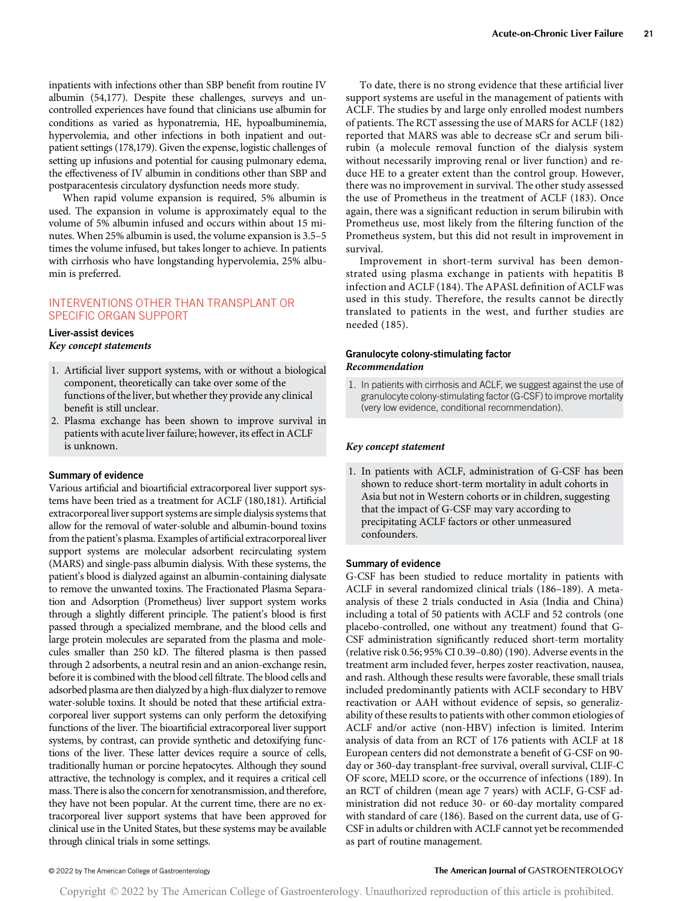inpatients with infections other than SBP benefit from routine IV albumin (54,177). Despite these challenges, surveys and uncontrolled experiences have found that clinicians use albumin for conditions as varied as hyponatremia, HE, hypoalbuminemia, hypervolemia, and other infections in both inpatient and outpatient settings (178,179). Given the expense, logistic challenges of setting up infusions and potential for causing pulmonary edema, the effectiveness of IV albumin in conditions other than SBP and postparacentesis circulatory dysfunction needs more study.

When rapid volume expansion is required, 5% albumin is used. The expansion in volume is approximately equal to the volume of 5% albumin infused and occurs within about 15 minutes. When 25% albumin is used, the volume expansion is 3.5–5 times the volume infused, but takes longer to achieve. In patients with cirrhosis who have longstanding hypervolemia, 25% albumin is preferred.

## INTERVENTIONS OTHER THAN TRANSPLANT OR SPECIFIC ORGAN SUPPORT

### Liver-assist devices

***Key concept statements***

1. Artificial liver support systems, with or without a biological component, theoretically can take over some of the functions of the liver, but whether they provide any clinical benefit is still unclear.
2. Plasma exchange has been shown to improve survival in patients with acute liver failure; however, its effect in ACLF is unknown.

#### Summary of evidence

Various artificial and bioartificial extracorporeal liver support systems have been tried as a treatment for ACLF (180,181). Artificial extracorporeal liver support systems are simple dialysis systems that allow for the removal of water-soluble and albumin-bound toxins from the patient's plasma. Examples of artificial extracorporeal liver support systems are molecular adsorbent recirculating system (MARS) and single-pass albumin dialysis. With these systems, the patient's blood is dialyzed against an albumin-containing dialysate to remove the unwanted toxins. The Fractionated Plasma Separation and Adsorption (Prometheus) liver support system works through a slightly different principle. The patient's blood is first passed through a specialized membrane, and the blood cells and large protein molecules are separated from the plasma and molecules smaller than 250 kD. The filtered plasma is then passed through 2 adsorbents, a neutral resin and an anion-exchange resin, before it is combined with the blood cell filtrate. The blood cells and adsorbed plasma are then dialyzed by a high-flux dialyzer to remove water-soluble toxins. It should be noted that these artificial extracorporeal liver support systems can only perform the detoxifying functions of the liver. The bioartificial extracorporeal liver support systems, by contrast, can provide synthetic and detoxifying functions of the liver. These latter devices require a source of cells, traditionally human or porcine hepatocytes. Although they sound attractive, the technology is complex, and it requires a critical cell mass. There is also the concern for xenotransmission, and therefore, they have not been popular. At the current time, there are no extracorporeal liver support systems that have been approved for clinical use in the United States, but these systems may be available through clinical trials in some settings.

To date, there is no strong evidence that these artificial liver support systems are useful in the management of patients with ACLF. The studies by and large only enrolled modest numbers of patients. The RCT assessing the use of MARS for ACLF (182) reported that MARS was able to decrease sCr and serum bilirubin (a molecule removal function of the dialysis system without necessarily improving renal or liver function) and reduce HE to a greater extent than the control group. However, there was no improvement in survival. The other study assessed the use of Prometheus in the treatment of ACLF (183). Once again, there was a significant reduction in serum bilirubin with Prometheus use, most likely from the filtering function of the Prometheus system, but this did not result in improvement in survival.

Improvement in short-term survival has been demonstrated using plasma exchange in patients with hepatitis B infection and ACLF (184). The APASL definition of ACLF was used in this study. Therefore, the results cannot be directly translated to patients in the west, and further studies are needed (185).

### Granulocyte colony-stimulating factor

***Recommendation***

1. In patients with cirrhosis and ACLF, we suggest against the use of granulocyte colony-stimulating factor (G-CSF) to improve mortality (very low evidence, conditional recommendation).

***Key concept statement***

1. In patients with ACLF, administration of G-CSF has been shown to reduce short-term mortality in adult cohorts in Asia but not in Western cohorts or in children, suggesting that the impact of G-CSF may vary according to precipitating ACLF factors or other unmeasured confounders.

#### Summary of evidence

G-CSF has been studied to reduce mortality in patients with ACLF in several randomized clinical trials (186–189). A meta-analysis of these 2 trials conducted in Asia (India and China) including a total of 50 patients with ACLF and 52 controls (one placebo-controlled, one without any treatment) found that G-CSF administration significantly reduced short-term mortality (relative risk 0.56; 95% CI 0.39–0.80) (190). Adverse events in the treatment arm included fever, herpes zoster reactivation, nausea, and rash. Although these results were favorable, these small trials included predominantly patients with ACLF secondary to HBV reactivation or AAH without evidence of sepsis, so generalizability of these results to patients with other common etiologies of ACLF and/or active (non-HBV) infection is limited. Interim analysis of data from an RCT of 176 patients with ACLF at 18 European centers did not demonstrate a benefit of G-CSF on 90-day or 360-day transplant-free survival, overall survival, CLIF-C OF score, MELD score, or the occurrence of infections (189). In an RCT of children (mean age 7 years) with ACLF, G-CSF administration did not reduce 30- or 60-day mortality compared with standard of care (186). Based on the current data, use of G-CSF in adults or children with ACLF cannot yet be recommended as part of routine management.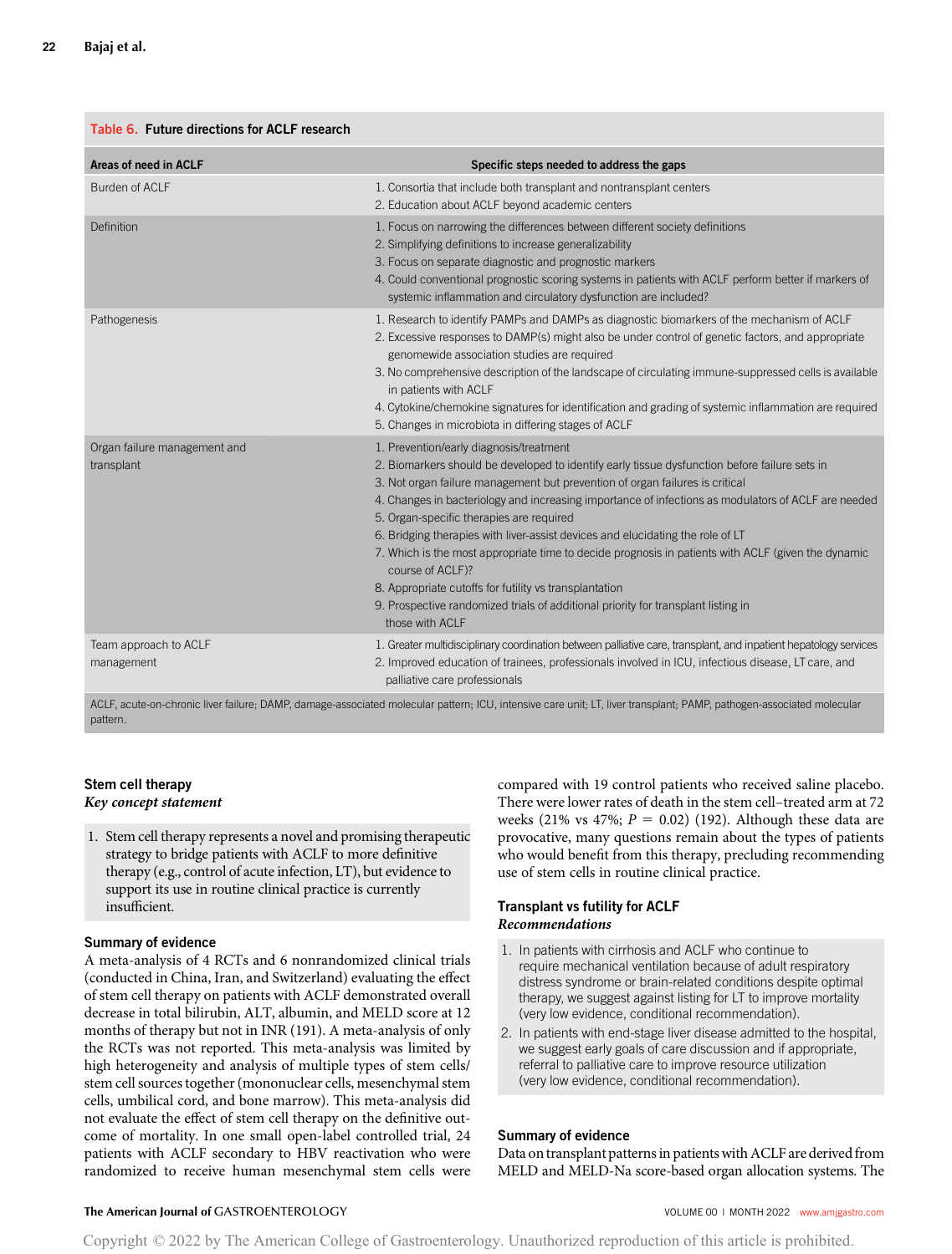**Table 6. Future directions for ACLF research**

| Areas of need in ACLF | Specific steps needed to address the gaps |
| --- | --- |
| Burden of ACLF | 1. Consortia that include both transplant and nontransplant centers<br>2. Education about ACLF beyond academic centers |
| Definition | 1. Focus on narrowing the differences between different society definitions<br>2. Simplifying definitions to increase generalizability<br>3. Focus on separate diagnostic and prognostic markers<br>4. Could conventional prognostic scoring systems in patients with ACLF perform better if markers of systemic inflammation and circulatory dysfunction are included? |
| Pathogenesis | 1. Research to identify PAMPs and DAMPs as diagnostic biomarkers of the mechanism of ACLF<br>2. Excessive responses to DAMP(s) might also be under control of genetic factors, and appropriate genomewide association studies are required<br>3. No comprehensive description of the landscape of circulating immune-suppressed cells is available in patients with ACLF<br>4. Cytokine/chemokine signatures for identification and grading of systemic inflammation are required<br>5. Changes in microbiota in differing stages of ACLF |
| Organ failure management and transplant | 1. Prevention/early diagnosis/treatment<br>2. Biomarkers should be developed to identify early tissue dysfunction before failure sets in<br>3. Not organ failure management but prevention of organ failures is critical<br>4. Changes in bacteriology and increasing importance of infections as modulators of ACLF are needed<br>5. Organ-specific therapies are required<br>6. Bridging therapies with liver-assist devices and elucidating the role of LT<br>7. Which is the most appropriate time to decide prognosis in patients with ACLF (given the dynamic course of ACLF)?<br>8. Appropriate cutoffs for futility vs transplantation<br>9. Prospective randomized trials of additional priority for transplant listing in those with ACLF |
| Team approach to ACLF management | 1. Greater multidisciplinary coordination between palliative care, transplant, and inpatient hepatology services<br>2. Improved education of trainees, professionals involved in ICU, infectious disease, LT care, and palliative care professionals |

ACLF, acute-on-chronic liver failure; DAMP, damage-associated molecular pattern; ICU, intensive care unit; LT, liver transplant; PAMP, pathogen-associated molecular pattern.

### Stem cell therapy

*Key concept statement*

1. Stem cell therapy represents a novel and promising therapeutic strategy to bridge patients with ACLF to more definitive therapy (e.g., control of acute infection, LT), but evidence to support its use in routine clinical practice is currently insufficient.

#### Summary of evidence

A meta-analysis of 4 RCTs and 6 nonrandomized clinical trials (conducted in China, Iran, and Switzerland) evaluating the effect of stem cell therapy on patients with ACLF demonstrated overall decrease in total bilirubin, ALT, albumin, and MELD score at 12 months of therapy but not in INR (191). A meta-analysis of only the RCTs was not reported. This meta-analysis was limited by high heterogeneity and analysis of multiple types of stem cells/stem cell sources together (mononuclear cells, mesenchymal stem cells, umbilical cord, and bone marrow). This meta-analysis did not evaluate the effect of stem cell therapy on the definitive outcome of mortality. In one small open-label controlled trial, 24 patients with ACLF secondary to HBV reactivation who were randomized to receive human mesenchymal stem cells were compared with 19 control patients who received saline placebo. There were lower rates of death in the stem cell–treated arm at 72 weeks (21% vs 47%; $P = 0.02$) (192). Although these data are provocative, many questions remain about the types of patients who would benefit from this therapy, precluding recommending use of stem cells in routine clinical practice.

### Transplant vs futility for ACLF

*Recommendations*

1. In patients with cirrhosis and ACLF who continue to require mechanical ventilation because of adult respiratory distress syndrome or brain-related conditions despite optimal therapy, we suggest against listing for LT to improve mortality (very low evidence, conditional recommendation).
2. In patients with end-stage liver disease admitted to the hospital, we suggest early goals of care discussion and if appropriate, referral to palliative care to improve resource utilization (very low evidence, conditional recommendation).

#### Summary of evidence

Data on transplant patterns in patients with ACLF are derived from MELD and MELD-Na score-based organ allocation systems. The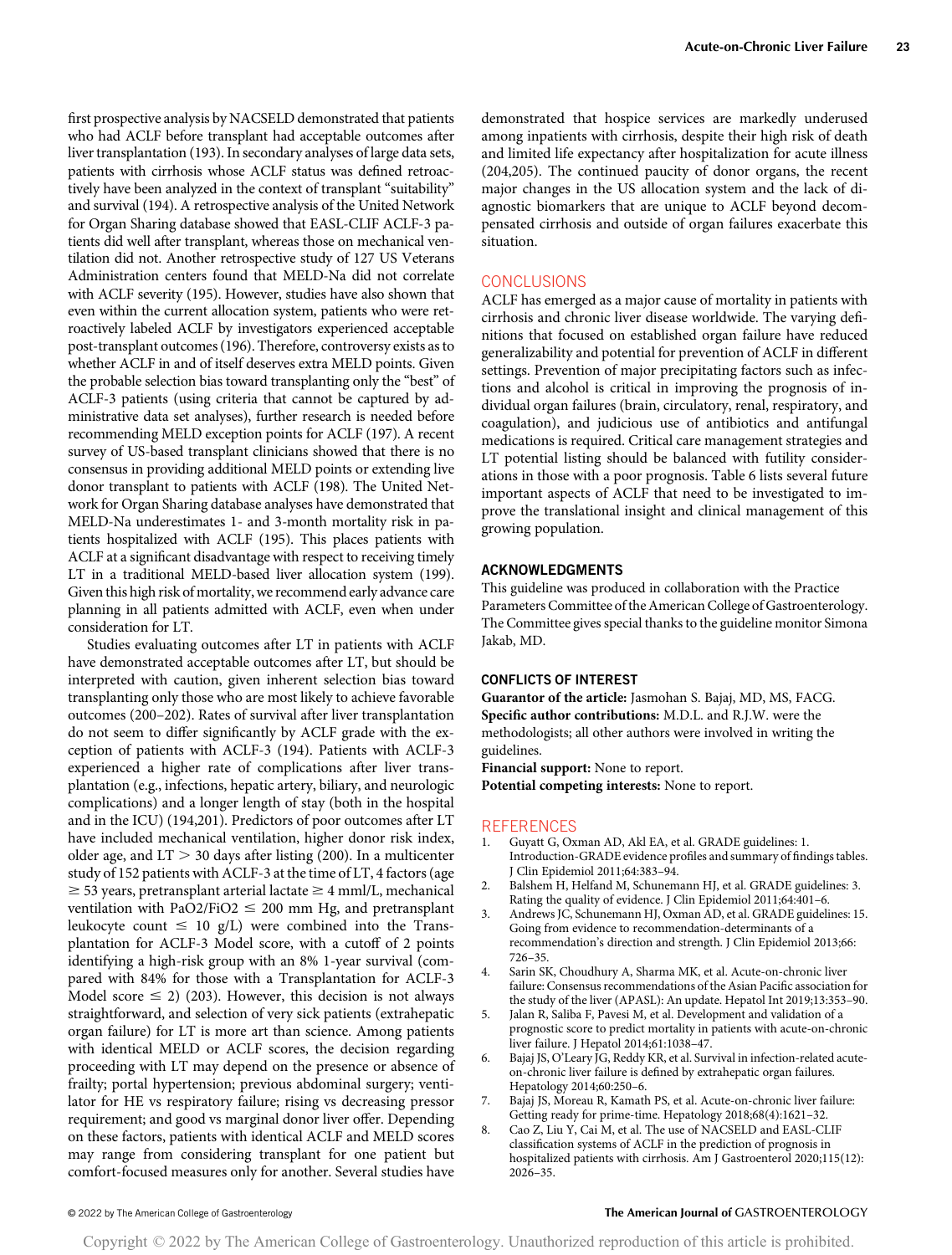first prospective analysis by NACSELD demonstrated that patients who had ACLF before transplant had acceptable outcomes after liver transplantation (193). In secondary analyses of large data sets, patients with cirrhosis whose ACLF status was defined retroactively have been analyzed in the context of transplant "suitability" and survival (194). A retrospective analysis of the United Network for Organ Sharing database showed that EASL-CLIF ACLF-3 patients did well after transplant, whereas those on mechanical ventilation did not. Another retrospective study of 127 US Veterans Administration centers found that MELD-Na did not correlate with ACLF severity (195). However, studies have also shown that even within the current allocation system, patients who were retroactively labeled ACLF by investigators experienced acceptable post-transplant outcomes (196). Therefore, controversy exists as to whether ACLF in and of itself deserves extra MELD points. Given the probable selection bias toward transplanting only the "best" of ACLF-3 patients (using criteria that cannot be captured by administrative data set analyses), further research is needed before recommending MELD exception points for ACLF (197). A recent survey of US-based transplant clinicians showed that there is no consensus in providing additional MELD points or extending live donor transplant to patients with ACLF (198). The United Network for Organ Sharing database analyses have demonstrated that MELD-Na underestimates 1- and 3-month mortality risk in patients hospitalized with ACLF (195). This places patients with ACLF at a significant disadvantage with respect to receiving timely LT in a traditional MELD-based liver allocation system (199). Given this high risk of mortality, we recommend early advance care planning in all patients admitted with ACLF, even when under consideration for LT.

Studies evaluating outcomes after LT in patients with ACLF have demonstrated acceptable outcomes after LT, but should be interpreted with caution, given inherent selection bias toward transplanting only those who are most likely to achieve favorable outcomes (200–202). Rates of survival after liver transplantation do not seem to differ significantly by ACLF grade with the exception of patients with ACLF-3 (194). Patients with ACLF-3 experienced a higher rate of complications after liver transplantation (e.g., infections, hepatic artery, biliary, and neurologic complications) and a longer length of stay (both in the hospital and in the ICU) (194,201). Predictors of poor outcomes after LT have included mechanical ventilation, higher donor risk index, older age, and LT $>$ 30 days after listing (200). In a multicenter study of 152 patients with ACLF-3 at the time of LT, 4 factors (age $\geq$ 53 years, pretransplant arterial lactate $\geq$ 4 mml/L, mechanical ventilation with PaO2/FiO2 $\leq$ 200 mm Hg, and pretransplant leukocyte count $\leq$ 10 g/L) were combined into the Transplantation for ACLF-3 Model score, with a cutoff of 2 points identifying a high-risk group with an 8% 1-year survival (compared with 84% for those with a Transplantation for ACLF-3 Model score $\leq$ 2) (203). However, this decision is not always straightforward, and selection of very sick patients (extrahepatic organ failure) for LT is more art than science. Among patients with identical MELD or ACLF scores, the decision regarding proceeding with LT may depend on the presence or absence of frailty; portal hypertension; previous abdominal surgery; ventilator for HE vs respiratory failure; rising vs decreasing pressor requirement; and good vs marginal donor liver offer. Depending on these factors, patients with identical ACLF and MELD scores may range from considering transplant for one patient but comfort-focused measures only for another. Several studies have demonstrated that hospice services are markedly underused among inpatients with cirrhosis, despite their high risk of death and limited life expectancy after hospitalization for acute illness (204,205). The continued paucity of donor organs, the recent major changes in the US allocation system and the lack of diagnostic biomarkers that are unique to ACLF beyond decompensated cirrhosis and outside of organ failures exacerbate this situation.

## CONCLUSIONS

ACLF has emerged as a major cause of mortality in patients with cirrhosis and chronic liver disease worldwide. The varying definitions that focused on established organ failure have reduced generalizability and potential for prevention of ACLF in different settings. Prevention of major precipitating factors such as infections and alcohol is critical in improving the prognosis of individual organ failures (brain, circulatory, renal, respiratory, and coagulation), and judicious use of antibiotics and antifungal medications is required. Critical care management strategies and LT potential listing should be balanced with futility considerations in those with a poor prognosis. Table 6 lists several future important aspects of ACLF that need to be investigated to improve the translational insight and clinical management of this growing population.

## ACKNOWLEDGMENTS

This guideline was produced in collaboration with the Practice Parameters Committee of the American College of Gastroenterology. The Committee gives special thanks to the guideline monitor Simona Jakab, MD.

## CONFLICTS OF INTEREST

**Guarantor of the article:** Jasmohan S. Bajaj, MD, MS, FACG.
**Specific author contributions:** M.D.L. and R.J.W. were the methodologists; all other authors were involved in writing the guidelines.
**Financial support:** None to report.
**Potential competing interests:** None to report.

## REFERENCES

1. Guyatt G, Oxman AD, Akl EA, et al. GRADE guidelines: 1. Introduction-GRADE evidence profiles and summary of findings tables. J Clin Epidemiol 2011;64:383–94.
2. Balshem H, Helfand M, Schunemann HJ, et al. GRADE guidelines: 3. Rating the quality of evidence. J Clin Epidemiol 2011;64:401–6.
3. Andrews JC, Schunemann HJ, Oxman AD, et al. GRADE guidelines: 15. Going from evidence to recommendation-determinants of a recommendation's direction and strength. J Clin Epidemiol 2013;66: 726–35.
4. Sarin SK, Choudhury A, Sharma MK, et al. Acute-on-chronic liver failure: Consensus recommendations of the Asian Pacific association for the study of the liver (APASL): An update. Hepatol Int 2019;13:353–90.
5. Jalan R, Saliba F, Pavesi M, et al. Development and validation of a prognostic score to predict mortality in patients with acute-on-chronic liver failure. J Hepatol 2014;61:1038–47.
6. Bajaj JS, O'Leary JG, Reddy KR, et al. Survival in infection-related acute-on-chronic liver failure is defined by extrahepatic organ failures. Hepatology 2014;60:250–6.
7. Bajaj JS, Moreau R, Kamath PS, et al. Acute-on-chronic liver failure: Getting ready for prime-time. Hepatology 2018;68(4):1621–32.
8. Cao Z, Liu Y, Cai M, et al. The use of NACSELD and EASL-CLIF classification systems of ACLF in the prediction of prognosis in hospitalized patients with cirrhosis. Am J Gastroenterol 2020;115(12): 2026–35.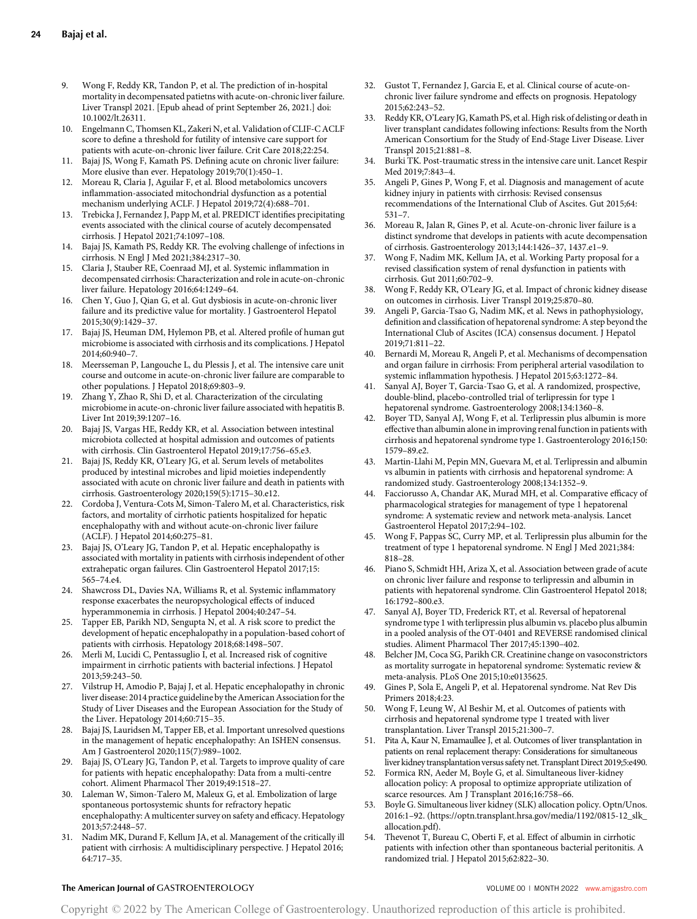9. Wong F, Reddy KR, Tandon P, et al. The prediction of in-hospital mortality in decompensated patietns with acute-on-chronic liver failure. Liver Transpl 2021. [Epub ahead of print September 26, 2021.] doi: 10.1002/lt.26311.
10. Engelmann C, Thomsen KL, Zakeri N, et al. Validation of CLIF-C ACLF score to define a threshold for futility of intensive care support for patients with acute-on-chronic liver failure. Crit Care 2018;22:254.
11. Bajaj JS, Wong F, Kamath PS. Defining acute on chronic liver failure: More elusive than ever. Hepatology 2019;70(1):450–1.
12. Moreau R, Claria J, Aguilar F, et al. Blood metabolomics uncovers inflammation-associated mitochondrial dysfunction as a potential mechanism underlying ACLF. J Hepatol 2019;72(4):688–701.
13. Trebicka J, Fernandez J, Papp M, et al. PREDICT identifies precipitating events associated with the clinical course of acutely decompensated cirrhosis. J Hepatol 2021;74:1097–108.
14. Bajaj JS, Kamath PS, Reddy KR. The evolving challenge of infections in cirrhosis. N Engl J Med 2021;384:2317–30.
15. Claria J, Stauber RE, Coenraad MJ, et al. Systemic inflammation in decompensated cirrhosis: Characterization and role in acute-on-chronic liver failure. Hepatology 2016;64:1249–64.
16. Chen Y, Guo J, Qian G, et al. Gut dysbiosis in acute-on-chronic liver failure and its predictive value for mortality. J Gastroenterol Hepatol 2015;30(9):1429–37.
17. Bajaj JS, Heuman DM, Hylemon PB, et al. Altered profile of human gut microbiome is associated with cirrhosis and its complications. J Hepatol 2014;60:940–7.
18. Meersseman P, Langouche L, du Plessis J, et al. The intensive care unit course and outcome in acute-on-chronic liver failure are comparable to other populations. J Hepatol 2018;69:803–9.
19. Zhang Y, Zhao R, Shi D, et al. Characterization of the circulating microbiome in acute-on-chronic liver failure associated with hepatitis B. Liver Int 2019;39:1207–16.
20. Bajaj JS, Vargas HE, Reddy KR, et al. Association between intestinal microbiota collected at hospital admission and outcomes of patients with cirrhosis. Clin Gastroenterol Hepatol 2019;17:756–65.e3.
21. Bajaj JS, Reddy KR, O'Leary JG, et al. Serum levels of metabolites produced by intestinal microbes and lipid moieties independently associated with acute on chronic liver failure and death in patients with cirrhosis. Gastroenterology 2020;159(5):1715–30.e12.
22. Cordoba J, Ventura-Cots M, Simon-Talero M, et al. Characteristics, risk factors, and mortality of cirrhotic patients hospitalized for hepatic encephalopathy with and without acute-on-chronic liver failure (ACLF). J Hepatol 2014;60:275–81.
23. Bajaj JS, O'Leary JG, Tandon P, et al. Hepatic encephalopathy is associated with mortality in patients with cirrhosis independent of other extrahepatic organ failures. Clin Gastroenterol Hepatol 2017;15:565–74.e4.
24. Shawcross DL, Davies NA, Williams R, et al. Systemic inflammatory response exacerbates the neuropsychological effects of induced hyperammonemia in cirrhosis. J Hepatol 2004;40:247–54.
25. Tapper EB, Parikh ND, Sengupta N, et al. A risk score to predict the development of hepatic encephalopathy in a population-based cohort of patients with cirrhosis. Hepatology 2018;68:1498–507.
26. Merli M, Lucidi C, Pentassuglio I, et al. Increased risk of cognitive impairment in cirrhotic patients with bacterial infections. J Hepatol 2013;59:243–50.
27. Vilstrup H, Amodio P, Bajaj J, et al. Hepatic encephalopathy in chronic liver disease: 2014 practice guideline by the American Association for the Study of Liver Diseases and the European Association for the Study of the Liver. Hepatology 2014;60:715–35.
28. Bajaj JS, Lauridsen M, Tapper EB, et al. Important unresolved questions in the management of hepatic encephalopathy: An ISHEN consensus. Am J Gastroenterol 2020;115(7):989–1002.
29. Bajaj JS, O'Leary JG, Tandon P, et al. Targets to improve quality of care for patients with hepatic encephalopathy: Data from a multi-centre cohort. Aliment Pharmacol Ther 2019;49:1518–27.
30. Laleman W, Simon-Talero M, Maleux G, et al. Embolization of large spontaneous portosystemic shunts for refractory hepatic encephalopathy: A multicenter survey on safety and efficacy. Hepatology 2013;57:2448–57.
31. Nadim MK, Durand F, Kellum JA, et al. Management of the critically ill patient with cirrhosis: A multidisciplinary perspective. J Hepatol 2016;64:717–35.
32. Gustot T, Fernandez J, Garcia E, et al. Clinical course of acute-on-chronic liver failure syndrome and effects on prognosis. Hepatology 2015;62:243–52.
33. Reddy KR, O'Leary JG, Kamath PS, et al. High risk of delisting or death in liver transplant candidates following infections: Results from the North American Consortium for the Study of End-Stage Liver Disease. Liver Transpl 2015;21:881–8.
34. Burki TK. Post-traumatic stress in the intensive care unit. Lancet Respir Med 2019;7:843–4.
35. Angeli P, Gines P, Wong F, et al. Diagnosis and management of acute kidney injury in patients with cirrhosis: Revised consensus recommendations of the International Club of Ascites. Gut 2015;64:531–7.
36. Moreau R, Jalan R, Gines P, et al. Acute-on-chronic liver failure is a distinct syndrome that develops in patients with acute decompensation of cirrhosis. Gastroenterology 2013;144:1426–37, 1437.e1–9.
37. Wong F, Nadim MK, Kellum JA, et al. Working Party proposal for a revised classification system of renal dysfunction in patients with cirrhosis. Gut 2011;60:702–9.
38. Wong F, Reddy KR, O'Leary JG, et al. Impact of chronic kidney disease on outcomes in cirrhosis. Liver Transpl 2019;25:870–80.
39. Angeli P, Garcia-Tsao G, Nadim MK, et al. News in pathophysiology, definition and classification of hepatorenal syndrome: A step beyond the International Club of Ascites (ICA) consensus document. J Hepatol 2019;71:811–22.
40. Bernardi M, Moreau R, Angeli P, et al. Mechanisms of decompensation and organ failure in cirrhosis: From peripheral arterial vasodilation to systemic inflammation hypothesis. J Hepatol 2015;63:1272–84.
41. Sanyal AJ, Boyer T, Garcia-Tsao G, et al. A randomized, prospective, double-blind, placebo-controlled trial of terlipressin for type 1 hepatorenal syndrome. Gastroenterology 2008;134:1360–8.
42. Boyer TD, Sanyal AJ, Wong F, et al. Terlipressin plus albumin is more effective than albumin alone in improving renal function in patients with cirrhosis and hepatorenal syndrome type 1. Gastroenterology 2016;150:1579–89.e2.
43. Martin-Llahi M, Pepin MN, Guevara M, et al. Terlipressin and albumin vs albumin in patients with cirrhosis and hepatorenal syndrome: A randomized study. Gastroenterology 2008;134:1352–9.
44. Facciorusso A, Chandar AK, Murad MH, et al. Comparative efficacy of pharmacological strategies for management of type 1 hepatorenal syndrome: A systematic review and network meta-analysis. Lancet Gastroenterol Hepatol 2017;2:94–102.
45. Wong F, Pappas SC, Curry MP, et al. Terlipressin plus albumin for the treatment of type 1 hepatorenal syndrome. N Engl J Med 2021;384:818–28.
46. Piano S, Schmidt HH, Ariza X, et al. Association between grade of acute on chronic liver failure and response to terlipressin and albumin in patients with hepatorenal syndrome. Clin Gastroenterol Hepatol 2018;16:1792–800.e3.
47. Sanyal AJ, Boyer TD, Frederick RT, et al. Reversal of hepatorenal syndrome type 1 with terlipressin plus albumin vs. placebo plus albumin in a pooled analysis of the OT-0401 and REVERSE randomised clinical studies. Aliment Pharmacol Ther 2017;45:1390–402.
48. Belcher JM, Coca SG, Parikh CR. Creatinine change on vasoconstrictors as mortality surrogate in hepatorenal syndrome: Systematic review & meta-analysis. PLoS One 2015;10:e0135625.
49. Gines P, Sola E, Angeli P, et al. Hepatorenal syndrome. Nat Rev Dis Primers 2018;4:23.
50. Wong F, Leung W, Al Beshir M, et al. Outcomes of patients with cirrhosis and hepatorenal syndrome type 1 treated with liver transplantation. Liver Transpl 2015;21:300–7.
51. Pita A, Kaur N, Emamaullee J, et al. Outcomes of liver transplantation in patients on renal replacement therapy: Considerations for simultaneous liver kidney transplantation versus safety net. Transplant Direct 2019;5:e490.
52. Formica RN, Aeder M, Boyle G, et al. Simultaneous liver-kidney allocation policy: A proposal to optimize appropriate utilization of scarce resources. Am J Transplant 2016;16:758–66.
53. Boyle G. Simultaneous liver kidney (SLK) allocation policy. Optn/Unos. 2016:1–92. (https://optn.transplant.hrsa.gov/media/1192/0815-12_slk_allocation.pdf).
54. Thevenot T, Bureau C, Oberti F, et al. Effect of albumin in cirrhotic patients with infection other than spontaneous bacterial peritonitis. A randomized trial. J Hepatol 2015;62:822–30.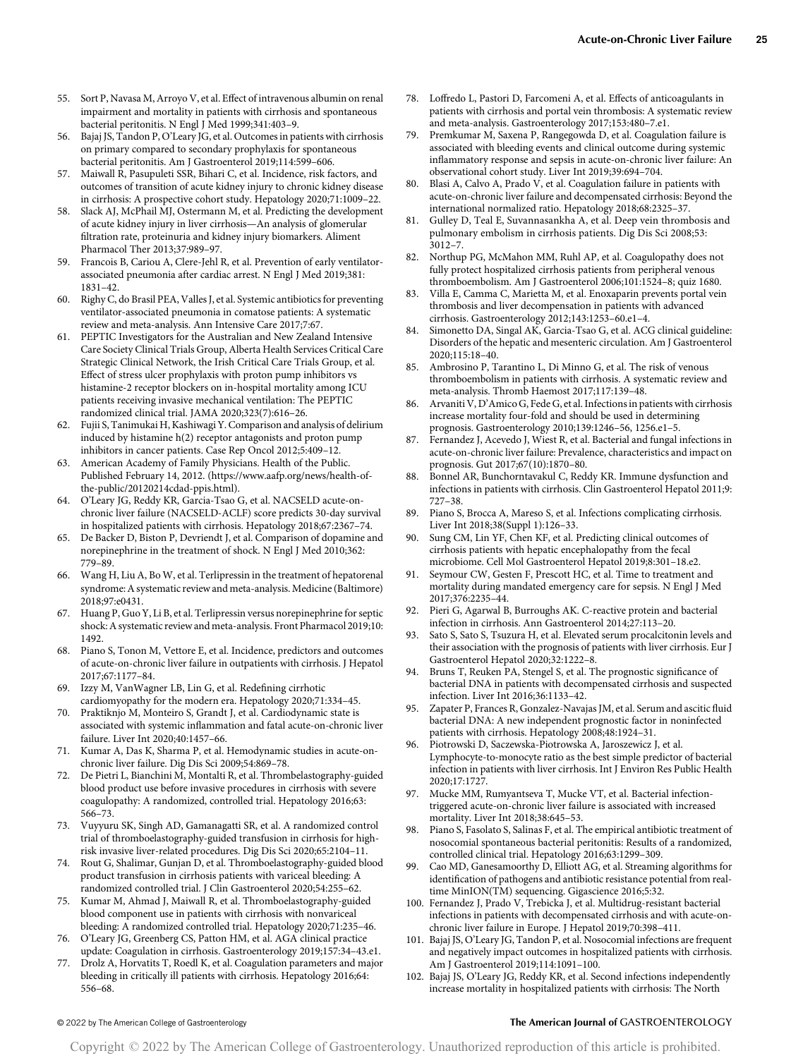55. Sort P, Navasa M, Arroyo V, et al. Effect of intravenous albumin on renal impairment and mortality in patients with cirrhosis and spontaneous bacterial peritonitis. N Engl J Med 1999;341:403–9.
56. Bajaj JS, Tandon P, O'Leary JG, et al. Outcomes in patients with cirrhosis on primary compared to secondary prophylaxis for spontaneous bacterial peritonitis. Am J Gastroenterol 2019;114:599–606.
57. Maiwall R, Pasupuleti SSR, Bihari C, et al. Incidence, risk factors, and outcomes of transition of acute kidney injury to chronic kidney disease in cirrhosis: A prospective cohort study. Hepatology 2020;71:1009–22.
58. Slack AJ, McPhail MJ, Ostermann M, et al. Predicting the development of acute kidney injury in liver cirrhosis—An analysis of glomerular filtration rate, proteinuria and kidney injury biomarkers. Aliment Pharmacol Ther 2013;37:989–97.
59. Francois B, Cariou A, Clere-Jehl R, et al. Prevention of early ventilator-associated pneumonia after cardiac arrest. N Engl J Med 2019;381:1831–42.
60. Righy C, do Brasil PEA, Valles J, et al. Systemic antibiotics for preventing ventilator-associated pneumonia in comatose patients: A systematic review and meta-analysis. Ann Intensive Care 2017;7:67.
61. PEPTIC Investigators for the Australian and New Zealand Intensive Care Society Clinical Trials Group, Alberta Health Services Critical Care Strategic Clinical Network, the Irish Critical Care Trials Group, et al. Effect of stress ulcer prophylaxis with proton pump inhibitors vs histamine-2 receptor blockers on in-hospital mortality among ICU patients receiving invasive mechanical ventilation: The PEPTIC randomized clinical trial. JAMA 2020;323(7):616–26.
62. Fujii S, Tanimukai H, Kashiwagi Y. Comparison and analysis of delirium induced by histamine h(2) receptor antagonists and proton pump inhibitors in cancer patients. Case Rep Oncol 2012;5:409–12.
63. American Academy of Family Physicians. Health of the Public. Published February 14, 2012. (https://www.aafp.org/news/health-of-the-public/20120214cdad-ppis.html).
64. O'Leary JG, Reddy KR, Garcia-Tsao G, et al. NACSELD acute-on-chronic liver failure (NACSELD-ACLF) score predicts 30-day survival in hospitalized patients with cirrhosis. Hepatology 2018;67:2367–74.
65. De Backer D, Biston P, Devriendt J, et al. Comparison of dopamine and norepinephrine in the treatment of shock. N Engl J Med 2010;362:779–89.
66. Wang H, Liu A, Bo W, et al. Terlipressin in the treatment of hepatorenal syndrome: A systematic review and meta-analysis. Medicine (Baltimore) 2018;97:e0431.
67. Huang P, Guo Y, Li B, et al. Terlipressin versus norepinephrine for septic shock: A systematic review and meta-analysis. Front Pharmacol 2019;10:1492.
68. Piano S, Tonon M, Vettore E, et al. Incidence, predictors and outcomes of acute-on-chronic liver failure in outpatients with cirrhosis. J Hepatol 2017;67:1177–84.
69. Izzy M, VanWagner LB, Lin G, et al. Redefining cirrhotic cardiomyopathy for the modern era. Hepatology 2020;71:334–45.
70. Praktiknjo M, Monteiro S, Grandt J, et al. Cardiodynamic state is associated with systemic inflammation and fatal acute-on-chronic liver failure. Liver Int 2020;40:1457–66.
71. Kumar A, Das K, Sharma P, et al. Hemodynamic studies in acute-on-chronic liver failure. Dig Dis Sci 2009;54:869–78.
72. De Pietri L, Bianchini M, Montalti R, et al. Thrombelastography-guided blood product use before invasive procedures in cirrhosis with severe coagulopathy: A randomized, controlled trial. Hepatology 2016;63:566–73.
73. Vuyyuru SK, Singh AD, Gamanagatti SR, et al. A randomized control trial of thromboelastography-guided transfusion in cirrhosis for high-risk invasive liver-related procedures. Dig Dis Sci 2020;65:2104–11.
74. Rout G, Shalimar, Gunjan D, et al. Thromboelastography-guided blood product transfusion in cirrhosis patients with variceal bleeding: A randomized controlled trial. J Clin Gastroenterol 2020;54:255–62.
75. Kumar M, Ahmad J, Maiwall R, et al. Thromboelastography-guided blood component use in patients with cirrhosis with nonvariceal bleeding: A randomized controlled trial. Hepatology 2020;71:235–46.
76. O'Leary JG, Greenberg CS, Patton HM, et al. AGA clinical practice update: Coagulation in cirrhosis. Gastroenterology 2019;157:34–43.e1.
77. Drolz A, Horvatits T, Roedl K, et al. Coagulation parameters and major bleeding in critically ill patients with cirrhosis. Hepatology 2016;64:556–68.
78. Loffredo L, Pastori D, Farcomeni A, et al. Effects of anticoagulants in patients with cirrhosis and portal vein thrombosis: A systematic review and meta-analysis. Gastroenterology 2017;153:480–7.e1.
79. Premkumar M, Saxena P, Rangegowda D, et al. Coagulation failure is associated with bleeding events and clinical outcome during systemic inflammatory response and sepsis in acute-on-chronic liver failure: An observational cohort study. Liver Int 2019;39:694–704.
80. Blasi A, Calvo A, Prado V, et al. Coagulation failure in patients with acute-on-chronic liver failure and decompensated cirrhosis: Beyond the international normalized ratio. Hepatology 2018;68:2325–37.
81. Gulley D, Teal E, Suvannasankha A, et al. Deep vein thrombosis and pulmonary embolism in cirrhosis patients. Dig Dis Sci 2008;53:3012–7.
82. Northup PG, McMahon MM, Ruhl AP, et al. Coagulopathy does not fully protect hospitalized cirrhosis patients from peripheral venous thromboembolism. Am J Gastroenterol 2006;101:1524–8; quiz 1680.
83. Villa E, Camma C, Marietta M, et al. Enoxaparin prevents portal vein thrombosis and liver decompensation in patients with advanced cirrhosis. Gastroenterology 2012;143:1253–60.e1–4.
84. Simonetto DA, Singal AK, Garcia-Tsao G, et al. ACG clinical guideline: Disorders of the hepatic and mesenteric circulation. Am J Gastroenterol 2020;115:18–40.
85. Ambrosino P, Tarantino L, Di Minno G, et al. The risk of venous thromboembolism in patients with cirrhosis. A systematic review and meta-analysis. Thromb Haemost 2017;117:139–48.
86. Arvaniti V, D'Amico G, Fede G, et al. Infections in patients with cirrhosis increase mortality four-fold and should be used in determining prognosis. Gastroenterology 2010;139:1246–56, 1256.e1–5.
87. Fernandez J, Acevedo J, Wiest R, et al. Bacterial and fungal infections in acute-on-chronic liver failure: Prevalence, characteristics and impact on prognosis. Gut 2017;67(10):1870–80.
88. Bonnel AR, Bunchorntavakul C, Reddy KR. Immune dysfunction and infections in patients with cirrhosis. Clin Gastroenterol Hepatol 2011;9:727–38.
89. Piano S, Brocca A, Mareso S, et al. Infections complicating cirrhosis. Liver Int 2018;38(Suppl 1):126–33.
90. Sung CM, Lin YF, Chen KF, et al. Predicting clinical outcomes of cirrhosis patients with hepatic encephalopathy from the fecal microbiome. Cell Mol Gastroenterol Hepatol 2019;8:301–18.e2.
91. Seymour CW, Gesten F, Prescott HC, et al. Time to treatment and mortality during mandated emergency care for sepsis. N Engl J Med 2017;376:2235–44.
92. Pieri G, Agarwal B, Burroughs AK. C-reactive protein and bacterial infection in cirrhosis. Ann Gastroenterol 2014;27:113–20.
93. Sato S, Sato S, Tsuzura H, et al. Elevated serum procalcitonin levels and their association with the prognosis of patients with liver cirrhosis. Eur J Gastroenterol Hepatol 2020;32:1222–8.
94. Bruns T, Reuken PA, Stengel S, et al. The prognostic significance of bacterial DNA in patients with decompensated cirrhosis and suspected infection. Liver Int 2016;36:1133–42.
95. Zapater P, Frances R, Gonzalez-Navajas JM, et al. Serum and ascitic fluid bacterial DNA: A new independent prognostic factor in noninfected patients with cirrhosis. Hepatology 2008;48:1924–31.
96. Piotrowski D, Saczewska-Piotrowska A, Jaroszewicz J, et al. Lymphocyte-to-monocyte ratio as the best simple predictor of bacterial infection in patients with liver cirrhosis. Int J Environ Res Public Health 2020;17:1727.
97. Mucke MM, Rumyantseva T, Mucke VT, et al. Bacterial infection-triggered acute-on-chronic liver failure is associated with increased mortality. Liver Int 2018;38:645–53.
98. Piano S, Fasolato S, Salinas F, et al. The empirical antibiotic treatment of nosocomial spontaneous bacterial peritonitis: Results of a randomized, controlled clinical trial. Hepatology 2016;63:1299–309.
99. Cao MD, Ganesamoorthy D, Elliott AG, et al. Streaming algorithms for identification of pathogens and antibiotic resistance potential from real-time MinION(TM) sequencing. Gigascience 2016;5:32.
100. Fernandez J, Prado V, Trebicka J, et al. Multidrug-resistant bacterial infections in patients with decompensated cirrhosis and with acute-on-chronic liver failure in Europe. J Hepatol 2019;70:398–411.
101. Bajaj JS, O'Leary JG, Tandon P, et al. Nosocomial infections are frequent and negatively impact outcomes in hospitalized patients with cirrhosis. Am J Gastroenterol 2019;114:1091–100.
102. Bajaj JS, O'Leary JG, Reddy KR, et al. Second infections independently increase mortality in hospitalized patients with cirrhosis: The North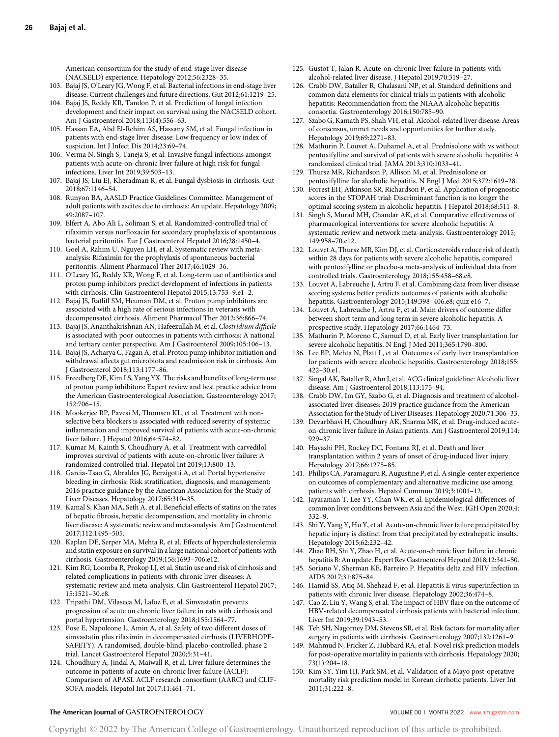American consortium for the study of end-stage liver disease (NACSELD) experience. Hepatology 2012;56:2328–35.

103. Bajaj JS, O'Leary JG, Wong F, et al. Bacterial infections in end-stage liver disease: Current challenges and future directions. Gut 2012;61:1219–25.
104. Bajaj JS, Reddy KR, Tandon P, et al. Prediction of fungal infection development and their impact on survival using the NACSELD cohort. Am J Gastroenterol 2018;113(4):556–63.
105. Hassan EA, Abd El-Rehim AS, Hassany SM, et al. Fungal infection in patients with end-stage liver disease: Low frequency or low index of suspicion. Int J Infect Dis 2014;23:69–74.
106. Verma N, Singh S, Taneja S, et al. Invasive fungal infections amongst patients with acute-on-chronic liver failure at high risk for fungal infections. Liver Int 2019;39:503–13.
107. Bajaj JS, Liu EJ, Kheradman R, et al. Fungal dysbiosis in cirrhosis. Gut 2018;67:1146–54.
108. Runyon BA, AASLD Practice Guidelines Committee. Management of adult patients with ascites due to cirrhosis: An update. Hepatology 2009; 49:2087–107.
109. Elfert A, Abo Ali L, Soliman S, et al. Randomized-controlled trial of rifaximin versus norfloxacin for secondary prophylaxis of spontaneous bacterial peritonitis. Eur J Gastroenterol Hepatol 2016;28:1450–4.
110. Goel A, Rahim U, Nguyen LH, et al. Systematic review with meta-analysis: Rifaximin for the prophylaxis of spontaneous bacterial peritonitis. Aliment Pharmacol Ther 2017;46:1029–36.
111. O'Leary JG, Reddy KR, Wong F, et al. Long-term use of antibiotics and proton pump inhibitors predict development of infections in patients with cirrhosis. Clin Gastroenterol Hepatol 2015;13:753–9.e1–2.
112. Bajaj JS, Ratliff SM, Heuman DM, et al. Proton pump inhibitors are associated with a high rate of serious infections in veterans with decompensated cirrhosis. Aliment Pharmacol Ther 2012;36:866–74.
113. Bajaj JS, Ananthakrishnan AN, Hafeezullah M, et al. *Clostridium difficile* is associated with poor outcomes in patients with cirrhosis: A national and tertiary center perspective. Am J Gastroenterol 2009;105:106–13.
114. Bajaj JS, Acharya C, Fagan A, et al. Proton pump inhibitor initiation and withdrawal affects gut microbiota and readmission risk in cirrhosis. Am J Gastroenterol 2018;113:1177–86.
115. Freedberg DE, Kim LS, Yang YX. The risks and benefits of long-term use of proton pump inhibitors: Expert review and best practice advice from the American Gastroenterological Association. Gastroenterology 2017; 152:706–15.
116. Mookerjee RP, Pavesi M, Thomsen KL, et al. Treatment with non-selective beta blockers is associated with reduced severity of systemic inflammation and improved survival of patients with acute-on-chronic liver failure. J Hepatol 2016;64:574–82.
117. Kumar M, Kainth S, Choudhury A, et al. Treatment with carvedilol improves survival of patients with acute-on-chronic liver failure: A randomized controlled trial. Hepatol Int 2019;13:800–13.
118. Garcia-Tsao G, Abraldes JG, Berzigotti A, et al. Portal hypertensive bleeding in cirrhosis: Risk stratification, diagnosis, and management: 2016 practice guidance by the American Association for the Study of Liver Diseases. Hepatology 2017;65:310–35.
119. Kamal S, Khan MA, Seth A, et al. Beneficial effects of statins on the rates of hepatic fibrosis, hepatic decompensation, and mortality in chronic liver disease: A systematic review and meta-analysis. Am J Gastroenterol 2017;112:1495–505.
120. Kaplan DE, Serper MA, Mehta R, et al. Effects of hypercholesterolemia and statin exposure on survival in a large national cohort of patients with cirrhosis. Gastroenterology 2019;156:1693–706.e12.
121. Kim RG, Loomba R, Prokop LJ, et al. Statin use and risk of cirrhosis and related complications in patients with chronic liver diseases: A systematic review and meta-analysis. Clin Gastroenterol Hepatol 2017; 15:1521–30.e8.
122. Tripathi DM, Vilaseca M, Lafoz E, et al. Simvastatin prevents progression of acute on chronic liver failure in rats with cirrhosis and portal hypertension. Gastroenterology 2018;155:1564–77.
123. Pose E, Napoleone L, Amin A, et al. Safety of two different doses of simvastatin plus rifaximin in decompensated cirrhosis (LIVERHOPE-SAFETY): A randomised, double-blind, placebo-controlled, phase 2 trial. Lancet Gastroenterol Hepatol 2020;5:31–41.
124. Choudhury A, Jindal A, Maiwall R, et al. Liver failure determines the outcome in patients of acute-on-chronic liver failure (ACLF): Comparison of APASL ACLF research consortium (AARC) and CLIF-SOFA models. Hepatol Int 2017;11:461–71.
125. Gustot T, Jalan R. Acute-on-chronic liver failure in patients with alcohol-related liver disease. J Hepatol 2019;70:319–27.
126. Crabb DW, Bataller R, Chalasani NP, et al. Standard definitions and common data elements for clinical trials in patients with alcoholic hepatitis: Recommendation from the NIAAA alcoholic hepatitis consortia. Gastroenterology 2016;150:785–90.
127. Szabo G, Kamath PS, Shah VH, et al. Alcohol-related liver disease: Areas of consensus, unmet needs and opportunities for further study. Hepatology 2019;69:2271–83.
128. Mathurin P, Louvet A, Duhamel A, et al. Prednisolone with vs without pentoxifylline and survival of patients with severe alcoholic hepatitis: A randomized clinical trial. JAMA 2013;310:1033–41.
129. Thursz MR, Richardson P, Allison M, et al. Prednisolone or pentoxifylline for alcoholic hepatitis. N Engl J Med 2015;372:1619–28.
130. Forrest EH, Atkinson SR, Richardson P, et al. Application of prognostic scores in the STOPAH trial: Discriminant function is no longer the optimal scoring system in alcoholic hepatitis. J Hepatol 2018;68:511–8.
131. Singh S, Murad MH, Chandar AK, et al. Comparative effectiveness of pharmacological interventions for severe alcoholic hepatitis: A systematic review and network meta-analysis. Gastroenterology 2015; 149:958–70.e12.
132. Louvet A, Thursz MR, Kim DJ, et al. Corticosteroids reduce risk of death within 28 days for patients with severe alcoholic hepatitis, compared with pentoxifylline or placebo-a meta-analysis of individual data from controlled trials. Gastroenterology 2018;155:458–68.e8.
133. Louvet A, Labreuche J, Artru F, et al. Combining data from liver disease scoring systems better predicts outcomes of patients with alcoholic hepatitis. Gastroenterology 2015;149:398–406.e8; quiz e16–7.
134. Louvet A, Labreuche J, Artru F, et al. Main drivers of outcome differ between short term and long term in severe alcoholic hepatitis: A prospective study. Hepatology 2017;66:1464–73.
135. Mathurin P, Moreno C, Samuel D, et al. Early liver transplantation for severe alcoholic hepatitis. N Engl J Med 2011;365:1790–800.
136. Lee BP, Mehta N, Platt L, et al. Outcomes of early liver transplantation for patients with severe alcoholic hepatitis. Gastroenterology 2018;155: 422–30.e1.
137. Singal AK, Bataller R, Ahn J, et al. ACG clinical guideline: Alcoholic liver disease. Am J Gastroenterol 2018;113:175–94.
138. Crabb DW, Im GY, Szabo G, et al. Diagnosis and treatment of alcohol-associated liver diseases: 2019 practice guidance from the American Association for the Study of Liver Diseases. Hepatology 2020;71:306–33.
139. Devarbhavi H, Choudhury AK, Sharma MK, et al. Drug-induced acute-on-chronic liver failure in Asian patients. Am J Gastroenterol 2019;114: 929–37.
140. Hayashi PH, Rockey DC, Fontana RJ, et al. Death and liver transplantation within 2 years of onset of drug-induced liver injury. Hepatology 2017;66:1275–85.
141. Philips CA, Paramaguru R, Augustine P, et al. A single-center experience on outcomes of complementary and alternative medicine use among patients with cirrhosis. Hepatol Commun 2019;3:1001–12.
142. Jayaraman T, Lee YY, Chan WK, et al. Epidemiological differences of common liver conditions between Asia and the West. JGH Open 2020;4: 332–9.
143. Shi Y, Yang Y, Hu Y, et al. Acute-on-chronic liver failure precipitated by hepatic injury is distinct from that precipitated by extrahepatic insults. Hepatology 2015;62:232–42.
144. Zhao RH, Shi Y, Zhao H, et al. Acute-on-chronic liver failure in chronic hepatitis B: An update. Expert Rev Gastroenterol Hepatol 2018;12:341–50.
145. Soriano V, Sherman KE, Barreiro P. Hepatitis delta and HIV infection. AIDS 2017;31:875–84.
146. Hamid SS, Atiq M, Shehzad F, et al. Hepatitis E virus superinfection in patients with chronic liver disease. Hepatology 2002;36:474–8.
147. Cao Z, Liu Y, Wang S, et al. The impact of HBV flare on the outcome of HBV-related decompensated cirrhosis patients with bacterial infection. Liver Int 2019;39:1943–53.
148. Teh SH, Nagorney DM, Stevens SR, et al. Risk factors for mortality after surgery in patients with cirrhosis. Gastroenterology 2007;132:1261–9.
149. Mahmud N, Fricker Z, Hubbard RA, et al. Novel risk prediction models for post-operative mortality in patients with cirrhosis. Hepatology 2020; 73(1):204–18.
150. Kim SY, Yim HJ, Park SM, et al. Validation of a Mayo post-operative mortality risk prediction model in Korean cirrhotic patients. Liver Int 2011;31:222–8.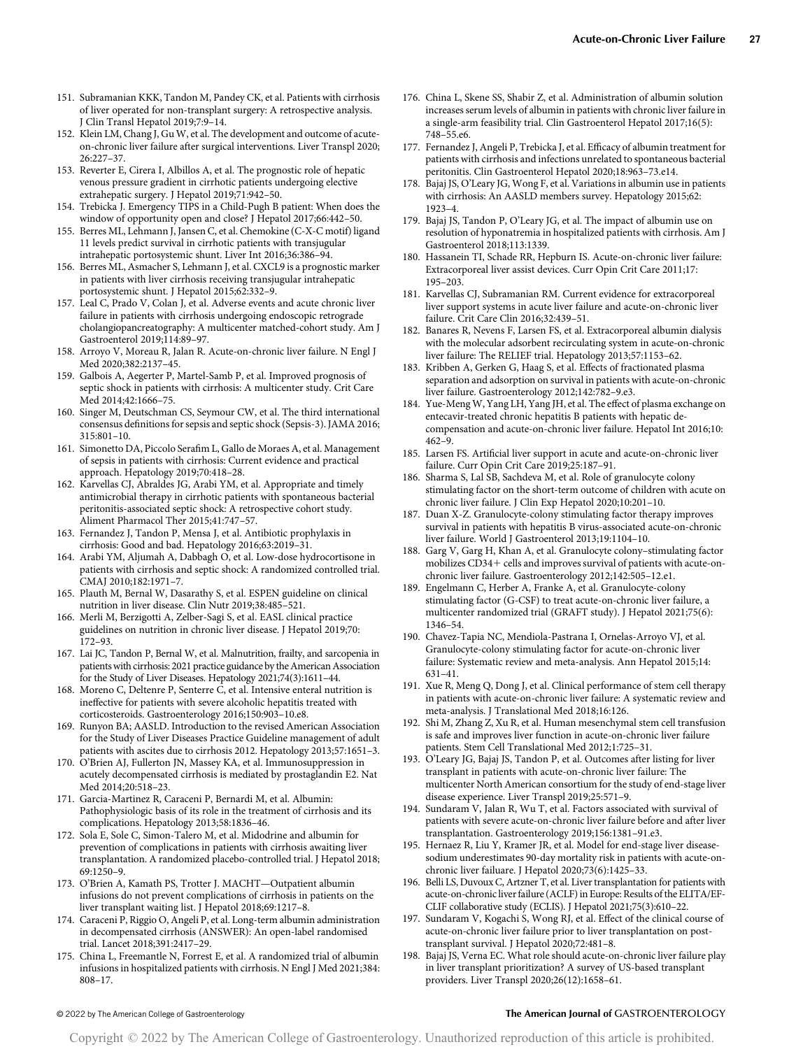151. Subramanian KKK, Tandon M, Pandey CK, et al. Patients with cirrhosis of liver operated for non-transplant surgery: A retrospective analysis. J Clin Transl Hepatol 2019;7:9–14.
152. Klein LM, Chang J, Gu W, et al. The development and outcome of acute-on-chronic liver failure after surgical interventions. Liver Transpl 2020; 26:227–37.
153. Reverter E, Cirera I, Albillos A, et al. The prognostic role of hepatic venous pressure gradient in cirrhotic patients undergoing elective extrahepatic surgery. J Hepatol 2019;71:942–50.
154. Trebicka J. Emergency TIPS in a Child-Pugh B patient: When does the window of opportunity open and close? J Hepatol 2017;66:442–50.
155. Berres ML, Lehmann J, Jansen C, et al. Chemokine (C-X-C motif) ligand 11 levels predict survival in cirrhotic patients with transjugular intrahepatic portosystemic shunt. Liver Int 2016;36:386–94.
156. Berres ML, Asmacher S, Lehmann J, et al. CXCL9 is a prognostic marker in patients with liver cirrhosis receiving transjugular intrahepatic portosystemic shunt. J Hepatol 2015;62:332–9.
157. Leal C, Prado V, Colan J, et al. Adverse events and acute chronic liver failure in patients with cirrhosis undergoing endoscopic retrograde cholangiopancreatography: A multicenter matched-cohort study. Am J Gastroenterol 2019;114:89–97.
158. Arroyo V, Moreau R, Jalan R. Acute-on-chronic liver failure. N Engl J Med 2020;382:2137–45.
159. Galbois A, Aegerter P, Martel-Samb P, et al. Improved prognosis of septic shock in patients with cirrhosis: A multicenter study. Crit Care Med 2014;42:1666–75.
160. Singer M, Deutschman CS, Seymour CW, et al. The third international consensus definitions for sepsis and septic shock (Sepsis-3). JAMA 2016; 315:801–10.
161. Simonetto DA, Piccolo Serafim L, Gallo de Moraes A, et al. Management of sepsis in patients with cirrhosis: Current evidence and practical approach. Hepatology 2019;70:418–28.
162. Karvellas CJ, Abraldes JG, Arabi YM, et al. Appropriate and timely antimicrobial therapy in cirrhotic patients with spontaneous bacterial peritonitis-associated septic shock: A retrospective cohort study. Aliment Pharmacol Ther 2015;41:747–57.
163. Fernandez J, Tandon P, Mensa J, et al. Antibiotic prophylaxis in cirrhosis: Good and bad. Hepatology 2016;63:2019–31.
164. Arabi YM, Aljumah A, Dabbagh O, et al. Low-dose hydrocortisone in patients with cirrhosis and septic shock: A randomized controlled trial. CMAJ 2010;182:1971–7.
165. Plauth M, Bernal W, Dasarathy S, et al. ESPEN guideline on clinical nutrition in liver disease. Clin Nutr 2019;38:485–521.
166. Merli M, Berzigotti A, Zelber-Sagi S, et al. EASL clinical practice guidelines on nutrition in chronic liver disease. J Hepatol 2019;70: 172–93.
167. Lai JC, Tandon P, Bernal W, et al. Malnutrition, frailty, and sarcopenia in patients with cirrhosis: 2021 practice guidance by the American Association for the Study of Liver Diseases. Hepatology 2021;74(3):1611–44.
168. Moreno C, Deltenre P, Senterre C, et al. Intensive enteral nutrition is ineffective for patients with severe alcoholic hepatitis treated with corticosteroids. Gastroenterology 2016;150:903–10.e8.
169. Runyon BA; AASLD. Introduction to the revised American Association for the Study of Liver Diseases Practice Guideline management of adult patients with ascites due to cirrhosis 2012. Hepatology 2013;57:1651–3.
170. O'Brien AJ, Fullerton JN, Massey KA, et al. Immunosuppression in acutely decompensated cirrhosis is mediated by prostaglandin E2. Nat Med 2014;20:518–23.
171. Garcia-Martinez R, Caraceni P, Bernardi M, et al. Albumin: Pathophysiologic basis of its role in the treatment of cirrhosis and its complications. Hepatology 2013;58:1836–46.
172. Sola E, Sole C, Simon-Talero M, et al. Midodrine and albumin for prevention of complications in patients with cirrhosis awaiting liver transplantation. A randomized placebo-controlled trial. J Hepatol 2018; 69:1250–9.
173. O'Brien A, Kamath PS, Trotter J. MACHT—Outpatient albumin infusions do not prevent complications of cirrhosis in patients on the liver transplant waiting list. J Hepatol 2018;69:1217–8.
174. Caraceni P, Riggio O, Angeli P, et al. Long-term albumin administration in decompensated cirrhosis (ANSWER): An open-label randomised trial. Lancet 2018;391:2417–29.
175. China L, Freemantle N, Forrest E, et al. A randomized trial of albumin infusions in hospitalized patients with cirrhosis. N Engl J Med 2021;384: 808–17.
176. China L, Skene SS, Shabir Z, et al. Administration of albumin solution increases serum levels of albumin in patients with chronic liver failure in a single-arm feasibility trial. Clin Gastroenterol Hepatol 2017;16(5): 748–55.e6.
177. Fernandez J, Angeli P, Trebicka J, et al. Efficacy of albumin treatment for patients with cirrhosis and infections unrelated to spontaneous bacterial peritonitis. Clin Gastroenterol Hepatol 2020;18:963–73.e14.
178. Bajaj JS, O'Leary JG, Wong F, et al. Variations in albumin use in patients with cirrhosis: An AASLD members survey. Hepatology 2015;62: 1923–4.
179. Bajaj JS, Tandon P, O'Leary JG, et al. The impact of albumin use on resolution of hyponatremia in hospitalized patients with cirrhosis. Am J Gastroenterol 2018;113:1339.
180. Hassanein TI, Schade RR, Hepburn IS. Acute-on-chronic liver failure: Extracorporeal liver assist devices. Curr Opin Crit Care 2011;17: 195–203.
181. Karvellas CJ, Subramanian RM. Current evidence for extracorporeal liver support systems in acute liver failure and acute-on-chronic liver failure. Crit Care Clin 2016;32:439–51.
182. Banares R, Nevens F, Larsen FS, et al. Extracorporeal albumin dialysis with the molecular adsorbent recirculating system in acute-on-chronic liver failure: The RELIEF trial. Hepatology 2013;57:1153–62.
183. Kribben A, Gerken G, Haag S, et al. Effects of fractionated plasma separation and adsorption on survival in patients with acute-on-chronic liver failure. Gastroenterology 2012;142:782–9.e3.
184. Yue-Meng W, Yang LH, Yang JH, et al. The effect of plasma exchange on entecavir-treated chronic hepatitis B patients with hepatic de-compensation and acute-on-chronic liver failure. Hepatol Int 2016;10: 462–9.
185. Larsen FS. Artificial liver support in acute and acute-on-chronic liver failure. Curr Opin Crit Care 2019;25:187–91.
186. Sharma S, Lal SB, Sachdeva M, et al. Role of granulocyte colony stimulating factor on the short-term outcome of children with acute on chronic liver failure. J Clin Exp Hepatol 2020;10:201–10.
187. Duan X-Z. Granulocyte-colony stimulating factor therapy improves survival in patients with hepatitis B virus-associated acute-on-chronic liver failure. World J Gastroenterol 2013;19:1104–10.
188. Garg V, Garg H, Khan A, et al. Granulocyte colony–stimulating factor mobilizes CD34+ cells and improves survival of patients with acute-on-chronic liver failure. Gastroenterology 2012;142:505–12.e1.
189. Engelmann C, Herber A, Franke A, et al. Granulocyte-colony stimulating factor (G-CSF) to treat acute-on-chronic liver failure, a multicenter randomized trial (GRAFT study). J Hepatol 2021;75(6): 1346–54.
190. Chavez-Tapia NC, Mendiola-Pastrana I, Ornelas-Arroyo VJ, et al. Granulocyte-colony stimulating factor for acute-on-chronic liver failure: Systematic review and meta-analysis. Ann Hepatol 2015;14: 631–41.
191. Xue R, Meng Q, Dong J, et al. Clinical performance of stem cell therapy in patients with acute-on-chronic liver failure: A systematic review and meta-analysis. J Translational Med 2018;16:126.
192. Shi M, Zhang Z, Xu R, et al. Human mesenchymal stem cell transfusion is safe and improves liver function in acute-on-chronic liver failure patients. Stem Cell Translational Med 2012;1:725–31.
193. O'Leary JG, Bajaj JS, Tandon P, et al. Outcomes after listing for liver transplant in patients with acute-on-chronic liver failure: The multicenter North American consortium for the study of end-stage liver disease experience. Liver Transpl 2019;25:571–9.
194. Sundaram V, Jalan R, Wu T, et al. Factors associated with survival of patients with severe acute-on-chronic liver failure before and after liver transplantation. Gastroenterology 2019;156:1381–91.e3.
195. Hernaez R, Liu Y, Kramer JR, et al. Model for end-stage liver disease-sodium underestimates 90-day mortality risk in patients with acute-on-chronic liver failuare. J Hepatol 2020;73(6):1425–33.
196. Belli LS, Duvoux C, Artzner T, et al. Liver transplantation for patients with acute-on-chronic liver failure (ACLF) in Europe: Results of the ELITA/EF-CLIF collaborative study (ECLIS). J Hepatol 2021;75(3):610–22.
197. Sundaram V, Kogachi S, Wong RJ, et al. Effect of the clinical course of acute-on-chronic liver failure prior to liver transplantation on post-transplant survival. J Hepatol 2020;72:481–8.
198. Bajaj JS, Verna EC. What role should acute-on-chronic liver failure play in liver transplant prioritization? A survey of US-based transplant providers. Liver Transpl 2020;26(12):1658–61.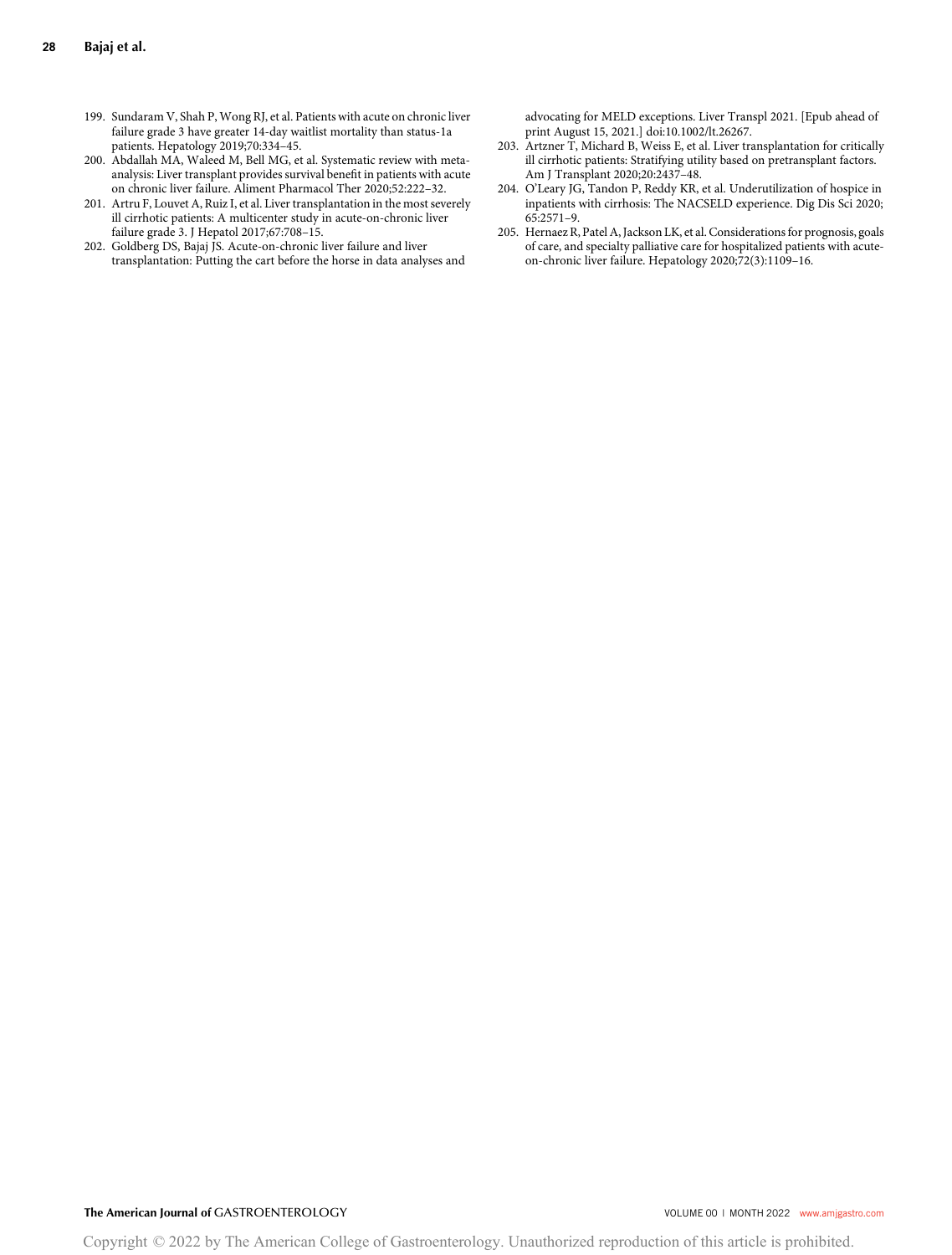199. Sundaram V, Shah P, Wong RJ, et al. Patients with acute on chronic liver failure grade 3 have greater 14-day waitlist mortality than status-1a patients. Hepatology 2019;70:334–45.
200. Abdallah MA, Waleed M, Bell MG, et al. Systematic review with meta-analysis: Liver transplant provides survival benefit in patients with acute on chronic liver failure. Aliment Pharmacol Ther 2020;52:222–32.
201. Artru F, Louvet A, Ruiz I, et al. Liver transplantation in the most severely ill cirrhotic patients: A multicenter study in acute-on-chronic liver failure grade 3. J Hepatol 2017;67:708–15.
202. Goldberg DS, Bajaj JS. Acute-on-chronic liver failure and liver transplantation: Putting the cart before the horse in data analyses and advocating for MELD exceptions. Liver Transpl 2021. [Epub ahead of print August 15, 2021.] doi:10.1002/lt.26267.
203. Artzner T, Michard B, Weiss E, et al. Liver transplantation for critically ill cirrhotic patients: Stratifying utility based on pretransplant factors. Am J Transplant 2020;20:2437–48.
204. O'Leary JG, Tandon P, Reddy KR, et al. Underutilization of hospice in inpatients with cirrhosis: The NACSELD experience. Dig Dis Sci 2020; 65:2571–9.
205. Hernaez R, Patel A, Jackson LK, et al. Considerations for prognosis, goals of care, and specialty palliative care for hospitalized patients with acute-on-chronic liver failure. Hepatology 2020;72(3):1109–16.

Copyright © 2022 by The American College of Gastroenterology. Unauthorized reproduction of this article is prohibited.